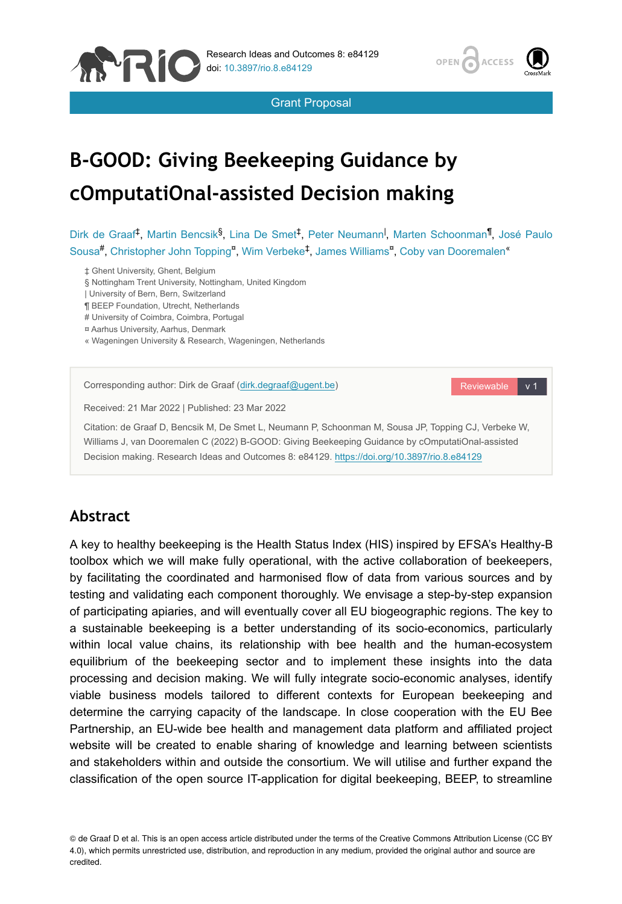Grant Proposal

# B-GOOD: Giving Beekeeping Guidance by cOmputatiOnal-assisted Decision making

Dirk de Graaf[‡], Martin Bencsik[§], Lina De Smet[‡], Peter Neumann[|], Marten Schoonman[¶], José Paulo Sousa[#], Christopher John Topping[¤], Wim Verbeke[‡], James Williams[¤], Coby van Dooremalen[«]

‡ Ghent University, Ghent, Belgium
§ Nottingham Trent University, Nottingham, United Kingdom
| University of Bern, Bern, Switzerland
¶ BEEP Foundation, Utrecht, Netherlands
# University of Coimbra, Coimbra, Portugal
¤ Aarhus University, Aarhus, Denmark
« Wageningen University & Research, Wageningen, Netherlands

Corresponding author: Dirk de Graaf (dirk.degraaf@ugent.be)

Reviewable v 1

Received: 21 Mar 2022 | Published: 23 Mar 2022

Citation: de Graaf D, Bencsik M, De Smet L, Neumann P, Schoonman M, Sousa JP, Topping CJ, Verbeke W, Williams J, van Dooremalen C (2022) B-GOOD: Giving Beekeeping Guidance by cOmputatiOnal-assisted Decision making. Research Ideas and Outcomes 8: e84129. https://doi.org/10.3897/rio.8.e84129

## Abstract

A key to healthy beekeeping is the Health Status Index (HIS) inspired by EFSA's Healthy-B toolbox which we will make fully operational, with the active collaboration of beekeepers, by facilitating the coordinated and harmonised flow of data from various sources and by testing and validating each component thoroughly. We envisage a step-by-step expansion of participating apiaries, and will eventually cover all EU biogeographic regions. The key to a sustainable beekeeping is a better understanding of its socio-economics, particularly within local value chains, its relationship with bee health and the human-ecosystem equilibrium of the beekeeping sector and to implement these insights into the data processing and decision making. We will fully integrate socio-economic analyses, identify viable business models tailored to different contexts for European beekeeping and determine the carrying capacity of the landscape. In close cooperation with the EU Bee Partnership, an EU-wide bee health and management data platform and affiliated project website will be created to enable sharing of knowledge and learning between scientists and stakeholders within and outside the consortium. We will utilise and further expand the classification of the open source IT-application for digital beekeeping, BEEP, to streamline

© de Graaf D et al. This is an open access article distributed under the terms of the Creative Commons Attribution License (CC BY 4.0), which permits unrestricted use, distribution, and reproduction in any medium, provided the original author and source are credited.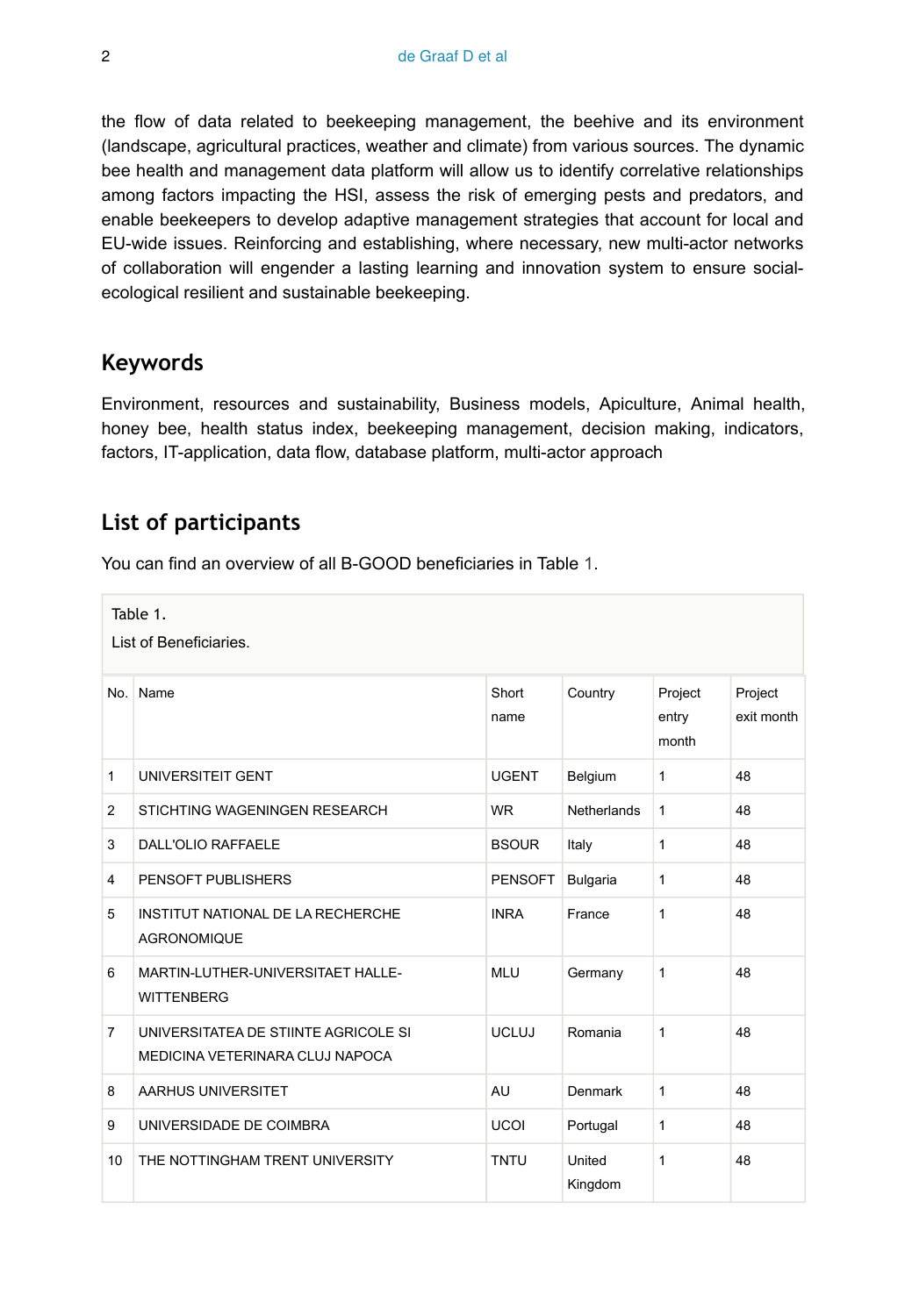the flow of data related to beekeeping management, the beehive and its environment (landscape, agricultural practices, weather and climate) from various sources. The dynamic bee health and management data platform will allow us to identify correlative relationships among factors impacting the HSI, assess the risk of emerging pests and predators, and enable beekeepers to develop adaptive management strategies that account for local and EU-wide issues. Reinforcing and establishing, where necessary, new multi-actor networks of collaboration will engender a lasting learning and innovation system to ensure social-ecological resilient and sustainable beekeeping.

## Keywords

Environment, resources and sustainability, Business models, Apiculture, Animal health, honey bee, health status index, beekeeping management, decision making, indicators, factors, IT-application, data flow, database platform, multi-actor approach

## List of participants

You can find an overview of all B-GOOD beneficiaries in Table 1.

Table 1.

List of Beneficiaries.

| No. | Name | Short name | Country | Project entry month | Project exit month |
|---|---|---|---|---|---|
| 1 | UNIVERSITEIT GENT | UGENT | Belgium | 1 | 48 |
| 2 | STICHTING WAGENINGEN RESEARCH | WR | Netherlands | 1 | 48 |
| 3 | DALL'OLIO RAFFAELE | BSOUR | Italy | 1 | 48 |
| 4 | PENSOFT PUBLISHERS | PENSOFT | Bulgaria | 1 | 48 |
| 5 | INSTITUT NATIONAL DE LA RECHERCHE AGRONOMIQUE | INRA | France | 1 | 48 |
| 6 | MARTIN-LUTHER-UNIVERSITAET HALLE-WITTENBERG | MLU | Germany | 1 | 48 |
| 7 | UNIVERSITATEA DE STIINTE AGRICOLE SI MEDICINA VETERINARA CLUJ NAPOCA | UCLUJ | Romania | 1 | 48 |
| 8 | AARHUS UNIVERSITET | AU | Denmark | 1 | 48 |
| 9 | UNIVERSIDADE DE COIMBRA | UCOI | Portugal | 1 | 48 |
| 10 | THE NOTTINGHAM TRENT UNIVERSITY | TNTU | United Kingdom | 1 | 48 |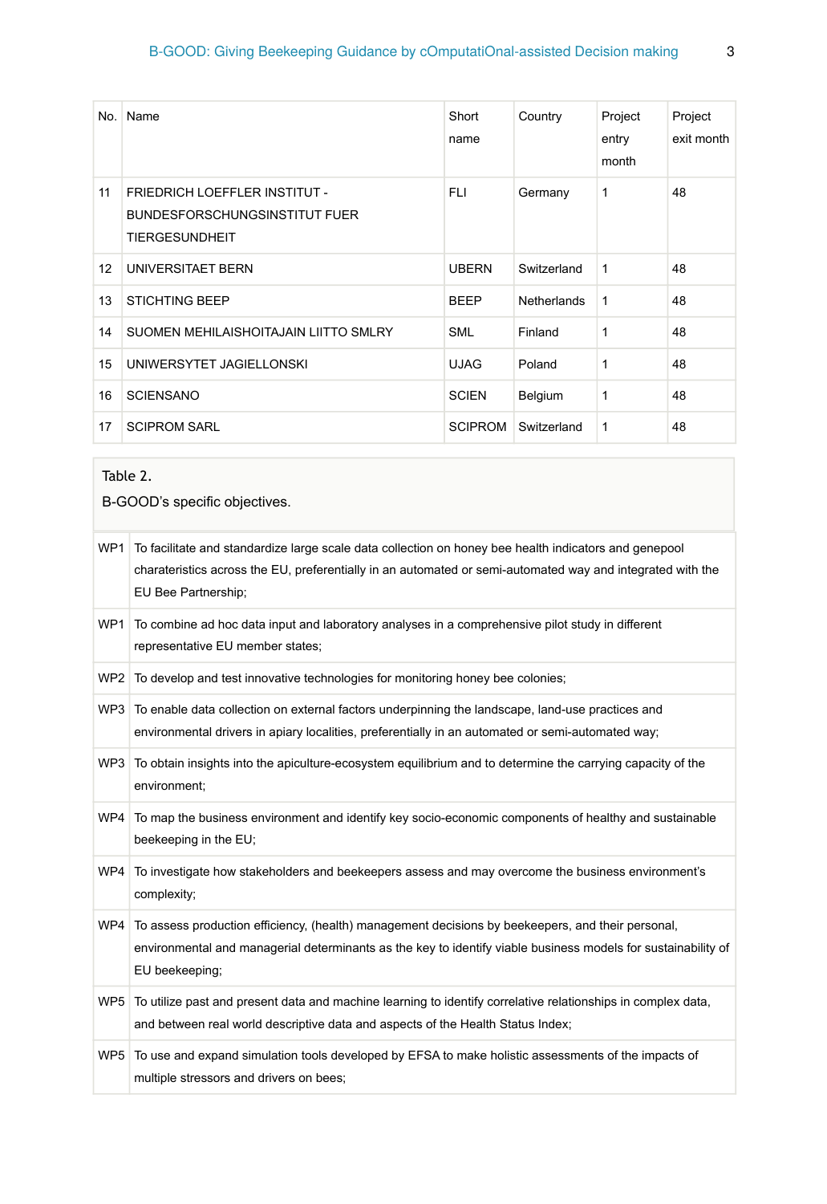| No. | Name | Short name | Country | Project entry month | Project exit month |
|---|---|---|---|---|---|
| 11 | FRIEDRICH LOEFFLER INSTITUT - BUNDESFORSCHUNGSINSTITUT FUER TIERGESUNDHEIT | FLI | Germany | 1 | 48 |
| 12 | UNIVERSITAET BERN | UBERN | Switzerland | 1 | 48 |
| 13 | STICHTING BEEP | BEEP | Netherlands | 1 | 48 |
| 14 | SUOMEN MEHILAISHOITAJAIN LIITTO SMLRY | SML | Finland | 1 | 48 |
| 15 | UNIWERSYTET JAGIELLONSKI | UJAG | Poland | 1 | 48 |
| 16 | SCIENSANO | SCIEN | Belgium | 1 | 48 |
| 17 | SCIPROM SARL | SCIPROM | Switzerland | 1 | 48 |

Table 2.

B-GOOD's specific objectives.

| | |
|---|---|
| WP1 | To facilitate and standardize large scale data collection on honey bee health indicators and genepool charateristics across the EU, preferentially in an automated or semi-automated way and integrated with the EU Bee Partnership; |
| WP1 | To combine ad hoc data input and laboratory analyses in a comprehensive pilot study in different representative EU member states; |
| WP2 | To develop and test innovative technologies for monitoring honey bee colonies; |
| WP3 | To enable data collection on external factors underpinning the landscape, land-use practices and environmental drivers in apiary localities, preferentially in an automated or semi-automated way; |
| WP3 | To obtain insights into the apiculture-ecosystem equilibrium and to determine the carrying capacity of the environment; |
| WP4 | To map the business environment and identify key socio-economic components of healthy and sustainable beekeeping in the EU; |
| WP4 | To investigate how stakeholders and beekeepers assess and may overcome the business environment's complexity; |
| WP4 | To assess production efficiency, (health) management decisions by beekeepers, and their personal, environmental and managerial determinants as the key to identify viable business models for sustainability of EU beekeeping; |
| WP5 | To utilize past and present data and machine learning to identify correlative relationships in complex data, and between real world descriptive data and aspects of the Health Status Index; |
| WP5 | To use and expand simulation tools developed by EFSA to make holistic assessments of the impacts of multiple stressors and drivers on bees; |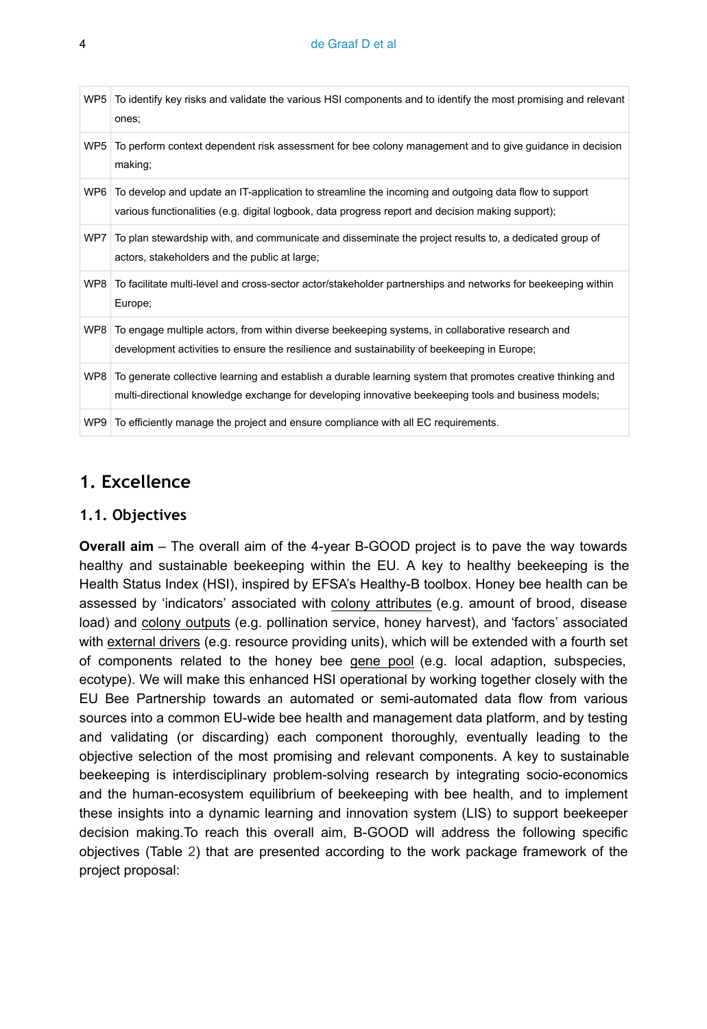| | |
|---|---|
| WP5 | To identify key risks and validate the various HSI components and to identify the most promising and relevant ones; |
| WP5 | To perform context dependent risk assessment for bee colony management and to give guidance in decision making; |
| WP6 | To develop and update an IT-application to streamline the incoming and outgoing data flow to support various functionalities (e.g. digital logbook, data progress report and decision making support); |
| WP7 | To plan stewardship with, and communicate and disseminate the project results to, a dedicated group of actors, stakeholders and the public at large; |
| WP8 | To facilitate multi-level and cross-sector actor/stakeholder partnerships and networks for beekeeping within Europe; |
| WP8 | To engage multiple actors, from within diverse beekeeping systems, in collaborative research and development activities to ensure the resilience and sustainability of beekeeping in Europe; |
| WP8 | To generate collective learning and establish a durable learning system that promotes creative thinking and multi-directional knowledge exchange for developing innovative beekeeping tools and business models; |
| WP9 | To efficiently manage the project and ensure compliance with all EC requirements. |

# 1. Excellence

## 1.1. Objectives

**Overall aim** – The overall aim of the 4-year B-GOOD project is to pave the way towards healthy and sustainable beekeeping within the EU. A key to healthy beekeeping is the Health Status Index (HSI), inspired by EFSA's Healthy-B toolbox. Honey bee health can be assessed by 'indicators' associated with colony attributes (e.g. amount of brood, disease load) and colony outputs (e.g. pollination service, honey harvest), and 'factors' associated with external drivers (e.g. resource providing units), which will be extended with a fourth set of components related to the honey bee gene pool (e.g. local adaption, subspecies, ecotype). We will make this enhanced HSI operational by working together closely with the EU Bee Partnership towards an automated or semi-automated data flow from various sources into a common EU-wide bee health and management data platform, and by testing and validating (or discarding) each component thoroughly, eventually leading to the objective selection of the most promising and relevant components. A key to sustainable beekeeping is interdisciplinary problem-solving research by integrating socio-economics and the human-ecosystem equilibrium of beekeeping with bee health, and to implement these insights into a dynamic learning and innovation system (LIS) to support beekeeper decision making.To reach this overall aim, B-GOOD will address the following specific objectives (Table 2) that are presented according to the work package framework of the project proposal: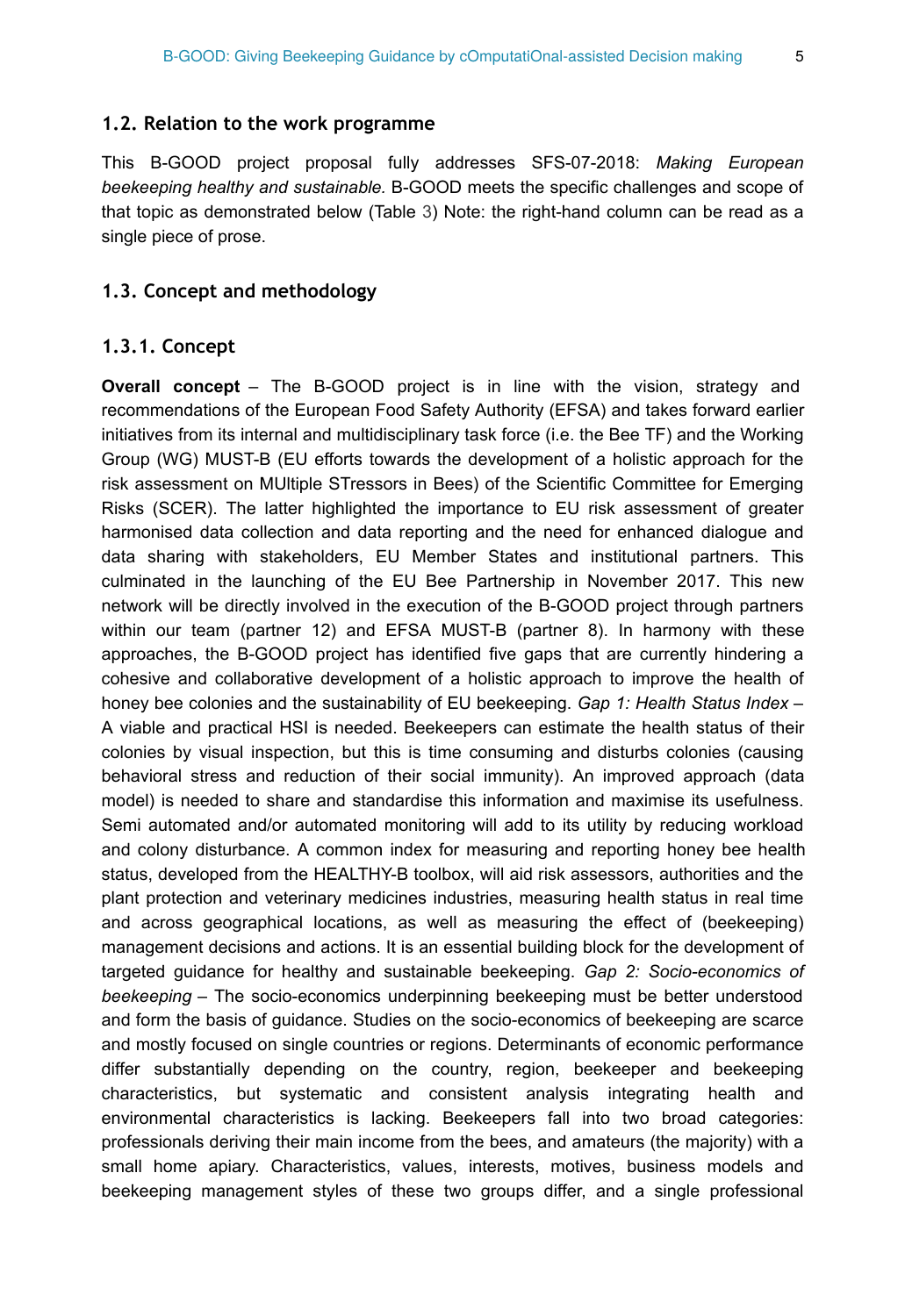### 1.2. Relation to the work programme

This B-GOOD project proposal fully addresses SFS-07-2018: *Making European beekeeping healthy and sustainable.* B-GOOD meets the specific challenges and scope of that topic as demonstrated below (Table 3) Note: the right-hand column can be read as a single piece of prose.

### 1.3. Concept and methodology

#### 1.3.1. Concept

**Overall concept** – The B-GOOD project is in line with the vision, strategy and recommendations of the European Food Safety Authority (EFSA) and takes forward earlier initiatives from its internal and multidisciplinary task force (i.e. the Bee TF) and the Working Group (WG) MUST-B (EU efforts towards the development of a holistic approach for the risk assessment on MUltiple STressors in Bees) of the Scientific Committee for Emerging Risks (SCER). The latter highlighted the importance to EU risk assessment of greater harmonised data collection and data reporting and the need for enhanced dialogue and data sharing with stakeholders, EU Member States and institutional partners. This culminated in the launching of the EU Bee Partnership in November 2017. This new network will be directly involved in the execution of the B-GOOD project through partners within our team (partner 12) and EFSA MUST-B (partner 8). In harmony with these approaches, the B-GOOD project has identified five gaps that are currently hindering a cohesive and collaborative development of a holistic approach to improve the health of honey bee colonies and the sustainability of EU beekeeping. *Gap 1: Health Status Index* – A viable and practical HSI is needed. Beekeepers can estimate the health status of their colonies by visual inspection, but this is time consuming and disturbs colonies (causing behavioral stress and reduction of their social immunity). An improved approach (data model) is needed to share and standardise this information and maximise its usefulness. Semi automated and/or automated monitoring will add to its utility by reducing workload and colony disturbance. A common index for measuring and reporting honey bee health status, developed from the HEALTHY-B toolbox, will aid risk assessors, authorities and the plant protection and veterinary medicines industries, measuring health status in real time and across geographical locations, as well as measuring the effect of (beekeeping) management decisions and actions. It is an essential building block for the development of targeted guidance for healthy and sustainable beekeeping. *Gap 2: Socio-economics of beekeeping* – The socio-economics underpinning beekeeping must be better understood and form the basis of guidance. Studies on the socio-economics of beekeeping are scarce and mostly focused on single countries or regions. Determinants of economic performance differ substantially depending on the country, region, beekeeper and beekeeping characteristics, but systematic and consistent analysis integrating health and environmental characteristics is lacking. Beekeepers fall into two broad categories: professionals deriving their main income from the bees, and amateurs (the majority) with a small home apiary. Characteristics, values, interests, motives, business models and beekeeping management styles of these two groups differ, and a single professional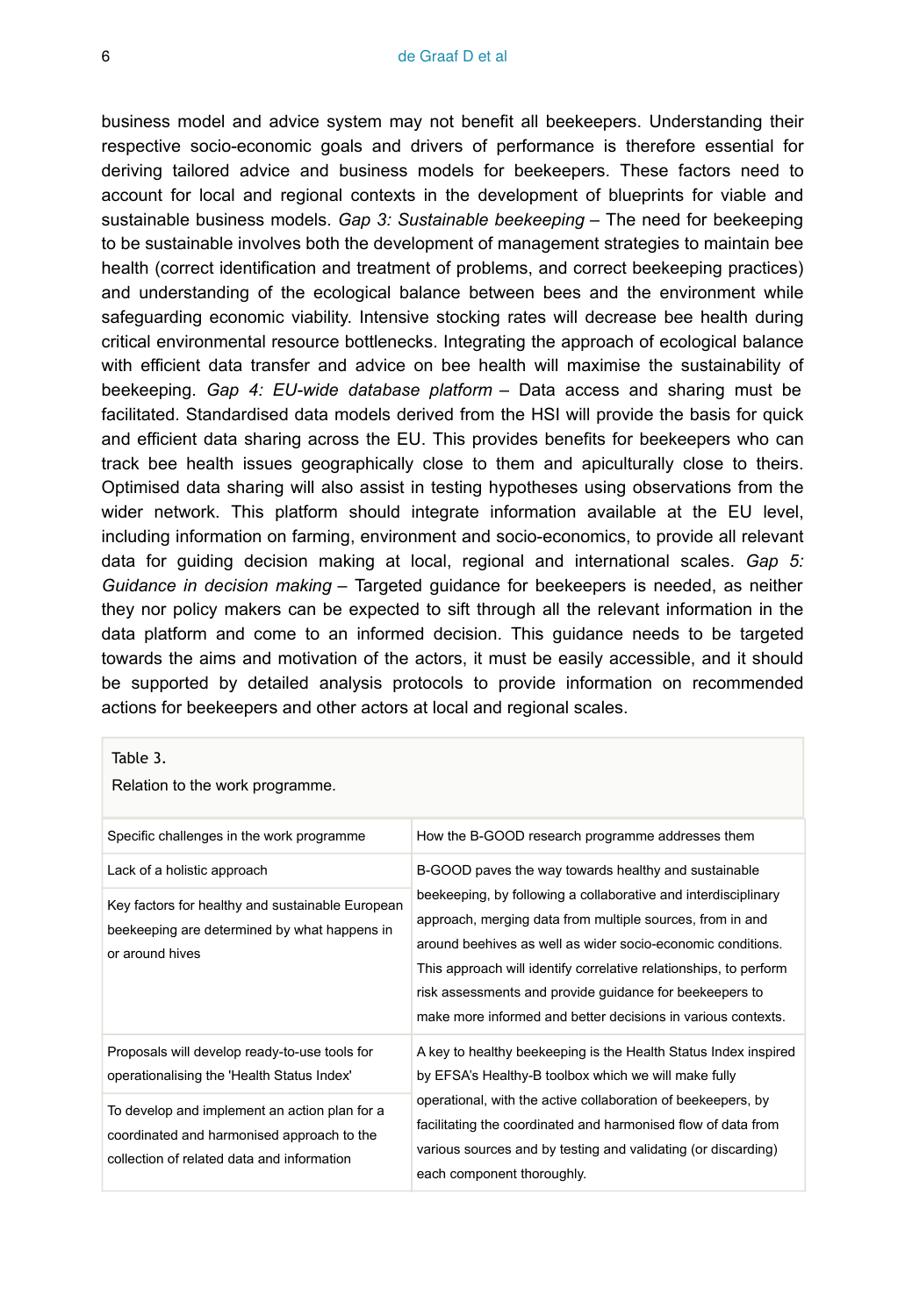business model and advice system may not benefit all beekeepers. Understanding their respective socio-economic goals and drivers of performance is therefore essential for deriving tailored advice and business models for beekeepers. These factors need to account for local and regional contexts in the development of blueprints for viable and sustainable business models. *Gap 3: Sustainable beekeeping* – The need for beekeeping to be sustainable involves both the development of management strategies to maintain bee health (correct identification and treatment of problems, and correct beekeeping practices) and understanding of the ecological balance between bees and the environment while safeguarding economic viability. Intensive stocking rates will decrease bee health during critical environmental resource bottlenecks. Integrating the approach of ecological balance with efficient data transfer and advice on bee health will maximise the sustainability of beekeeping. *Gap 4: EU-wide database platform* – Data access and sharing must be facilitated. Standardised data models derived from the HSI will provide the basis for quick and efficient data sharing across the EU. This provides benefits for beekeepers who can track bee health issues geographically close to them and apiculturally close to theirs. Optimised data sharing will also assist in testing hypotheses using observations from the wider network. This platform should integrate information available at the EU level, including information on farming, environment and socio-economics, to provide all relevant data for guiding decision making at local, regional and international scales. *Gap 5: Guidance in decision making* – Targeted guidance for beekeepers is needed, as neither they nor policy makers can be expected to sift through all the relevant information in the data platform and come to an informed decision. This guidance needs to be targeted towards the aims and motivation of the actors, it must be easily accessible, and it should be supported by detailed analysis protocols to provide information on recommended actions for beekeepers and other actors at local and regional scales.

Table 3.

Relation to the work programme.

| Specific challenges in the work programme | How the B-GOOD research programme addresses them |
|---|---|
| Lack of a holistic approach<br><br>Key factors for healthy and sustainable European beekeeping are determined by what happens in or around hives | B-GOOD paves the way towards healthy and sustainable beekeeping, by following a collaborative and interdisciplinary approach, merging data from multiple sources, from in and around beehives as well as wider socio-economic conditions. This approach will identify correlative relationships, to perform risk assessments and provide guidance for beekeepers to make more informed and better decisions in various contexts. |
| Proposals will develop ready-to-use tools for operationalising the 'Health Status Index'<br><br>To develop and implement an action plan for a coordinated and harmonised approach to the collection of related data and information | A key to healthy beekeeping is the Health Status Index inspired by EFSA's Healthy-B toolbox which we will make fully operational, with the active collaboration of beekeepers, by facilitating the coordinated and harmonised flow of data from various sources and by testing and validating (or discarding) each component thoroughly. |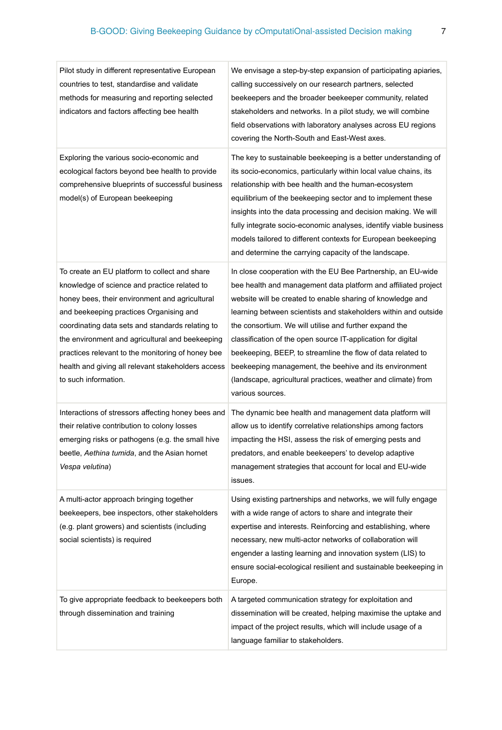| | |
|---|---|
| Pilot study in different representative European countries to test, standardise and validate methods for measuring and reporting selected indicators and factors affecting bee health | We envisage a step-by-step expansion of participating apiaries, calling successively on our research partners, selected beekeepers and the broader beekeeper community, related stakeholders and networks. In a pilot study, we will combine field observations with laboratory analyses across EU regions covering the North-South and East-West axes. |
| Exploring the various socio-economic and ecological factors beyond bee health to provide comprehensive blueprints of successful business model(s) of European beekeeping | The key to sustainable beekeeping is a better understanding of its socio-economics, particularly within local value chains, its relationship with bee health and the human-ecosystem equilibrium of the beekeeping sector and to implement these insights into the data processing and decision making. We will fully integrate socio-economic analyses, identify viable business models tailored to different contexts for European beekeeping and determine the carrying capacity of the landscape. |
| To create an EU platform to collect and share knowledge of science and practice related to honey bees, their environment and agricultural and beekeeping practices Organising and coordinating data sets and standards relating to the environment and agricultural and beekeeping practices relevant to the monitoring of honey bee health and giving all relevant stakeholders access to such information. | In close cooperation with the EU Bee Partnership, an EU-wide bee health and management data platform and affiliated project website will be created to enable sharing of knowledge and learning between scientists and stakeholders within and outside the consortium. We will utilise and further expand the classification of the open source IT-application for digital beekeeping, BEEP, to streamline the flow of data related to beekeeping management, the beehive and its environment (landscape, agricultural practices, weather and climate) from various sources. |
| Interactions of stressors affecting honey bees and their relative contribution to colony losses emerging risks or pathogens (e.g. the small hive beetle, *Aethina tumida*, and the Asian hornet *Vespa velutina*) | The dynamic bee health and management data platform will allow us to identify correlative relationships among factors impacting the HSI, assess the risk of emerging pests and predators, and enable beekeepers' to develop adaptive management strategies that account for local and EU-wide issues. |
| A multi-actor approach bringing together beekeepers, bee inspectors, other stakeholders (e.g. plant growers) and scientists (including social scientists) is required | Using existing partnerships and networks, we will fully engage with a wide range of actors to share and integrate their expertise and interests. Reinforcing and establishing, where necessary, new multi-actor networks of collaboration will engender a lasting learning and innovation system (LIS) to ensure social-ecological resilient and sustainable beekeeping in Europe. |
| To give appropriate feedback to beekeepers both through dissemination and training | A targeted communication strategy for exploitation and dissemination will be created, helping maximise the uptake and impact of the project results, which will include usage of a language familiar to stakeholders. |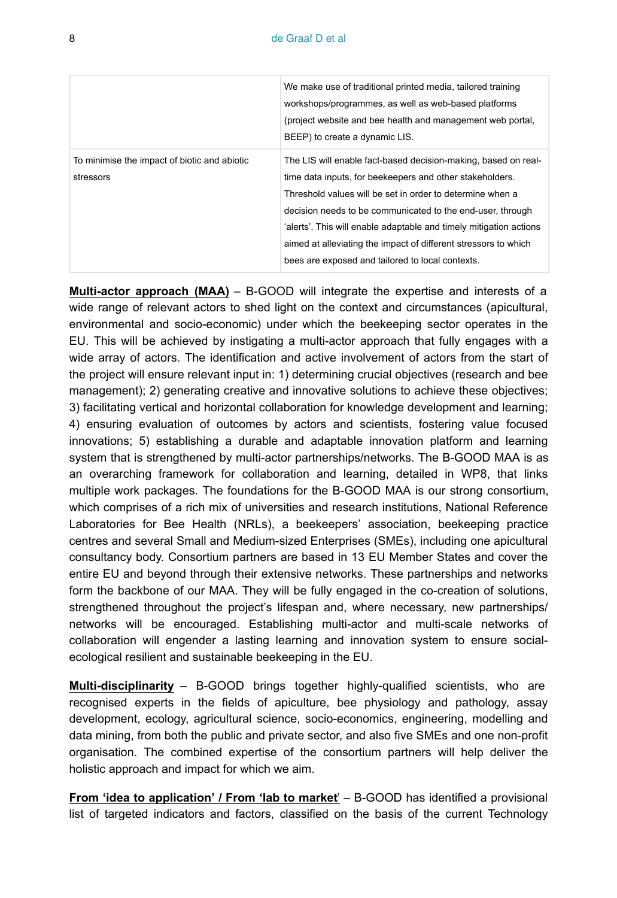| | |
|---|---|
| | We make use of traditional printed media, tailored training workshops/programmes, as well as web-based platforms (project website and bee health and management web portal, BEEP) to create a dynamic LIS. |
| To minimise the impact of biotic and abiotic stressors | The LIS will enable fact-based decision-making, based on real-time data inputs, for beekeepers and other stakeholders. Threshold values will be set in order to determine when a decision needs to be communicated to the end-user, through 'alerts'. This will enable adaptable and timely mitigation actions aimed at alleviating the impact of different stressors to which bees are exposed and tailored to local contexts. |

**Multi-actor approach (MAA)** – B-GOOD will integrate the expertise and interests of a wide range of relevant actors to shed light on the context and circumstances (apicultural, environmental and socio-economic) under which the beekeeping sector operates in the EU. This will be achieved by instigating a multi-actor approach that fully engages with a wide array of actors. The identification and active involvement of actors from the start of the project will ensure relevant input in: 1) determining crucial objectives (research and bee management); 2) generating creative and innovative solutions to achieve these objectives; 3) facilitating vertical and horizontal collaboration for knowledge development and learning; 4) ensuring evaluation of outcomes by actors and scientists, fostering value focused innovations; 5) establishing a durable and adaptable innovation platform and learning system that is strengthened by multi-actor partnerships/networks. The B-GOOD MAA is as an overarching framework for collaboration and learning, detailed in WP8, that links multiple work packages. The foundations for the B-GOOD MAA is our strong consortium, which comprises of a rich mix of universities and research institutions, National Reference Laboratories for Bee Health (NRLs), a beekeepers' association, beekeeping practice centres and several Small and Medium-sized Enterprises (SMEs), including one apicultural consultancy body. Consortium partners are based in 13 EU Member States and cover the entire EU and beyond through their extensive networks. These partnerships and networks form the backbone of our MAA. They will be fully engaged in the co-creation of solutions, strengthened throughout the project's lifespan and, where necessary, new partnerships/networks will be encouraged. Establishing multi-actor and multi-scale networks of collaboration will engender a lasting learning and innovation system to ensure social-ecological resilient and sustainable beekeeping in the EU.

**Multi-disciplinarity** – B-GOOD brings together highly-qualified scientists, who are recognised experts in the fields of apiculture, bee physiology and pathology, assay development, ecology, agricultural science, socio-economics, engineering, modelling and data mining, from both the public and private sector, and also five SMEs and one non-profit organisation. The combined expertise of the consortium partners will help deliver the holistic approach and impact for which we aim.

**From 'idea to application' / From 'lab to market'** – B-GOOD has identified a provisional list of targeted indicators and factors, classified on the basis of the current Technology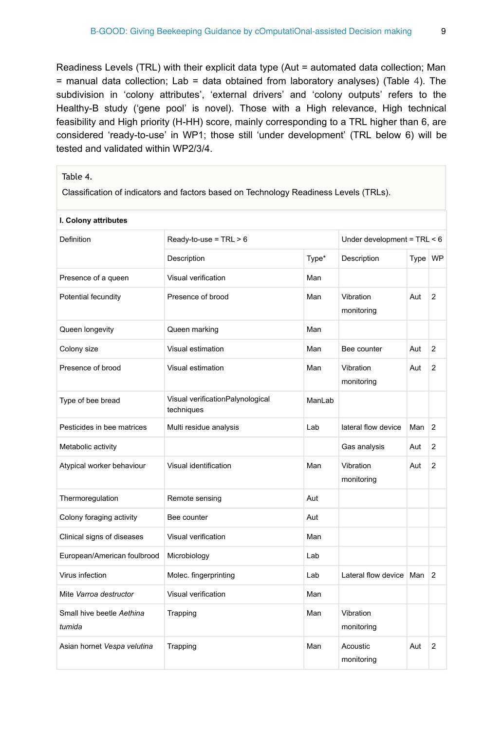Readiness Levels (TRL) with their explicit data type (Aut = automated data collection; Man = manual data collection; Lab = data obtained from laboratory analyses) (Table 4). The subdivision in 'colony attributes', 'external drivers' and 'colony outputs' refers to the Healthy-B study ('gene pool' is novel). Those with a High relevance, High technical feasibility and High priority (H-HH) score, mainly corresponding to a TRL higher than 6, are considered 'ready-to-use' in WP1; those still 'under development' (TRL below 6) will be tested and validated within WP2/3/4.

Table 4.

Classification of indicators and factors based on Technology Readiness Levels (TRLs).

| **I. Colony attributes** | | | | | |
|---|---|---|---|---|---|
| Definition | Ready-to-use = TRL > 6 | | Under development = TRL < 6 | | |
| | Description | Type* | Description | Type | WP |
| Presence of a queen | Visual verification | Man | | | |
| Potential fecundity | Presence of brood | Man | Vibration monitoring | Aut | 2 |
| Queen longevity | Queen marking | Man | | | |
| Colony size | Visual estimation | Man | Bee counter | Aut | 2 |
| Presence of brood | Visual estimation | Man | Vibration monitoring | Aut | 2 |
| Type of bee bread | Visual verificationPalynological techniques | ManLab | | | |
| Pesticides in bee matrices | Multi residue analysis | Lab | lateral flow device | Man | 2 |
| Metabolic activity | | | Gas analysis | Aut | 2 |
| Atypical worker behaviour | Visual identification | Man | Vibration monitoring | Aut | 2 |
| Thermoregulation | Remote sensing | Aut | | | |
| Colony foraging activity | Bee counter | Aut | | | |
| Clinical signs of diseases | Visual verification | Man | | | |
| European/American foulbrood | Microbiology | Lab | | | |
| Virus infection | Molec. fingerprinting | Lab | Lateral flow device | Man | 2 |
| Mite *Varroa destructor* | Visual verification | Man | | | |
| Small hive beetle *Aethina tumida* | Trapping | Man | Vibration monitoring | | |
| Asian hornet *Vespa velutina* | Trapping | Man | Acoustic monitoring | Aut | 2 |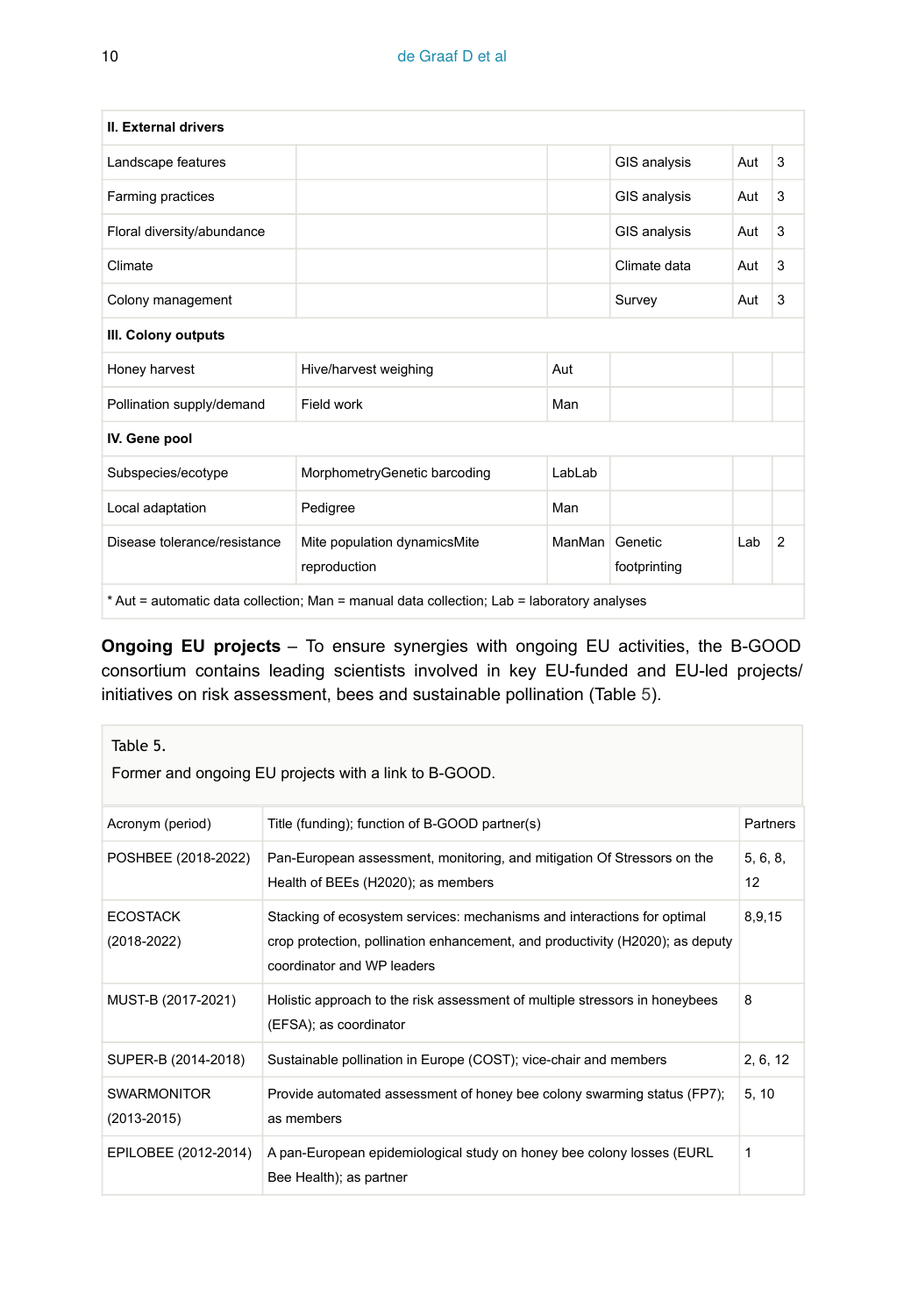| II. External drivers | | | | | |
|---|---|---|---|---|---|
| Landscape features | | | GIS analysis | Aut | 3 |
| Farming practices | | | GIS analysis | Aut | 3 |
| Floral diversity/abundance | | | GIS analysis | Aut | 3 |
| Climate | | | Climate data | Aut | 3 |
| Colony management | | | Survey | Aut | 3 |
| **III. Colony outputs** | | | | | |
| Honey harvest | Hive/harvest weighing | Aut | | | |
| Pollination supply/demand | Field work | Man | | | |
| **IV. Gene pool** | | | | | |
| Subspecies/ecotype | MorphometryGenetic barcoding | LabLab | | | |
| Local adaptation | Pedigree | Man | | | |
| Disease tolerance/resistance | Mite population dynamicsMite reproduction | ManMan | Genetic footprinting | Lab | 2 |
| * Aut = automatic data collection; Man = manual data collection; Lab = laboratory analyses | | | | | |

**Ongoing EU projects** – To ensure synergies with ongoing EU activities, the B-GOOD consortium contains leading scientists involved in key EU-funded and EU-led projects/ initiatives on risk assessment, bees and sustainable pollination (Table 5).

Table 5.

Former and ongoing EU projects with a link to B-GOOD.

| Acronym (period) | Title (funding); function of B-GOOD partner(s) | Partners |
|---|---|---|
| POSHBEE (2018-2022) | Pan-European assessment, monitoring, and mitigation Of Stressors on the Health of BEEs (H2020); as members | 5, 6, 8, 12 |
| ECOSTACK (2018-2022) | Stacking of ecosystem services: mechanisms and interactions for optimal crop protection, pollination enhancement, and productivity (H2020); as deputy coordinator and WP leaders | 8,9,15 |
| MUST-B (2017-2021) | Holistic approach to the risk assessment of multiple stressors in honeybees (EFSA); as coordinator | 8 |
| SUPER-B (2014-2018) | Sustainable pollination in Europe (COST); vice-chair and members | 2, 6, 12 |
| SWARMONITOR (2013-2015) | Provide automated assessment of honey bee colony swarming status (FP7); as members | 5, 10 |
| EPILOBEE (2012-2014) | A pan-European epidemiological study on honey bee colony losses (EURL Bee Health); as partner | 1 |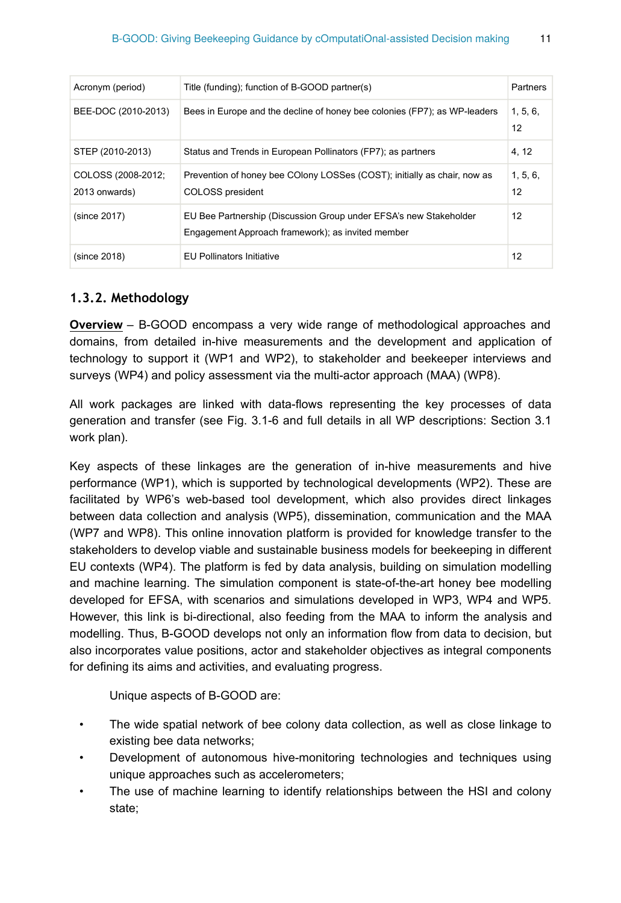| Acronym (period) | Title (funding); function of B-GOOD partner(s) | Partners |
| --- | --- | --- |
| BEE-DOC (2010-2013) | Bees in Europe and the decline of honey bee colonies (FP7); as WP-leaders | 1, 5, 6, 12 |
| STEP (2010-2013) | Status and Trends in European Pollinators (FP7); as partners | 4, 12 |
| COLOSS (2008-2012; 2013 onwards) | Prevention of honey bee COlony LOSSes (COST); initially as chair, now as COLOSS president | 1, 5, 6, 12 |
| (since 2017) | EU Bee Partnership (Discussion Group under EFSA's new Stakeholder Engagement Approach framework); as invited member | 12 |
| (since 2018) | EU Pollinators Initiative | 12 |

### 1.3.2. Methodology

**Overview** – B-GOOD encompass a very wide range of methodological approaches and domains, from detailed in-hive measurements and the development and application of technology to support it (WP1 and WP2), to stakeholder and beekeeper interviews and surveys (WP4) and policy assessment via the multi-actor approach (MAA) (WP8).

All work packages are linked with data-flows representing the key processes of data generation and transfer (see Fig. 3.1-6 and full details in all WP descriptions: Section 3.1 work plan).

Key aspects of these linkages are the generation of in-hive measurements and hive performance (WP1), which is supported by technological developments (WP2). These are facilitated by WP6's web-based tool development, which also provides direct linkages between data collection and analysis (WP5), dissemination, communication and the MAA (WP7 and WP8). This online innovation platform is provided for knowledge transfer to the stakeholders to develop viable and sustainable business models for beekeeping in different EU contexts (WP4). The platform is fed by data analysis, building on simulation modelling and machine learning. The simulation component is state-of-the-art honey bee modelling developed for EFSA, with scenarios and simulations developed in WP3, WP4 and WP5. However, this link is bi-directional, also feeding from the MAA to inform the analysis and modelling. Thus, B-GOOD develops not only an information flow from data to decision, but also incorporates value positions, actor and stakeholder objectives as integral components for defining its aims and activities, and evaluating progress.

Unique aspects of B-GOOD are:

- The wide spatial network of bee colony data collection, as well as close linkage to existing bee data networks;
- Development of autonomous hive-monitoring technologies and techniques using unique approaches such as accelerometers;
- The use of machine learning to identify relationships between the HSI and colony state;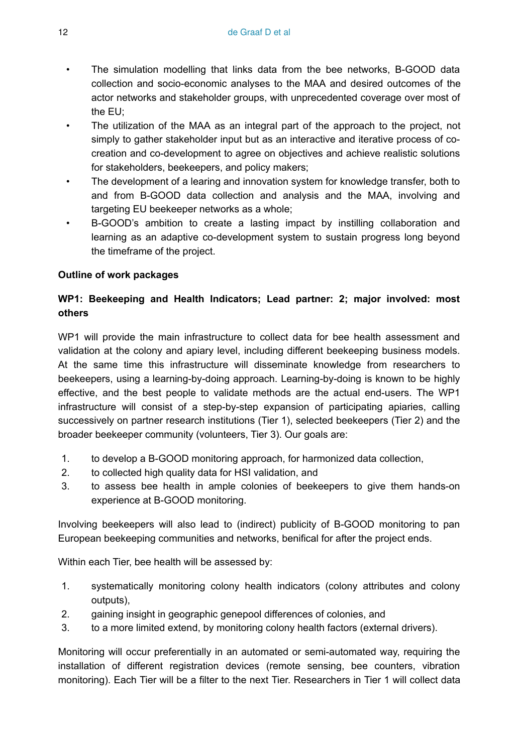- The simulation modelling that links data from the bee networks, B-GOOD data collection and socio-economic analyses to the MAA and desired outcomes of the actor networks and stakeholder groups, with unprecedented coverage over most of the EU;
- The utilization of the MAA as an integral part of the approach to the project, not simply to gather stakeholder input but as an interactive and iterative process of co-creation and co-development to agree on objectives and achieve realistic solutions for stakeholders, beekeepers, and policy makers;
- The development of a learing and innovation system for knowledge transfer, both to and from B-GOOD data collection and analysis and the MAA, involving and targeting EU beekeeper networks as a whole;
- B-GOOD's ambition to create a lasting impact by instilling collaboration and learning as an adaptive co-development system to sustain progress long beyond the timeframe of the project.

**Outline of work packages**

**WP1: Beekeeping and Health Indicators; Lead partner: 2; major involved: most others**

WP1 will provide the main infrastructure to collect data for bee health assessment and validation at the colony and apiary level, including different beekeeping business models. At the same time this infrastructure will disseminate knowledge from researchers to beekeepers, using a learning-by-doing approach. Learning-by-doing is known to be highly effective, and the best people to validate methods are the actual end-users. The WP1 infrastructure will consist of a step-by-step expansion of participating apiaries, calling successively on partner research institutions (Tier 1), selected beekeepers (Tier 2) and the broader beekeeper community (volunteers, Tier 3). Our goals are:

1. to develop a B-GOOD monitoring approach, for harmonized data collection,
2. to collected high quality data for HSI validation, and
3. to assess bee health in ample colonies of beekeepers to give them hands-on experience at B-GOOD monitoring.

Involving beekeepers will also lead to (indirect) publicity of B-GOOD monitoring to pan European beekeeping communities and networks, benifical for after the project ends.

Within each Tier, bee health will be assessed by:

1. systematically monitoring colony health indicators (colony attributes and colony outputs),
2. gaining insight in geographic genepool differences of colonies, and
3. to a more limited extend, by monitoring colony health factors (external drivers).

Monitoring will occur preferentially in an automated or semi-automated way, requiring the installation of different registration devices (remote sensing, bee counters, vibration monitoring). Each Tier will be a filter to the next Tier. Researchers in Tier 1 will collect data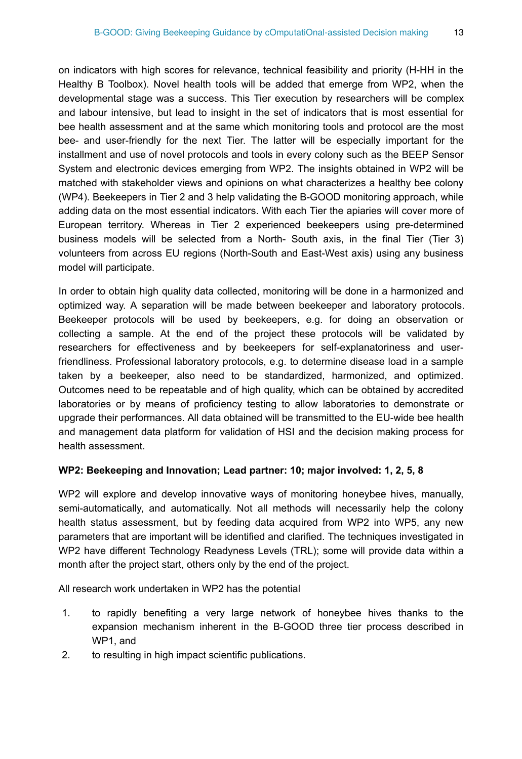on indicators with high scores for relevance, technical feasibility and priority (H-HH in the Healthy B Toolbox). Novel health tools will be added that emerge from WP2, when the developmental stage was a success. This Tier execution by researchers will be complex and labour intensive, but lead to insight in the set of indicators that is most essential for bee health assessment and at the same which monitoring tools and protocol are the most bee- and user-friendly for the next Tier. The latter will be especially important for the installment and use of novel protocols and tools in every colony such as the BEEP Sensor System and electronic devices emerging from WP2. The insights obtained in WP2 will be matched with stakeholder views and opinions on what characterizes a healthy bee colony (WP4). Beekeepers in Tier 2 and 3 help validating the B-GOOD monitoring approach, while adding data on the most essential indicators. With each Tier the apiaries will cover more of European territory. Whereas in Tier 2 experienced beekeepers using pre-determined business models will be selected from a North- South axis, in the final Tier (Tier 3) volunteers from across EU regions (North-South and East-West axis) using any business model will participate.

In order to obtain high quality data collected, monitoring will be done in a harmonized and optimized way. A separation will be made between beekeeper and laboratory protocols. Beekeeper protocols will be used by beekeepers, e.g. for doing an observation or collecting a sample. At the end of the project these protocols will be validated by researchers for effectiveness and by beekeepers for self-explanatoriness and user-friendliness. Professional laboratory protocols, e.g. to determine disease load in a sample taken by a beekeeper, also need to be standardized, harmonized, and optimized. Outcomes need to be repeatable and of high quality, which can be obtained by accredited laboratories or by means of proficiency testing to allow laboratories to demonstrate or upgrade their performances. All data obtained will be transmitted to the EU-wide bee health and management data platform for validation of HSI and the decision making process for health assessment.

**WP2: Beekeeping and Innovation; Lead partner: 10; major involved: 1, 2, 5, 8**

WP2 will explore and develop innovative ways of monitoring honeybee hives, manually, semi-automatically, and automatically. Not all methods will necessarily help the colony health status assessment, but by feeding data acquired from WP2 into WP5, any new parameters that are important will be identified and clarified. The techniques investigated in WP2 have different Technology Readyness Levels (TRL); some will provide data within a month after the project start, others only by the end of the project.

All research work undertaken in WP2 has the potential

1. to rapidly benefiting a very large network of honeybee hives thanks to the expansion mechanism inherent in the B-GOOD three tier process described in WP1, and
2. to resulting in high impact scientific publications.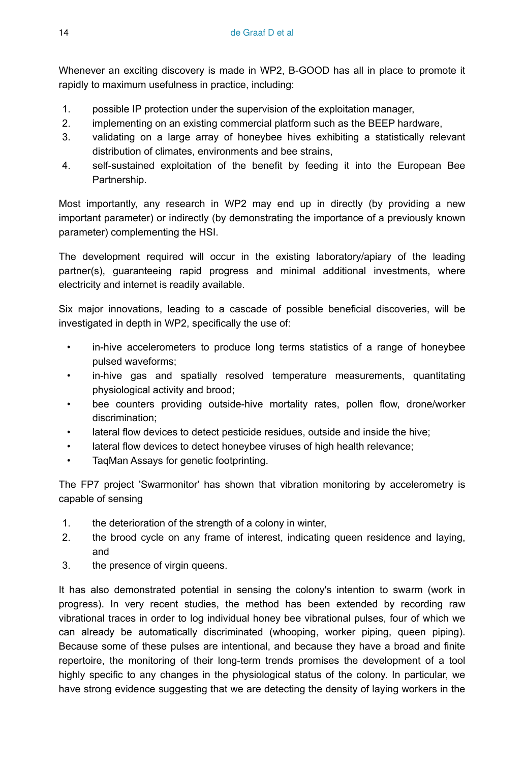Whenever an exciting discovery is made in WP2, B-GOOD has all in place to promote it rapidly to maximum usefulness in practice, including:

1. possible IP protection under the supervision of the exploitation manager,
2. implementing on an existing commercial platform such as the BEEP hardware,
3. validating on a large array of honeybee hives exhibiting a statistically relevant distribution of climates, environments and bee strains,
4. self-sustained exploitation of the benefit by feeding it into the European Bee Partnership.

Most importantly, any research in WP2 may end up in directly (by providing a new important parameter) or indirectly (by demonstrating the importance of a previously known parameter) complementing the HSI.

The development required will occur in the existing laboratory/apiary of the leading partner(s), guaranteeing rapid progress and minimal additional investments, where electricity and internet is readily available.

Six major innovations, leading to a cascade of possible beneficial discoveries, will be investigated in depth in WP2, specifically the use of:

- in-hive accelerometers to produce long terms statistics of a range of honeybee pulsed waveforms;
- in-hive gas and spatially resolved temperature measurements, quantitating physiological activity and brood;
- bee counters providing outside-hive mortality rates, pollen flow, drone/worker discrimination;
- lateral flow devices to detect pesticide residues, outside and inside the hive;
- lateral flow devices to detect honeybee viruses of high health relevance;
- TaqMan Assays for genetic footprinting.

The FP7 project 'Swarmonitor' has shown that vibration monitoring by accelerometry is capable of sensing

1. the deterioration of the strength of a colony in winter,
2. the brood cycle on any frame of interest, indicating queen residence and laying, and
3. the presence of virgin queens.

It has also demonstrated potential in sensing the colony's intention to swarm (work in progress). In very recent studies, the method has been extended by recording raw vibrational traces in order to log individual honey bee vibrational pulses, four of which we can already be automatically discriminated (whooping, worker piping, queen piping). Because some of these pulses are intentional, and because they have a broad and finite repertoire, the monitoring of their long-term trends promises the development of a tool highly specific to any changes in the physiological status of the colony. In particular, we have strong evidence suggesting that we are detecting the density of laying workers in the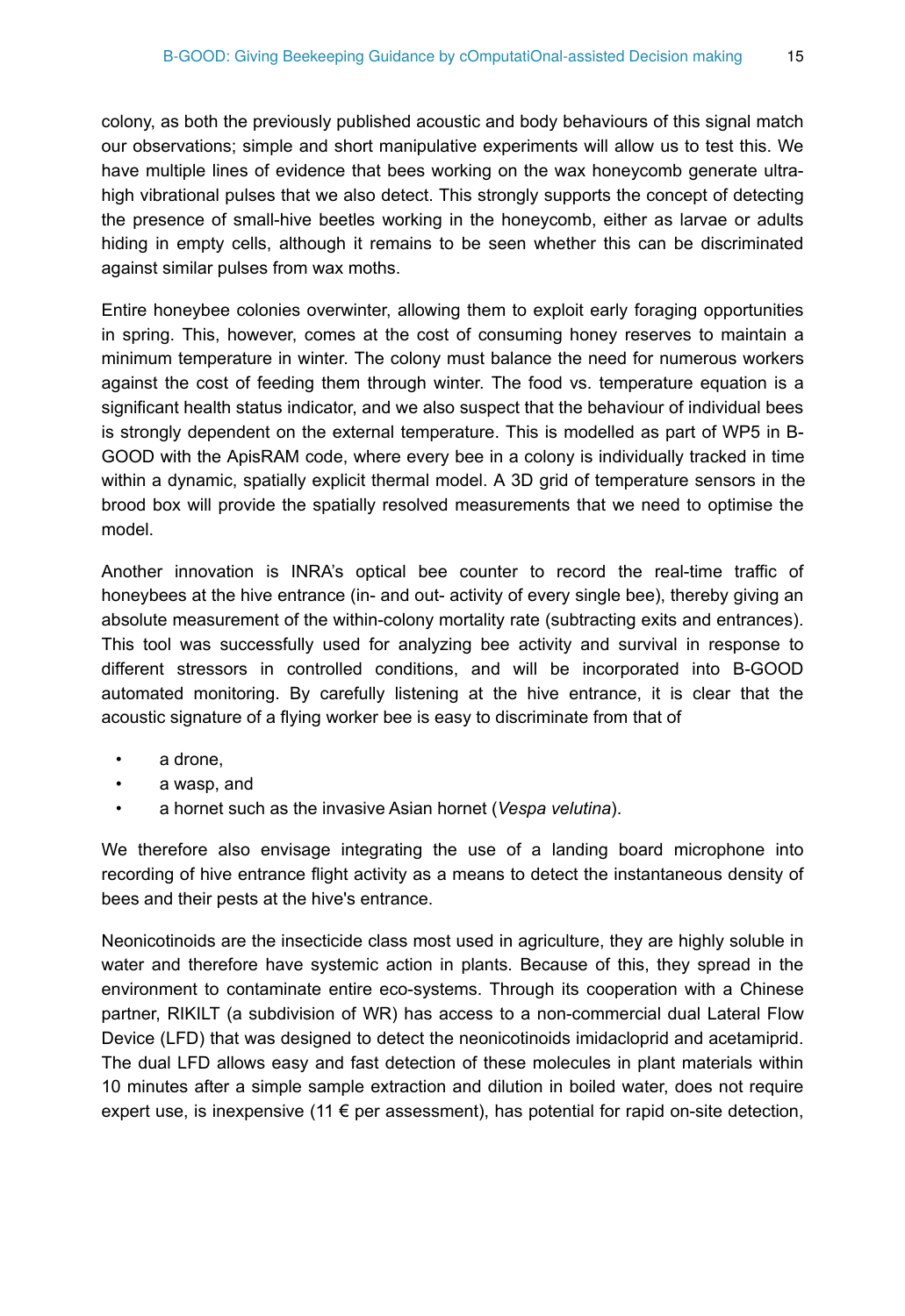colony, as both the previously published acoustic and body behaviours of this signal match our observations; simple and short manipulative experiments will allow us to test this. We have multiple lines of evidence that bees working on the wax honeycomb generate ultra-high vibrational pulses that we also detect. This strongly supports the concept of detecting the presence of small-hive beetles working in the honeycomb, either as larvae or adults hiding in empty cells, although it remains to be seen whether this can be discriminated against similar pulses from wax moths.

Entire honeybee colonies overwinter, allowing them to exploit early foraging opportunities in spring. This, however, comes at the cost of consuming honey reserves to maintain a minimum temperature in winter. The colony must balance the need for numerous workers against the cost of feeding them through winter. The food vs. temperature equation is a significant health status indicator, and we also suspect that the behaviour of individual bees is strongly dependent on the external temperature. This is modelled as part of WP5 in B-GOOD with the ApisRAM code, where every bee in a colony is individually tracked in time within a dynamic, spatially explicit thermal model. A 3D grid of temperature sensors in the brood box will provide the spatially resolved measurements that we need to optimise the model.

Another innovation is INRA's optical bee counter to record the real-time traffic of honeybees at the hive entrance (in- and out- activity of every single bee), thereby giving an absolute measurement of the within-colony mortality rate (subtracting exits and entrances). This tool was successfully used for analyzing bee activity and survival in response to different stressors in controlled conditions, and will be incorporated into B-GOOD automated monitoring. By carefully listening at the hive entrance, it is clear that the acoustic signature of a flying worker bee is easy to discriminate from that of

- a drone,
- a wasp, and
- a hornet such as the invasive Asian hornet (*Vespa velutina*).

We therefore also envisage integrating the use of a landing board microphone into recording of hive entrance flight activity as a means to detect the instantaneous density of bees and their pests at the hive's entrance.

Neonicotinoids are the insecticide class most used in agriculture, they are highly soluble in water and therefore have systemic action in plants. Because of this, they spread in the environment to contaminate entire eco-systems. Through its cooperation with a Chinese partner, RIKILT (a subdivision of WR) has access to a non-commercial dual Lateral Flow Device (LFD) that was designed to detect the neonicotinoids imidacloprid and acetamiprid. The dual LFD allows easy and fast detection of these molecules in plant materials within 10 minutes after a simple sample extraction and dilution in boiled water, does not require expert use, is inexpensive (11 € per assessment), has potential for rapid on-site detection,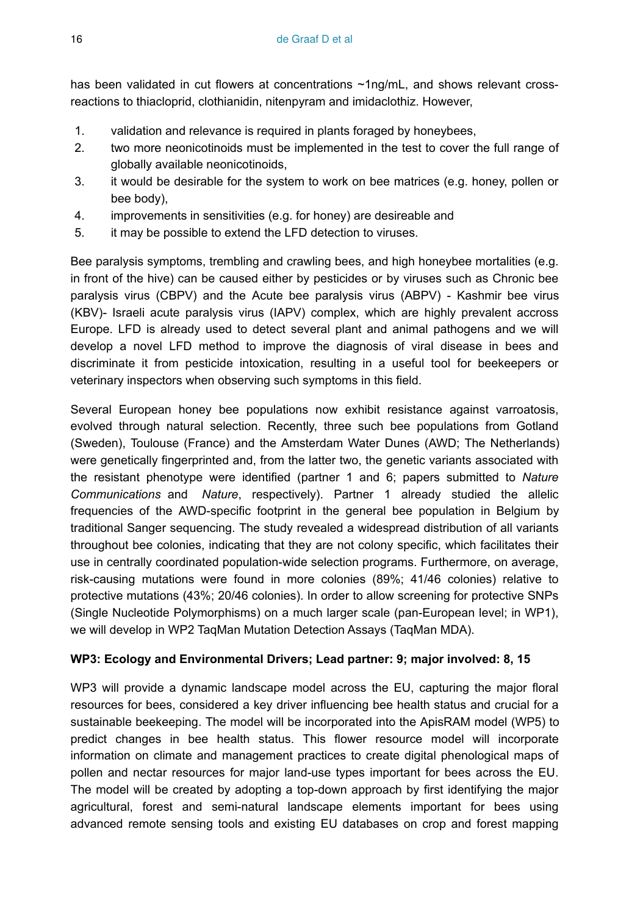has been validated in cut flowers at concentrations ~1ng/mL, and shows relevant cross-reactions to thiacloprid, clothianidin, nitenpyram and imidaclothiz. However,

1. validation and relevance is required in plants foraged by honeybees,
2. two more neonicotinoids must be implemented in the test to cover the full range of globally available neonicotinoids,
3. it would be desirable for the system to work on bee matrices (e.g. honey, pollen or bee body),
4. improvements in sensitivities (e.g. for honey) are desireable and
5. it may be possible to extend the LFD detection to viruses.

Bee paralysis symptoms, trembling and crawling bees, and high honeybee mortalities (e.g. in front of the hive) can be caused either by pesticides or by viruses such as Chronic bee paralysis virus (CBPV) and the Acute bee paralysis virus (ABPV) - Kashmir bee virus (KBV)- Israeli acute paralysis virus (IAPV) complex, which are highly prevalent accross Europe. LFD is already used to detect several plant and animal pathogens and we will develop a novel LFD method to improve the diagnosis of viral disease in bees and discriminate it from pesticide intoxication, resulting in a useful tool for beekeepers or veterinary inspectors when observing such symptoms in this field.

Several European honey bee populations now exhibit resistance against varroatosis, evolved through natural selection. Recently, three such bee populations from Gotland (Sweden), Toulouse (France) and the Amsterdam Water Dunes (AWD; The Netherlands) were genetically fingerprinted and, from the latter two, the genetic variants associated with the resistant phenotype were identified (partner 1 and 6; papers submitted to *Nature Communications* and *Nature*, respectively). Partner 1 already studied the allelic frequencies of the AWD-specific footprint in the general bee population in Belgium by traditional Sanger sequencing. The study revealed a widespread distribution of all variants throughout bee colonies, indicating that they are not colony specific, which facilitates their use in centrally coordinated population-wide selection programs. Furthermore, on average, risk-causing mutations were found in more colonies (89%; 41/46 colonies) relative to protective mutations (43%; 20/46 colonies). In order to allow screening for protective SNPs (Single Nucleotide Polymorphisms) on a much larger scale (pan-European level; in WP1), we will develop in WP2 TaqMan Mutation Detection Assays (TaqMan MDA).

**WP3: Ecology and Environmental Drivers; Lead partner: 9; major involved: 8, 15**

WP3 will provide a dynamic landscape model across the EU, capturing the major floral resources for bees, considered a key driver influencing bee health status and crucial for a sustainable beekeeping. The model will be incorporated into the ApisRAM model (WP5) to predict changes in bee health status. This flower resource model will incorporate information on climate and management practices to create digital phenological maps of pollen and nectar resources for major land-use types important for bees across the EU. The model will be created by adopting a top-down approach by first identifying the major agricultural, forest and semi-natural landscape elements important for bees using advanced remote sensing tools and existing EU databases on crop and forest mapping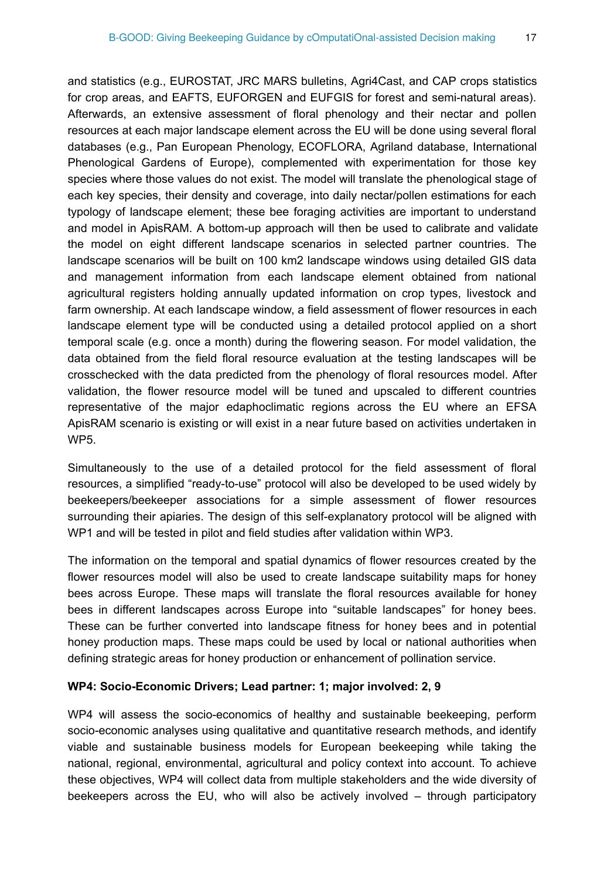and statistics (e.g., EUROSTAT, JRC MARS bulletins, Agri4Cast, and CAP crops statistics for crop areas, and EAFTS, EUFORGEN and EUFGIS for forest and semi-natural areas). Afterwards, an extensive assessment of floral phenology and their nectar and pollen resources at each major landscape element across the EU will be done using several floral databases (e.g., Pan European Phenology, ECOFLORA, Agriland database, International Phenological Gardens of Europe), complemented with experimentation for those key species where those values do not exist. The model will translate the phenological stage of each key species, their density and coverage, into daily nectar/pollen estimations for each typology of landscape element; these bee foraging activities are important to understand and model in ApisRAM. A bottom-up approach will then be used to calibrate and validate the model on eight different landscape scenarios in selected partner countries. The landscape scenarios will be built on 100 km2 landscape windows using detailed GIS data and management information from each landscape element obtained from national agricultural registers holding annually updated information on crop types, livestock and farm ownership. At each landscape window, a field assessment of flower resources in each landscape element type will be conducted using a detailed protocol applied on a short temporal scale (e.g. once a month) during the flowering season. For model validation, the data obtained from the field floral resource evaluation at the testing landscapes will be crosschecked with the data predicted from the phenology of floral resources model. After validation, the flower resource model will be tuned and upscaled to different countries representative of the major edaphoclimatic regions across the EU where an EFSA ApisRAM scenario is existing or will exist in a near future based on activities undertaken in WP5.

Simultaneously to the use of a detailed protocol for the field assessment of floral resources, a simplified "ready-to-use" protocol will also be developed to be used widely by beekeepers/beekeeper associations for a simple assessment of flower resources surrounding their apiaries. The design of this self-explanatory protocol will be aligned with WP1 and will be tested in pilot and field studies after validation within WP3.

The information on the temporal and spatial dynamics of flower resources created by the flower resources model will also be used to create landscape suitability maps for honey bees across Europe. These maps will translate the floral resources available for honey bees in different landscapes across Europe into "suitable landscapes" for honey bees. These can be further converted into landscape fitness for honey bees and in potential honey production maps. These maps could be used by local or national authorities when defining strategic areas for honey production or enhancement of pollination service.

**WP4: Socio-Economic Drivers; Lead partner: 1; major involved: 2, 9**

WP4 will assess the socio-economics of healthy and sustainable beekeeping, perform socio-economic analyses using qualitative and quantitative research methods, and identify viable and sustainable business models for European beekeeping while taking the national, regional, environmental, agricultural and policy context into account. To achieve these objectives, WP4 will collect data from multiple stakeholders and the wide diversity of beekeepers across the EU, who will also be actively involved – through participatory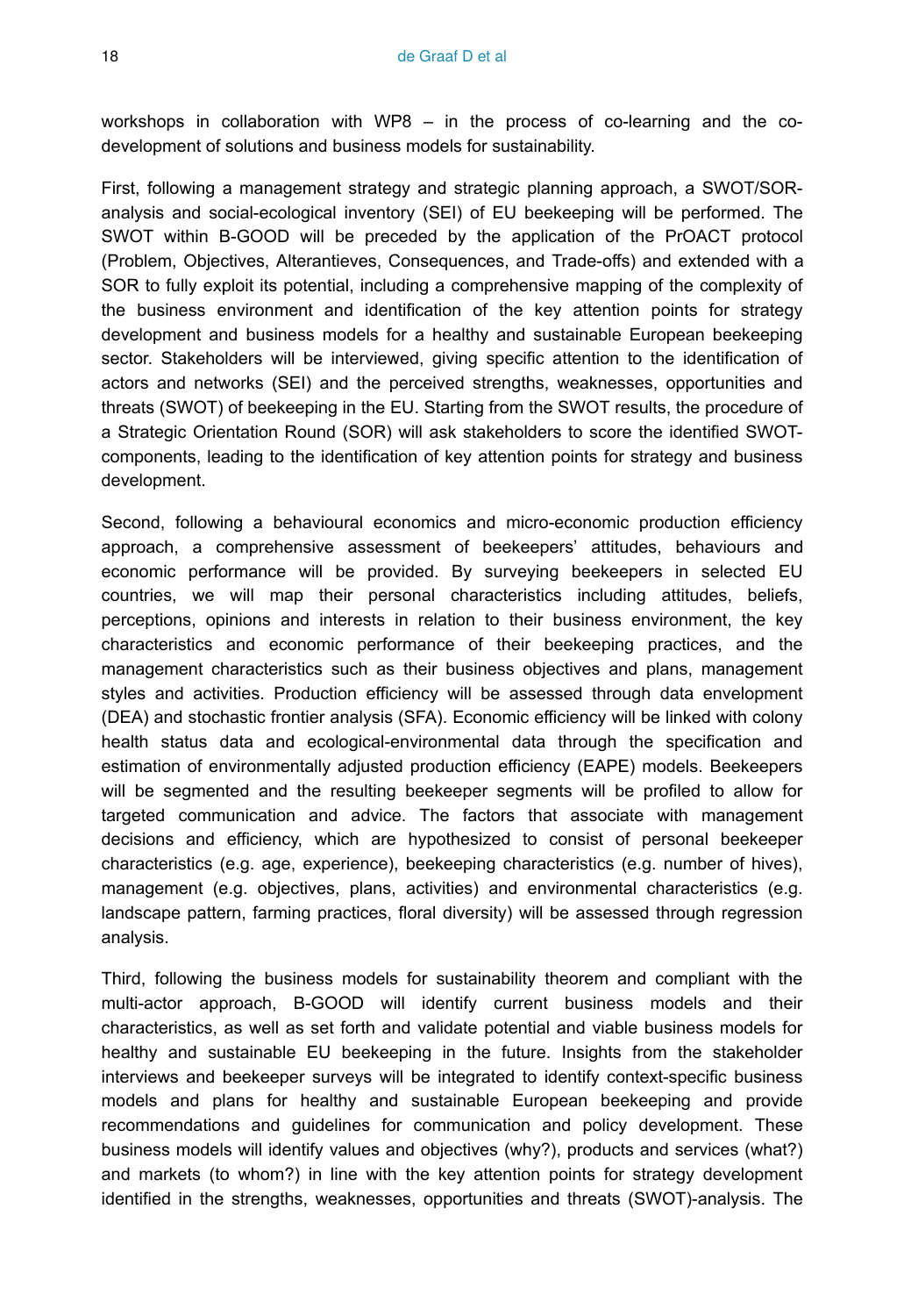workshops in collaboration with WP8 – in the process of co-learning and the co-development of solutions and business models for sustainability.

First, following a management strategy and strategic planning approach, a SWOT/SOR-analysis and social-ecological inventory (SEI) of EU beekeeping will be performed. The SWOT within B-GOOD will be preceded by the application of the PrOACT protocol (Problem, Objectives, Alterantieves, Consequences, and Trade-offs) and extended with a SOR to fully exploit its potential, including a comprehensive mapping of the complexity of the business environment and identification of the key attention points for strategy development and business models for a healthy and sustainable European beekeeping sector. Stakeholders will be interviewed, giving specific attention to the identification of actors and networks (SEI) and the perceived strengths, weaknesses, opportunities and threats (SWOT) of beekeeping in the EU. Starting from the SWOT results, the procedure of a Strategic Orientation Round (SOR) will ask stakeholders to score the identified SWOT-components, leading to the identification of key attention points for strategy and business development.

Second, following a behavioural economics and micro-economic production efficiency approach, a comprehensive assessment of beekeepers' attitudes, behaviours and economic performance will be provided. By surveying beekeepers in selected EU countries, we will map their personal characteristics including attitudes, beliefs, perceptions, opinions and interests in relation to their business environment, the key characteristics and economic performance of their beekeeping practices, and the management characteristics such as their business objectives and plans, management styles and activities. Production efficiency will be assessed through data envelopment (DEA) and stochastic frontier analysis (SFA). Economic efficiency will be linked with colony health status data and ecological-environmental data through the specification and estimation of environmentally adjusted production efficiency (EAPE) models. Beekeepers will be segmented and the resulting beekeeper segments will be profiled to allow for targeted communication and advice. The factors that associate with management decisions and efficiency, which are hypothesized to consist of personal beekeeper characteristics (e.g. age, experience), beekeeping characteristics (e.g. number of hives), management (e.g. objectives, plans, activities) and environmental characteristics (e.g. landscape pattern, farming practices, floral diversity) will be assessed through regression analysis.

Third, following the business models for sustainability theorem and compliant with the multi-actor approach, B-GOOD will identify current business models and their characteristics, as well as set forth and validate potential and viable business models for healthy and sustainable EU beekeeping in the future. Insights from the stakeholder interviews and beekeeper surveys will be integrated to identify context-specific business models and plans for healthy and sustainable European beekeeping and provide recommendations and guidelines for communication and policy development. These business models will identify values and objectives (why?), products and services (what?) and markets (to whom?) in line with the key attention points for strategy development identified in the strengths, weaknesses, opportunities and threats (SWOT)-analysis. The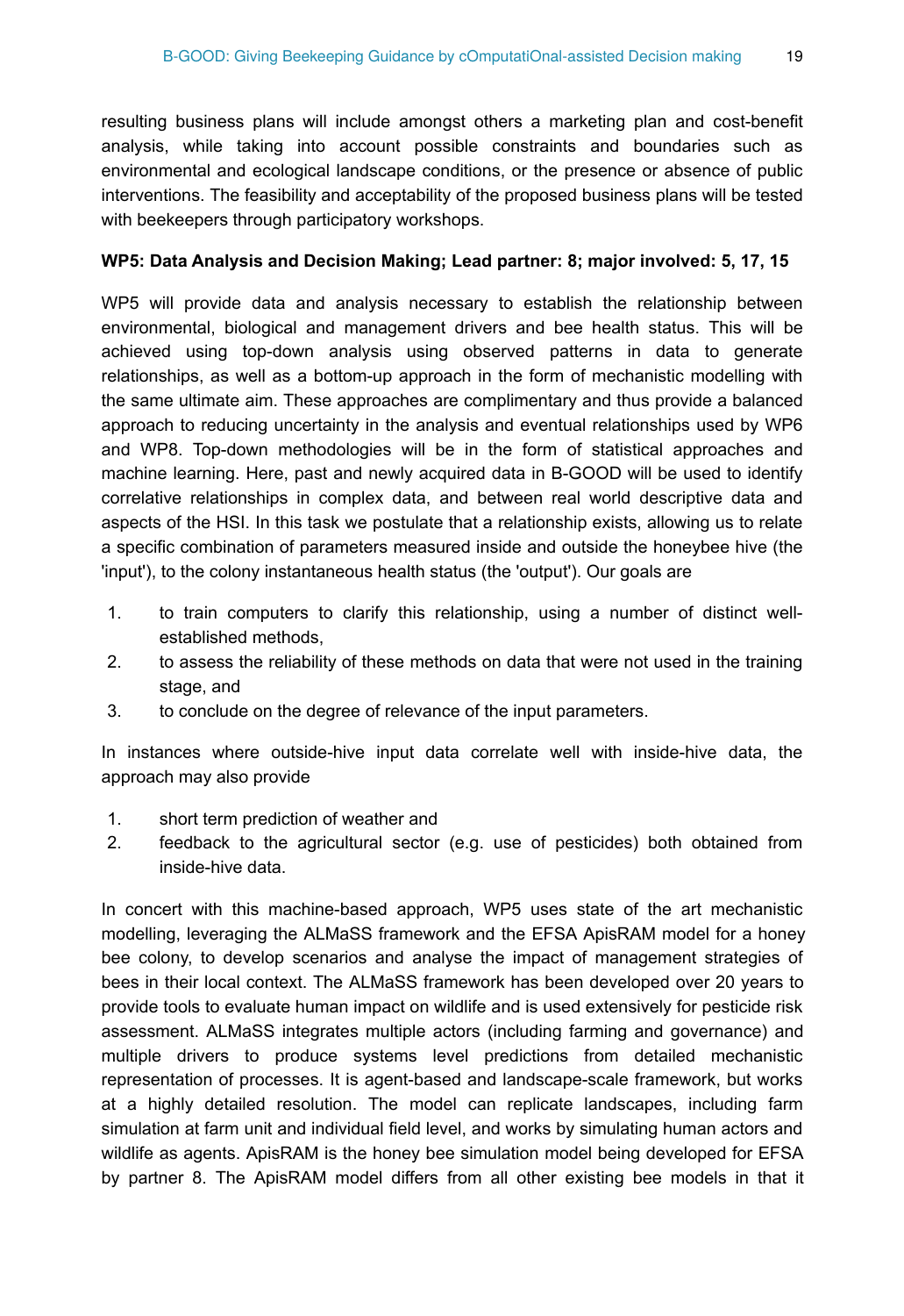resulting business plans will include amongst others a marketing plan and cost-benefit analysis, while taking into account possible constraints and boundaries such as environmental and ecological landscape conditions, or the presence or absence of public interventions. The feasibility and acceptability of the proposed business plans will be tested with beekeepers through participatory workshops.

**WP5: Data Analysis and Decision Making; Lead partner: 8; major involved: 5, 17, 15**

WP5 will provide data and analysis necessary to establish the relationship between environmental, biological and management drivers and bee health status. This will be achieved using top-down analysis using observed patterns in data to generate relationships, as well as a bottom-up approach in the form of mechanistic modelling with the same ultimate aim. These approaches are complimentary and thus provide a balanced approach to reducing uncertainty in the analysis and eventual relationships used by WP6 and WP8. Top-down methodologies will be in the form of statistical approaches and machine learning. Here, past and newly acquired data in B-GOOD will be used to identify correlative relationships in complex data, and between real world descriptive data and aspects of the HSI. In this task we postulate that a relationship exists, allowing us to relate a specific combination of parameters measured inside and outside the honeybee hive (the 'input'), to the colony instantaneous health status (the 'output'). Our goals are

1. to train computers to clarify this relationship, using a number of distinct well-established methods,
2. to assess the reliability of these methods on data that were not used in the training stage, and
3. to conclude on the degree of relevance of the input parameters.

In instances where outside-hive input data correlate well with inside-hive data, the approach may also provide

1. short term prediction of weather and
2. feedback to the agricultural sector (e.g. use of pesticides) both obtained from inside-hive data.

In concert with this machine-based approach, WP5 uses state of the art mechanistic modelling, leveraging the ALMaSS framework and the EFSA ApisRAM model for a honey bee colony, to develop scenarios and analyse the impact of management strategies of bees in their local context. The ALMaSS framework has been developed over 20 years to provide tools to evaluate human impact on wildlife and is used extensively for pesticide risk assessment. ALMaSS integrates multiple actors (including farming and governance) and multiple drivers to produce systems level predictions from detailed mechanistic representation of processes. It is agent-based and landscape-scale framework, but works at a highly detailed resolution. The model can replicate landscapes, including farm simulation at farm unit and individual field level, and works by simulating human actors and wildlife as agents. ApisRAM is the honey bee simulation model being developed for EFSA by partner 8. The ApisRAM model differs from all other existing bee models in that it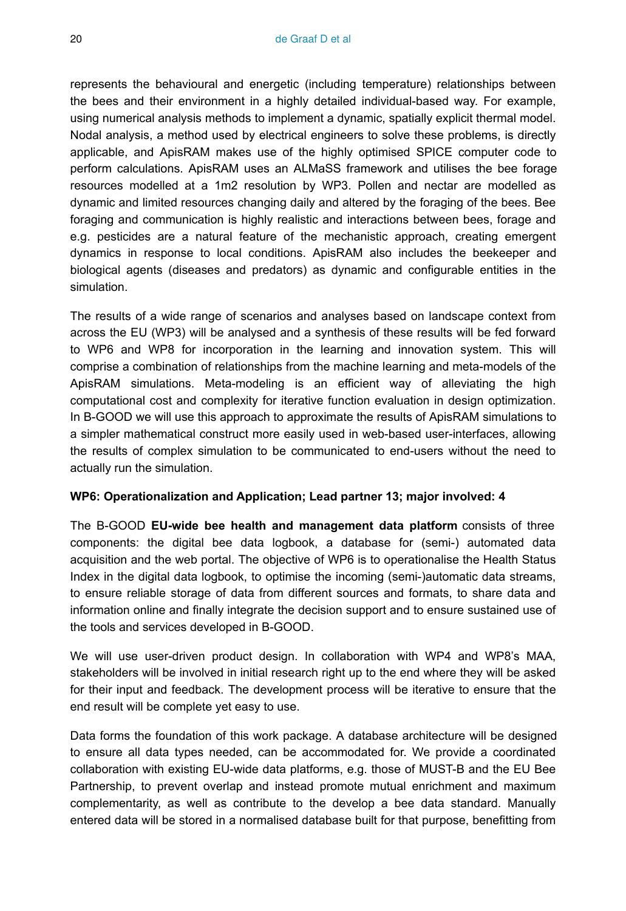represents the behavioural and energetic (including temperature) relationships between the bees and their environment in a highly detailed individual-based way. For example, using numerical analysis methods to implement a dynamic, spatially explicit thermal model. Nodal analysis, a method used by electrical engineers to solve these problems, is directly applicable, and ApisRAM makes use of the highly optimised SPICE computer code to perform calculations. ApisRAM uses an ALMaSS framework and utilises the bee forage resources modelled at a 1m2 resolution by WP3. Pollen and nectar are modelled as dynamic and limited resources changing daily and altered by the foraging of the bees. Bee foraging and communication is highly realistic and interactions between bees, forage and e.g. pesticides are a natural feature of the mechanistic approach, creating emergent dynamics in response to local conditions. ApisRAM also includes the beekeeper and biological agents (diseases and predators) as dynamic and configurable entities in the simulation.

The results of a wide range of scenarios and analyses based on landscape context from across the EU (WP3) will be analysed and a synthesis of these results will be fed forward to WP6 and WP8 for incorporation in the learning and innovation system. This will comprise a combination of relationships from the machine learning and meta-models of the ApisRAM simulations. Meta-modeling is an efficient way of alleviating the high computational cost and complexity for iterative function evaluation in design optimization. In B-GOOD we will use this approach to approximate the results of ApisRAM simulations to a simpler mathematical construct more easily used in web-based user-interfaces, allowing the results of complex simulation to be communicated to end-users without the need to actually run the simulation.

**WP6: Operationalization and Application; Lead partner 13; major involved: 4**

The B-GOOD **EU-wide bee health and management data platform** consists of three components: the digital bee data logbook, a database for (semi-) automated data acquisition and the web portal. The objective of WP6 is to operationalise the Health Status Index in the digital data logbook, to optimise the incoming (semi-)automatic data streams, to ensure reliable storage of data from different sources and formats, to share data and information online and finally integrate the decision support and to ensure sustained use of the tools and services developed in B-GOOD.

We will use user-driven product design. In collaboration with WP4 and WP8's MAA, stakeholders will be involved in initial research right up to the end where they will be asked for their input and feedback. The development process will be iterative to ensure that the end result will be complete yet easy to use.

Data forms the foundation of this work package. A database architecture will be designed to ensure all data types needed, can be accommodated for. We provide a coordinated collaboration with existing EU-wide data platforms, e.g. those of MUST-B and the EU Bee Partnership, to prevent overlap and instead promote mutual enrichment and maximum complementarity, as well as contribute to the develop a bee data standard. Manually entered data will be stored in a normalised database built for that purpose, benefitting from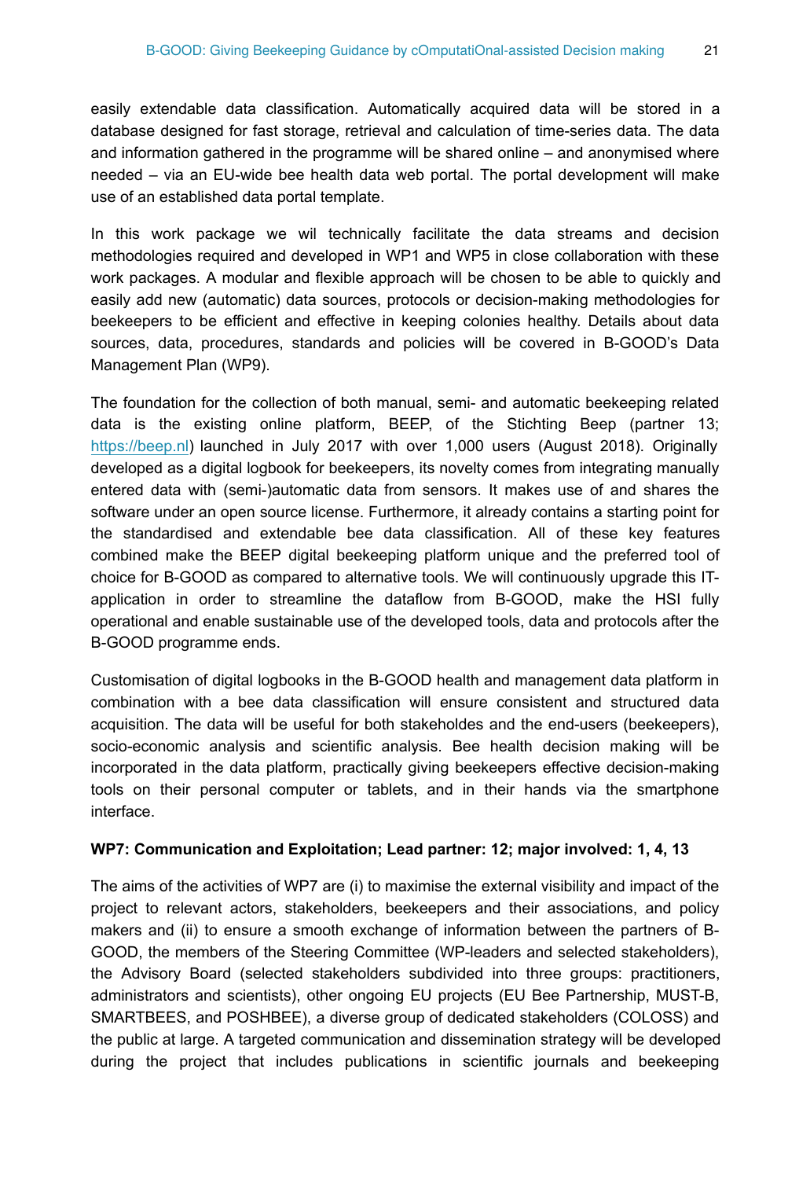easily extendable data classification. Automatically acquired data will be stored in a database designed for fast storage, retrieval and calculation of time-series data. The data and information gathered in the programme will be shared online – and anonymised where needed – via an EU-wide bee health data web portal. The portal development will make use of an established data portal template.

In this work package we wil technically facilitate the data streams and decision methodologies required and developed in WP1 and WP5 in close collaboration with these work packages. A modular and flexible approach will be chosen to be able to quickly and easily add new (automatic) data sources, protocols or decision-making methodologies for beekeepers to be efficient and effective in keeping colonies healthy. Details about data sources, data, procedures, standards and policies will be covered in B-GOOD's Data Management Plan (WP9).

The foundation for the collection of both manual, semi- and automatic beekeeping related data is the existing online platform, BEEP, of the Stichting Beep (partner 13; https://beep.nl) launched in July 2017 with over 1,000 users (August 2018). Originally developed as a digital logbook for beekeepers, its novelty comes from integrating manually entered data with (semi-)automatic data from sensors. It makes use of and shares the software under an open source license. Furthermore, it already contains a starting point for the standardised and extendable bee data classification. All of these key features combined make the BEEP digital beekeeping platform unique and the preferred tool of choice for B-GOOD as compared to alternative tools. We will continuously upgrade this IT-application in order to streamline the dataflow from B-GOOD, make the HSI fully operational and enable sustainable use of the developed tools, data and protocols after the B-GOOD programme ends.

Customisation of digital logbooks in the B-GOOD health and management data platform in combination with a bee data classification will ensure consistent and structured data acquisition. The data will be useful for both stakeholdes and the end-users (beekeepers), socio-economic analysis and scientific analysis. Bee health decision making will be incorporated in the data platform, practically giving beekeepers effective decision-making tools on their personal computer or tablets, and in their hands via the smartphone interface.

**WP7: Communication and Exploitation; Lead partner: 12; major involved: 1, 4, 13**

The aims of the activities of WP7 are (i) to maximise the external visibility and impact of the project to relevant actors, stakeholders, beekeepers and their associations, and policy makers and (ii) to ensure a smooth exchange of information between the partners of B-GOOD, the members of the Steering Committee (WP-leaders and selected stakeholders), the Advisory Board (selected stakeholders subdivided into three groups: practitioners, administrators and scientists), other ongoing EU projects (EU Bee Partnership, MUST-B, SMARTBEES, and POSHBEE), a diverse group of dedicated stakeholders (COLOSS) and the public at large. A targeted communication and dissemination strategy will be developed during the project that includes publications in scientific journals and beekeeping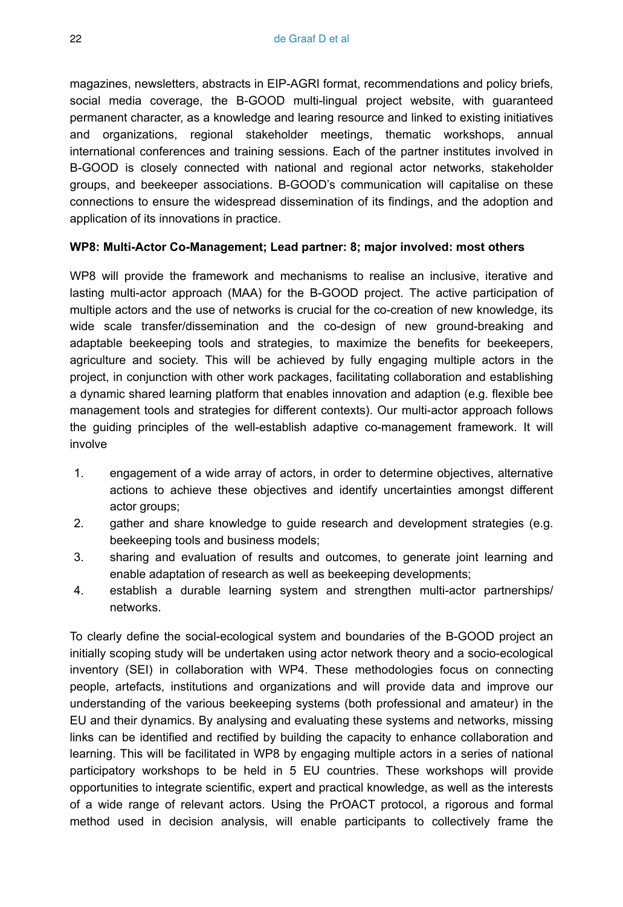magazines, newsletters, abstracts in EIP-AGRI format, recommendations and policy briefs, social media coverage, the B-GOOD multi-lingual project website, with guaranteed permanent character, as a knowledge and learing resource and linked to existing initiatives and organizations, regional stakeholder meetings, thematic workshops, annual international conferences and training sessions. Each of the partner institutes involved in B-GOOD is closely connected with national and regional actor networks, stakeholder groups, and beekeeper associations. B-GOOD's communication will capitalise on these connections to ensure the widespread dissemination of its findings, and the adoption and application of its innovations in practice.

**WP8: Multi-Actor Co-Management; Lead partner: 8; major involved: most others**

WP8 will provide the framework and mechanisms to realise an inclusive, iterative and lasting multi-actor approach (MAA) for the B-GOOD project. The active participation of multiple actors and the use of networks is crucial for the co-creation of new knowledge, its wide scale transfer/dissemination and the co-design of new ground-breaking and adaptable beekeeping tools and strategies, to maximize the benefits for beekeepers, agriculture and society. This will be achieved by fully engaging multiple actors in the project, in conjunction with other work packages, facilitating collaboration and establishing a dynamic shared learning platform that enables innovation and adaption (e.g. flexible bee management tools and strategies for different contexts). Our multi-actor approach follows the guiding principles of the well-establish adaptive co-management framework. It will involve

1. engagement of a wide array of actors, in order to determine objectives, alternative actions to achieve these objectives and identify uncertainties amongst different actor groups;
2. gather and share knowledge to guide research and development strategies (e.g. beekeeping tools and business models;
3. sharing and evaluation of results and outcomes, to generate joint learning and enable adaptation of research as well as beekeeping developments;
4. establish a durable learning system and strengthen multi-actor partnerships/ networks.

To clearly define the social-ecological system and boundaries of the B-GOOD project an initially scoping study will be undertaken using actor network theory and a socio-ecological inventory (SEI) in collaboration with WP4. These methodologies focus on connecting people, artefacts, institutions and organizations and will provide data and improve our understanding of the various beekeeping systems (both professional and amateur) in the EU and their dynamics. By analysing and evaluating these systems and networks, missing links can be identified and rectified by building the capacity to enhance collaboration and learning. This will be facilitated in WP8 by engaging multiple actors in a series of national participatory workshops to be held in 5 EU countries. These workshops will provide opportunities to integrate scientific, expert and practical knowledge, as well as the interests of a wide range of relevant actors. Using the PrOACT protocol, a rigorous and formal method used in decision analysis, will enable participants to collectively frame the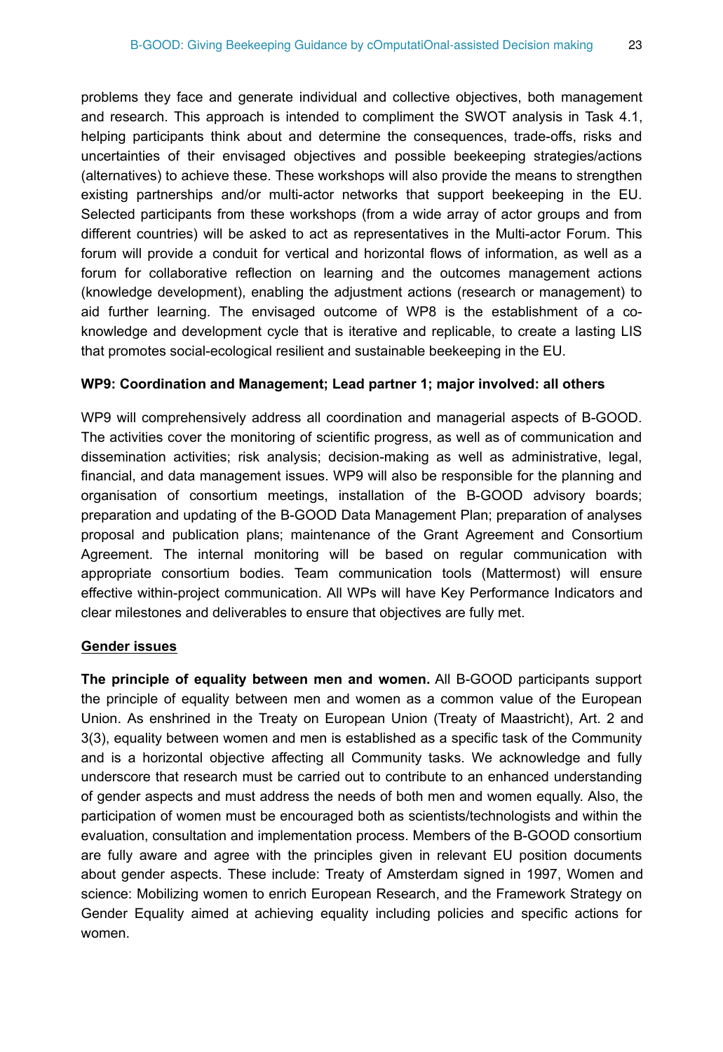problems they face and generate individual and collective objectives, both management and research. This approach is intended to compliment the SWOT analysis in Task 4.1, helping participants think about and determine the consequences, trade-offs, risks and uncertainties of their envisaged objectives and possible beekeeping strategies/actions (alternatives) to achieve these. These workshops will also provide the means to strengthen existing partnerships and/or multi-actor networks that support beekeeping in the EU. Selected participants from these workshops (from a wide array of actor groups and from different countries) will be asked to act as representatives in the Multi-actor Forum. This forum will provide a conduit for vertical and horizontal flows of information, as well as a forum for collaborative reflection on learning and the outcomes management actions (knowledge development), enabling the adjustment actions (research or management) to aid further learning. The envisaged outcome of WP8 is the establishment of a co-knowledge and development cycle that is iterative and replicable, to create a lasting LIS that promotes social-ecological resilient and sustainable beekeeping in the EU.

**WP9: Coordination and Management; Lead partner 1; major involved: all others**

WP9 will comprehensively address all coordination and managerial aspects of B-GOOD. The activities cover the monitoring of scientific progress, as well as of communication and dissemination activities; risk analysis; decision-making as well as administrative, legal, financial, and data management issues. WP9 will also be responsible for the planning and organisation of consortium meetings, installation of the B-GOOD advisory boards; preparation and updating of the B-GOOD Data Management Plan; preparation of analyses proposal and publication plans; maintenance of the Grant Agreement and Consortium Agreement. The internal monitoring will be based on regular communication with appropriate consortium bodies. Team communication tools (Mattermost) will ensure effective within-project communication. All WPs will have Key Performance Indicators and clear milestones and deliverables to ensure that objectives are fully met.

**Gender issues**

**The principle of equality between men and women.** All B-GOOD participants support the principle of equality between men and women as a common value of the European Union. As enshrined in the Treaty on European Union (Treaty of Maastricht), Art. 2 and 3(3), equality between women and men is established as a specific task of the Community and is a horizontal objective affecting all Community tasks. We acknowledge and fully underscore that research must be carried out to contribute to an enhanced understanding of gender aspects and must address the needs of both men and women equally. Also, the participation of women must be encouraged both as scientists/technologists and within the evaluation, consultation and implementation process. Members of the B-GOOD consortium are fully aware and agree with the principles given in relevant EU position documents about gender aspects. These include: Treaty of Amsterdam signed in 1997, Women and science: Mobilizing women to enrich European Research, and the Framework Strategy on Gender Equality aimed at achieving equality including policies and specific actions for women.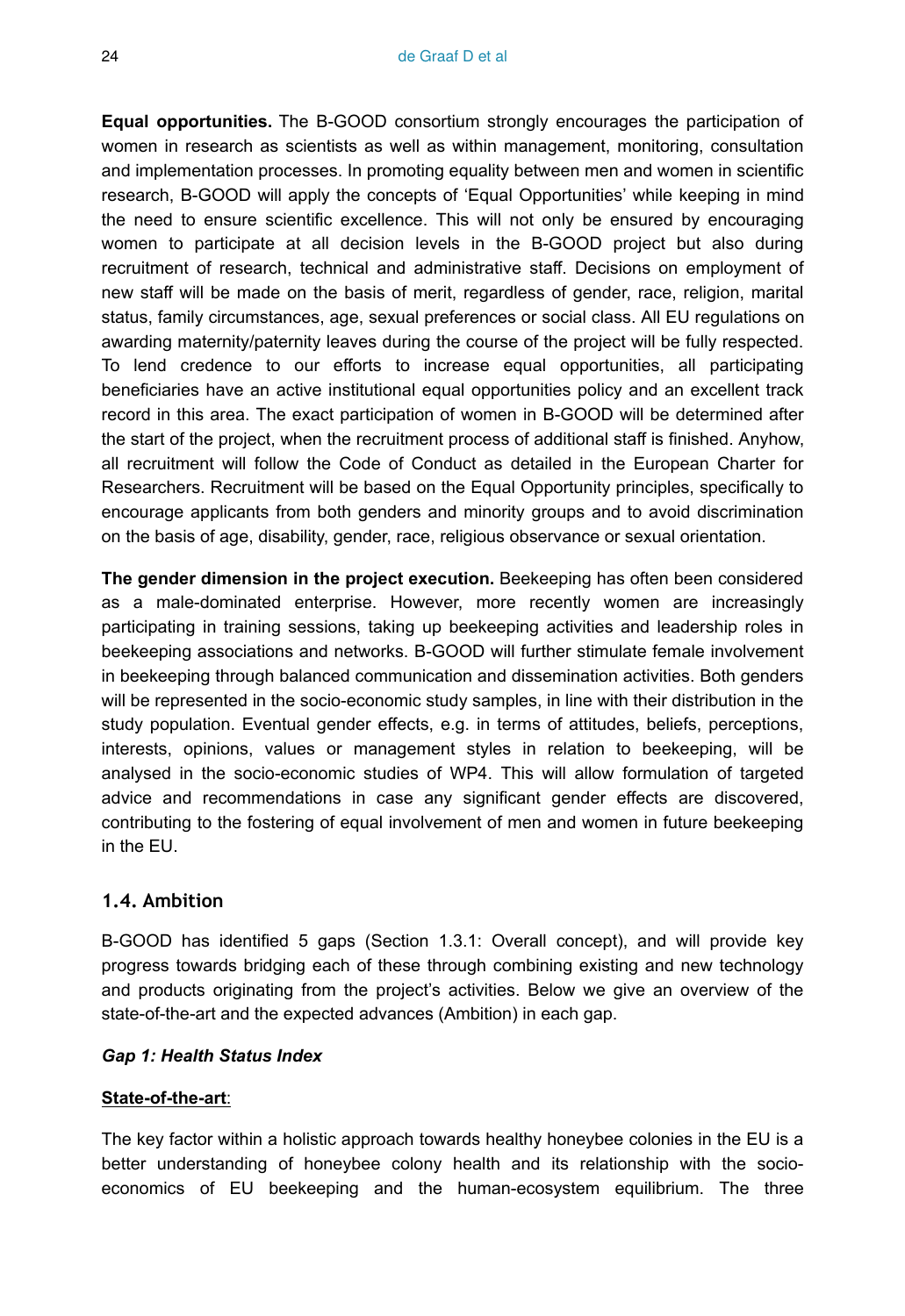**Equal opportunities.** The B-GOOD consortium strongly encourages the participation of women in research as scientists as well as within management, monitoring, consultation and implementation processes. In promoting equality between men and women in scientific research, B-GOOD will apply the concepts of 'Equal Opportunities' while keeping in mind the need to ensure scientific excellence. This will not only be ensured by encouraging women to participate at all decision levels in the B-GOOD project but also during recruitment of research, technical and administrative staff. Decisions on employment of new staff will be made on the basis of merit, regardless of gender, race, religion, marital status, family circumstances, age, sexual preferences or social class. All EU regulations on awarding maternity/paternity leaves during the course of the project will be fully respected. To lend credence to our efforts to increase equal opportunities, all participating beneficiaries have an active institutional equal opportunities policy and an excellent track record in this area. The exact participation of women in B-GOOD will be determined after the start of the project, when the recruitment process of additional staff is finished. Anyhow, all recruitment will follow the Code of Conduct as detailed in the European Charter for Researchers. Recruitment will be based on the Equal Opportunity principles, specifically to encourage applicants from both genders and minority groups and to avoid discrimination on the basis of age, disability, gender, race, religious observance or sexual orientation.

**The gender dimension in the project execution.** Beekeeping has often been considered as a male-dominated enterprise. However, more recently women are increasingly participating in training sessions, taking up beekeeping activities and leadership roles in beekeeping associations and networks. B-GOOD will further stimulate female involvement in beekeeping through balanced communication and dissemination activities. Both genders will be represented in the socio-economic study samples, in line with their distribution in the study population. Eventual gender effects, e.g. in terms of attitudes, beliefs, perceptions, interests, opinions, values or management styles in relation to beekeeping, will be analysed in the socio-economic studies of WP4. This will allow formulation of targeted advice and recommendations in case any significant gender effects are discovered, contributing to the fostering of equal involvement of men and women in future beekeeping in the EU.

## 1.4. Ambition

B-GOOD has identified 5 gaps (Section 1.3.1: Overall concept), and will provide key progress towards bridging each of these through combining existing and new technology and products originating from the project's activities. Below we give an overview of the state-of-the-art and the expected advances (Ambition) in each gap.

***Gap 1: Health Status Index***

**State-of-the-art**:

The key factor within a holistic approach towards healthy honeybee colonies in the EU is a better understanding of honeybee colony health and its relationship with the socio-economics of EU beekeeping and the human-ecosystem equilibrium. The three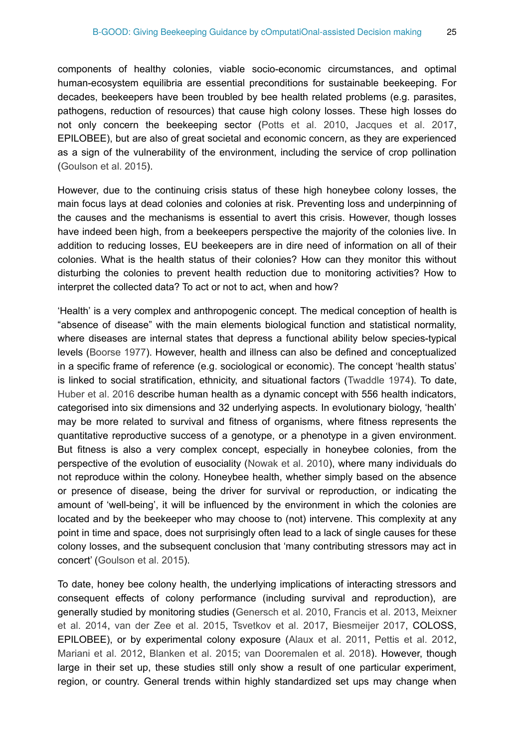components of healthy colonies, viable socio-economic circumstances, and optimal human-ecosystem equilibria are essential preconditions for sustainable beekeeping. For decades, beekeepers have been troubled by bee health related problems (e.g. parasites, pathogens, reduction of resources) that cause high colony losses. These high losses do not only concern the beekeeping sector (Potts et al. 2010, Jacques et al. 2017, EPILOBEE), but are also of great societal and economic concern, as they are experienced as a sign of the vulnerability of the environment, including the service of crop pollination (Goulson et al. 2015).

However, due to the continuing crisis status of these high honeybee colony losses, the main focus lays at dead colonies and colonies at risk. Preventing loss and underpinning of the causes and the mechanisms is essential to avert this crisis. However, though losses have indeed been high, from a beekeepers perspective the majority of the colonies live. In addition to reducing losses, EU beekeepers are in dire need of information on all of their colonies. What is the health status of their colonies? How can they monitor this without disturbing the colonies to prevent health reduction due to monitoring activities? How to interpret the collected data? To act or not to act, when and how?

'Health' is a very complex and anthropogenic concept. The medical conception of health is "absence of disease" with the main elements biological function and statistical normality, where diseases are internal states that depress a functional ability below species-typical levels (Boorse 1977). However, health and illness can also be defined and conceptualized in a specific frame of reference (e.g. sociological or economic). The concept 'health status' is linked to social stratification, ethnicity, and situational factors (Twaddle 1974). To date, Huber et al. 2016 describe human health as a dynamic concept with 556 health indicators, categorised into six dimensions and 32 underlying aspects. In evolutionary biology, 'health' may be more related to survival and fitness of organisms, where fitness represents the quantitative reproductive success of a genotype, or a phenotype in a given environment. But fitness is also a very complex concept, especially in honeybee colonies, from the perspective of the evolution of eusociality (Nowak et al. 2010), where many individuals do not reproduce within the colony. Honeybee health, whether simply based on the absence or presence of disease, being the driver for survival or reproduction, or indicating the amount of 'well-being', it will be influenced by the environment in which the colonies are located and by the beekeeper who may choose to (not) intervene. This complexity at any point in time and space, does not surprisingly often lead to a lack of single causes for these colony losses, and the subsequent conclusion that 'many contributing stressors may act in concert' (Goulson et al. 2015).

To date, honey bee colony health, the underlying implications of interacting stressors and consequent effects of colony performance (including survival and reproduction), are generally studied by monitoring studies (Genersch et al. 2010, Francis et al. 2013, Meixner et al. 2014, van der Zee et al. 2015, Tsvetkov et al. 2017, Biesmeijer 2017, COLOSS, EPILOBEE), or by experimental colony exposure (Alaux et al. 2011, Pettis et al. 2012, Mariani et al. 2012, Blanken et al. 2015; van Dooremalen et al. 2018). However, though large in their set up, these studies still only show a result of one particular experiment, region, or country. General trends within highly standardized set ups may change when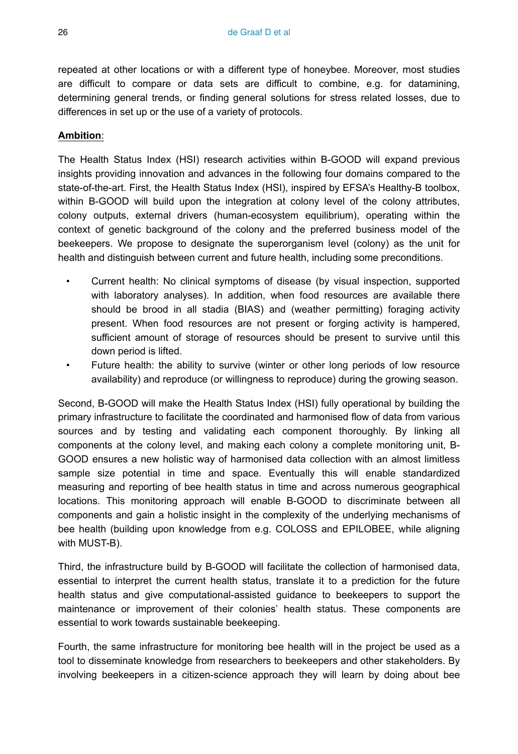repeated at other locations or with a different type of honeybee. Moreover, most studies are difficult to compare or data sets are difficult to combine, e.g. for datamining, determining general trends, or finding general solutions for stress related losses, due to differences in set up or the use of a variety of protocols.

**Ambition**:

The Health Status Index (HSI) research activities within B-GOOD will expand previous insights providing innovation and advances in the following four domains compared to the state-of-the-art. First, the Health Status Index (HSI), inspired by EFSA's Healthy-B toolbox, within B-GOOD will build upon the integration at colony level of the colony attributes, colony outputs, external drivers (human-ecosystem equilibrium), operating within the context of genetic background of the colony and the preferred business model of the beekeepers. We propose to designate the superorganism level (colony) as the unit for health and distinguish between current and future health, including some preconditions.

- Current health: No clinical symptoms of disease (by visual inspection, supported with laboratory analyses). In addition, when food resources are available there should be brood in all stadia (BIAS) and (weather permitting) foraging activity present. When food resources are not present or forging activity is hampered, sufficient amount of storage of resources should be present to survive until this down period is lifted.
- Future health: the ability to survive (winter or other long periods of low resource availability) and reproduce (or willingness to reproduce) during the growing season.

Second, B-GOOD will make the Health Status Index (HSI) fully operational by building the primary infrastructure to facilitate the coordinated and harmonised flow of data from various sources and by testing and validating each component thoroughly. By linking all components at the colony level, and making each colony a complete monitoring unit, B-GOOD ensures a new holistic way of harmonised data collection with an almost limitless sample size potential in time and space. Eventually this will enable standardized measuring and reporting of bee health status in time and across numerous geographical locations. This monitoring approach will enable B-GOOD to discriminate between all components and gain a holistic insight in the complexity of the underlying mechanisms of bee health (building upon knowledge from e.g. COLOSS and EPILOBEE, while aligning with MUST-B).

Third, the infrastructure build by B-GOOD will facilitate the collection of harmonised data, essential to interpret the current health status, translate it to a prediction for the future health status and give computational-assisted guidance to beekeepers to support the maintenance or improvement of their colonies' health status. These components are essential to work towards sustainable beekeeping.

Fourth, the same infrastructure for monitoring bee health will in the project be used as a tool to disseminate knowledge from researchers to beekeepers and other stakeholders. By involving beekeepers in a citizen-science approach they will learn by doing about bee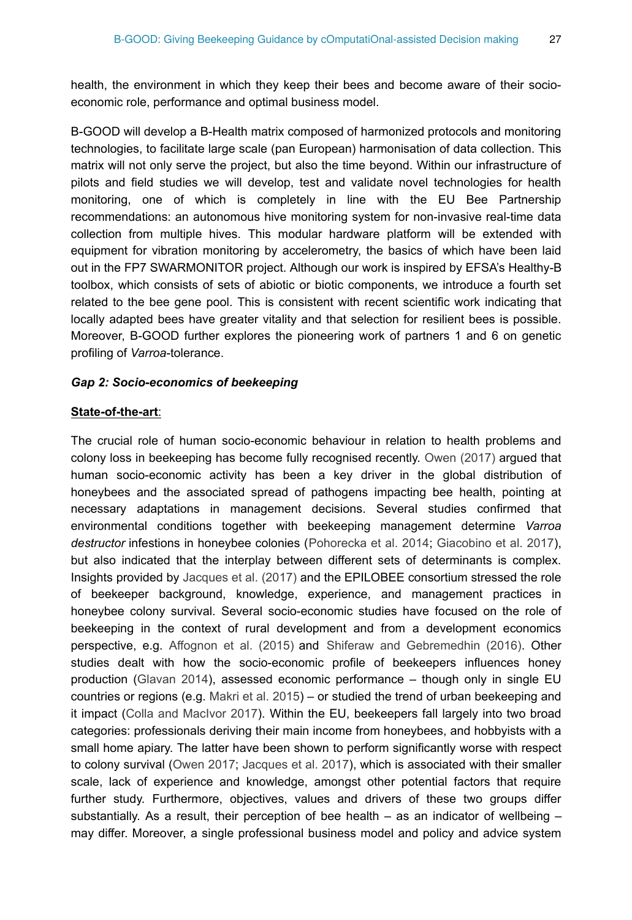health, the environment in which they keep their bees and become aware of their socio-economic role, performance and optimal business model.

B-GOOD will develop a B-Health matrix composed of harmonized protocols and monitoring technologies, to facilitate large scale (pan European) harmonisation of data collection. This matrix will not only serve the project, but also the time beyond. Within our infrastructure of pilots and field studies we will develop, test and validate novel technologies for health monitoring, one of which is completely in line with the EU Bee Partnership recommendations: an autonomous hive monitoring system for non-invasive real-time data collection from multiple hives. This modular hardware platform will be extended with equipment for vibration monitoring by accelerometry, the basics of which have been laid out in the FP7 SWARMONITOR project. Although our work is inspired by EFSA's Healthy-B toolbox, which consists of sets of abiotic or biotic components, we introduce a fourth set related to the bee gene pool. This is consistent with recent scientific work indicating that locally adapted bees have greater vitality and that selection for resilient bees is possible. Moreover, B-GOOD further explores the pioneering work of partners 1 and 6 on genetic profiling of *Varroa*-tolerance.

***Gap 2: Socio-economics of beekeeping***

**State-of-the-art**:

The crucial role of human socio-economic behaviour in relation to health problems and colony loss in beekeeping has become fully recognised recently. Owen (2017) argued that human socio-economic activity has been a key driver in the global distribution of honeybees and the associated spread of pathogens impacting bee health, pointing at necessary adaptations in management decisions. Several studies confirmed that environmental conditions together with beekeeping management determine *Varroa destructor* infestions in honeybee colonies (Pohorecka et al. 2014; Giacobino et al. 2017), but also indicated that the interplay between different sets of determinants is complex. Insights provided by Jacques et al. (2017) and the EPILOBEE consortium stressed the role of beekeeper background, knowledge, experience, and management practices in honeybee colony survival. Several socio-economic studies have focused on the role of beekeeping in the context of rural development and from a development economics perspective, e.g. Affognon et al. (2015) and Shiferaw and Gebremedhin (2016). Other studies dealt with how the socio-economic profile of beekeepers influences honey production (Glavan 2014), assessed economic performance – though only in single EU countries or regions (e.g. Makri et al. 2015) – or studied the trend of urban beekeeping and it impact (Colla and MacIvor 2017). Within the EU, beekeepers fall largely into two broad categories: professionals deriving their main income from honeybees, and hobbyists with a small home apiary. The latter have been shown to perform significantly worse with respect to colony survival (Owen 2017; Jacques et al. 2017), which is associated with their smaller scale, lack of experience and knowledge, amongst other potential factors that require further study. Furthermore, objectives, values and drivers of these two groups differ substantially. As a result, their perception of bee health – as an indicator of wellbeing – may differ. Moreover, a single professional business model and policy and advice system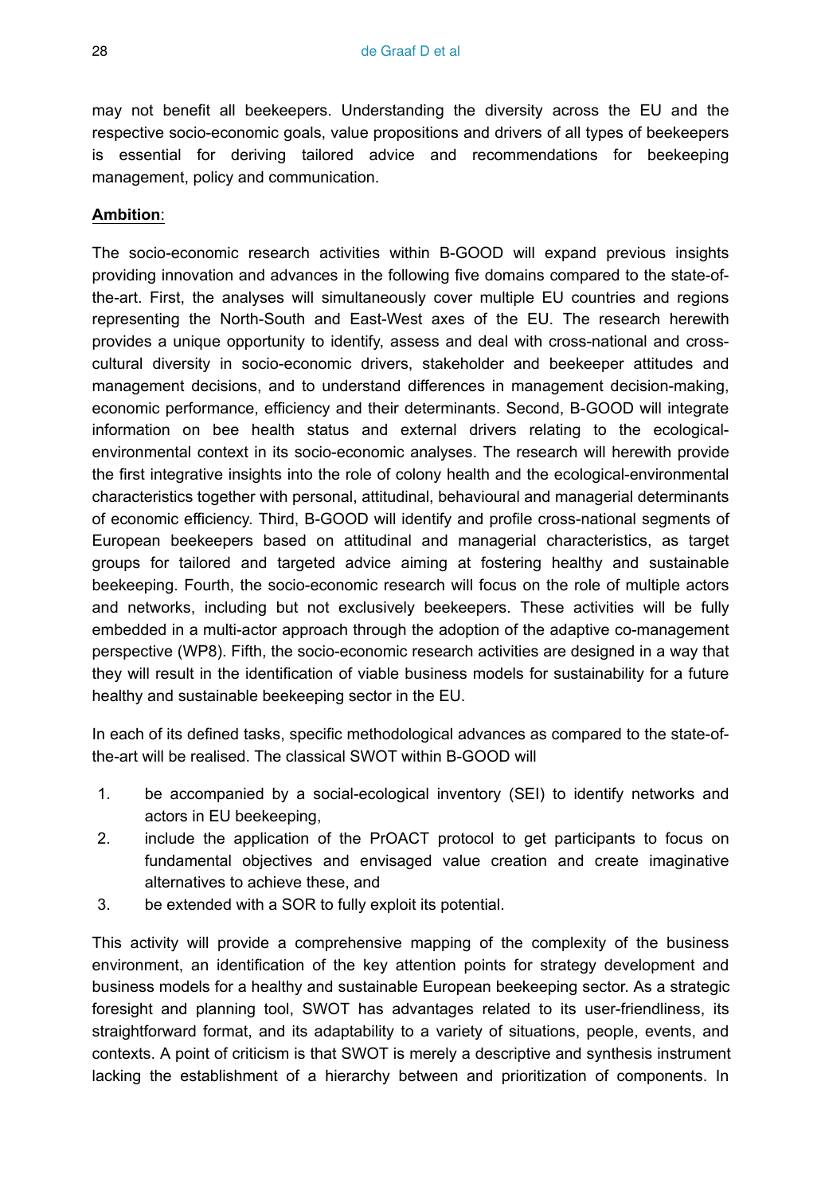may not benefit all beekeepers. Understanding the diversity across the EU and the respective socio-economic goals, value propositions and drivers of all types of beekeepers is essential for deriving tailored advice and recommendations for beekeeping management, policy and communication.

**Ambition**:

The socio-economic research activities within B-GOOD will expand previous insights providing innovation and advances in the following five domains compared to the state-of-the-art. First, the analyses will simultaneously cover multiple EU countries and regions representing the North-South and East-West axes of the EU. The research herewith provides a unique opportunity to identify, assess and deal with cross-national and cross-cultural diversity in socio-economic drivers, stakeholder and beekeeper attitudes and management decisions, and to understand differences in management decision-making, economic performance, efficiency and their determinants. Second, B-GOOD will integrate information on bee health status and external drivers relating to the ecological-environmental context in its socio-economic analyses. The research will herewith provide the first integrative insights into the role of colony health and the ecological-environmental characteristics together with personal, attitudinal, behavioural and managerial determinants of economic efficiency. Third, B-GOOD will identify and profile cross-national segments of European beekeepers based on attitudinal and managerial characteristics, as target groups for tailored and targeted advice aiming at fostering healthy and sustainable beekeeping. Fourth, the socio-economic research will focus on the role of multiple actors and networks, including but not exclusively beekeepers. These activities will be fully embedded in a multi-actor approach through the adoption of the adaptive co-management perspective (WP8). Fifth, the socio-economic research activities are designed in a way that they will result in the identification of viable business models for sustainability for a future healthy and sustainable beekeeping sector in the EU.

In each of its defined tasks, specific methodological advances as compared to the state-of-the-art will be realised. The classical SWOT within B-GOOD will

1. be accompanied by a social-ecological inventory (SEI) to identify networks and actors in EU beekeeping,
2. include the application of the PrOACT protocol to get participants to focus on fundamental objectives and envisaged value creation and create imaginative alternatives to achieve these, and
3. be extended with a SOR to fully exploit its potential.

This activity will provide a comprehensive mapping of the complexity of the business environment, an identification of the key attention points for strategy development and business models for a healthy and sustainable European beekeeping sector. As a strategic foresight and planning tool, SWOT has advantages related to its user-friendliness, its straightforward format, and its adaptability to a variety of situations, people, events, and contexts. A point of criticism is that SWOT is merely a descriptive and synthesis instrument lacking the establishment of a hierarchy between and prioritization of components. In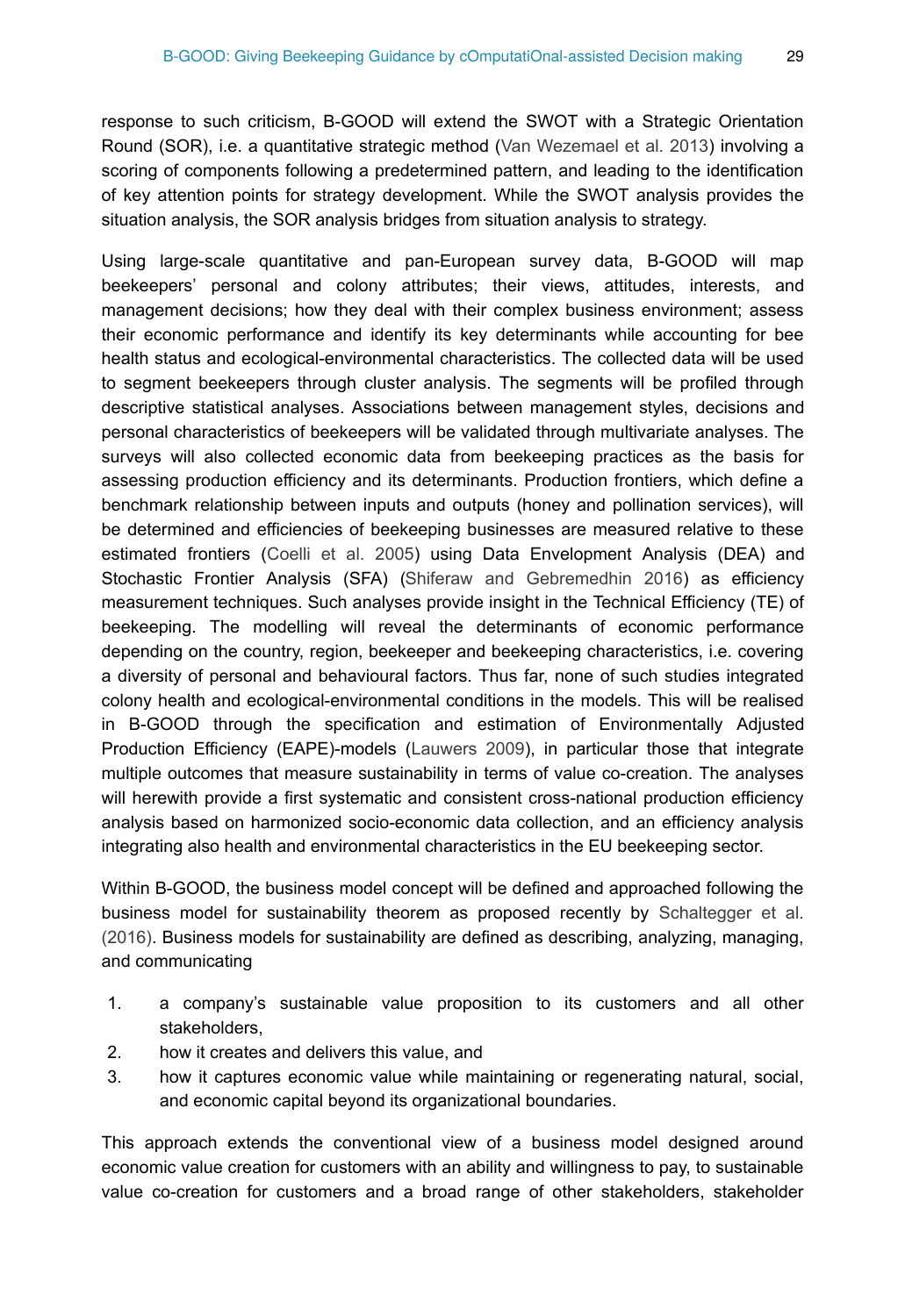response to such criticism, B-GOOD will extend the SWOT with a Strategic Orientation Round (SOR), i.e. a quantitative strategic method (Van Wezemael et al. 2013) involving a scoring of components following a predetermined pattern, and leading to the identification of key attention points for strategy development. While the SWOT analysis provides the situation analysis, the SOR analysis bridges from situation analysis to strategy.

Using large-scale quantitative and pan-European survey data, B-GOOD will map beekeepers' personal and colony attributes; their views, attitudes, interests, and management decisions; how they deal with their complex business environment; assess their economic performance and identify its key determinants while accounting for bee health status and ecological-environmental characteristics. The collected data will be used to segment beekeepers through cluster analysis. The segments will be profiled through descriptive statistical analyses. Associations between management styles, decisions and personal characteristics of beekeepers will be validated through multivariate analyses. The surveys will also collected economic data from beekeeping practices as the basis for assessing production efficiency and its determinants. Production frontiers, which define a benchmark relationship between inputs and outputs (honey and pollination services), will be determined and efficiencies of beekeeping businesses are measured relative to these estimated frontiers (Coelli et al. 2005) using Data Envelopment Analysis (DEA) and Stochastic Frontier Analysis (SFA) (Shiferaw and Gebremedhin 2016) as efficiency measurement techniques. Such analyses provide insight in the Technical Efficiency (TE) of beekeeping. The modelling will reveal the determinants of economic performance depending on the country, region, beekeeper and beekeeping characteristics, i.e. covering a diversity of personal and behavioural factors. Thus far, none of such studies integrated colony health and ecological-environmental conditions in the models. This will be realised in B-GOOD through the specification and estimation of Environmentally Adjusted Production Efficiency (EAPE)-models (Lauwers 2009), in particular those that integrate multiple outcomes that measure sustainability in terms of value co-creation. The analyses will herewith provide a first systematic and consistent cross-national production efficiency analysis based on harmonized socio-economic data collection, and an efficiency analysis integrating also health and environmental characteristics in the EU beekeeping sector.

Within B-GOOD, the business model concept will be defined and approached following the business model for sustainability theorem as proposed recently by Schaltegger et al. (2016). Business models for sustainability are defined as describing, analyzing, managing, and communicating

1. a company's sustainable value proposition to its customers and all other stakeholders,
2. how it creates and delivers this value, and
3. how it captures economic value while maintaining or regenerating natural, social, and economic capital beyond its organizational boundaries.

This approach extends the conventional view of a business model designed around economic value creation for customers with an ability and willingness to pay, to sustainable value co-creation for customers and a broad range of other stakeholders, stakeholder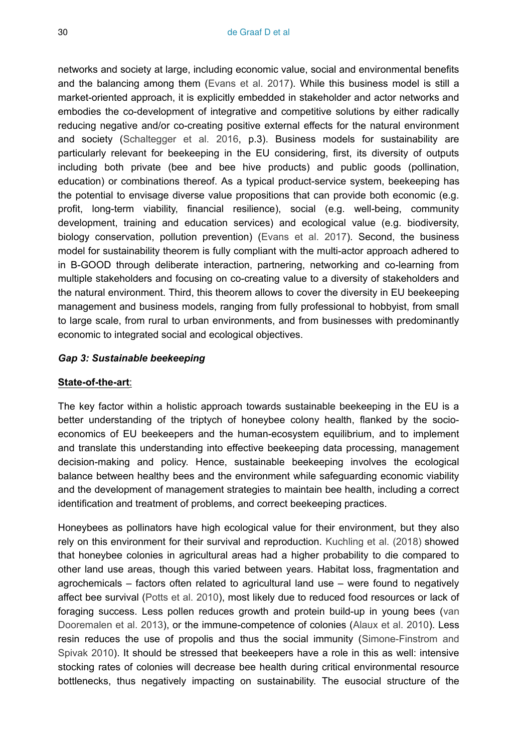networks and society at large, including economic value, social and environmental benefits and the balancing among them (Evans et al. 2017). While this business model is still a market-oriented approach, it is explicitly embedded in stakeholder and actor networks and embodies the co-development of integrative and competitive solutions by either radically reducing negative and/or co-creating positive external effects for the natural environment and society (Schaltegger et al. 2016, p.3). Business models for sustainability are particularly relevant for beekeeping in the EU considering, first, its diversity of outputs including both private (bee and bee hive products) and public goods (pollination, education) or combinations thereof. As a typical product-service system, beekeeping has the potential to envisage diverse value propositions that can provide both economic (e.g. profit, long-term viability, financial resilience), social (e.g. well-being, community development, training and education services) and ecological value (e.g. biodiversity, biology conservation, pollution prevention) (Evans et al. 2017). Second, the business model for sustainability theorem is fully compliant with the multi-actor approach adhered to in B-GOOD through deliberate interaction, partnering, networking and co-learning from multiple stakeholders and focusing on co-creating value to a diversity of stakeholders and the natural environment. Third, this theorem allows to cover the diversity in EU beekeeping management and business models, ranging from fully professional to hobbyist, from small to large scale, from rural to urban environments, and from businesses with predominantly economic to integrated social and ecological objectives.

***Gap 3: Sustainable beekeeping***

**State-of-the-art**:

The key factor within a holistic approach towards sustainable beekeeping in the EU is a better understanding of the triptych of honeybee colony health, flanked by the socio-economics of EU beekeepers and the human-ecosystem equilibrium, and to implement and translate this understanding into effective beekeeping data processing, management decision-making and policy. Hence, sustainable beekeeping involves the ecological balance between healthy bees and the environment while safeguarding economic viability and the development of management strategies to maintain bee health, including a correct identification and treatment of problems, and correct beekeeping practices.

Honeybees as pollinators have high ecological value for their environment, but they also rely on this environment for their survival and reproduction. Kuchling et al. (2018) showed that honeybee colonies in agricultural areas had a higher probability to die compared to other land use areas, though this varied between years. Habitat loss, fragmentation and agrochemicals – factors often related to agricultural land use – were found to negatively affect bee survival (Potts et al. 2010), most likely due to reduced food resources or lack of foraging success. Less pollen reduces growth and protein build-up in young bees (van Dooremalen et al. 2013), or the immune-competence of colonies (Alaux et al. 2010). Less resin reduces the use of propolis and thus the social immunity (Simone-Finstrom and Spivak 2010). It should be stressed that beekeepers have a role in this as well: intensive stocking rates of colonies will decrease bee health during critical environmental resource bottlenecks, thus negatively impacting on sustainability. The eusocial structure of the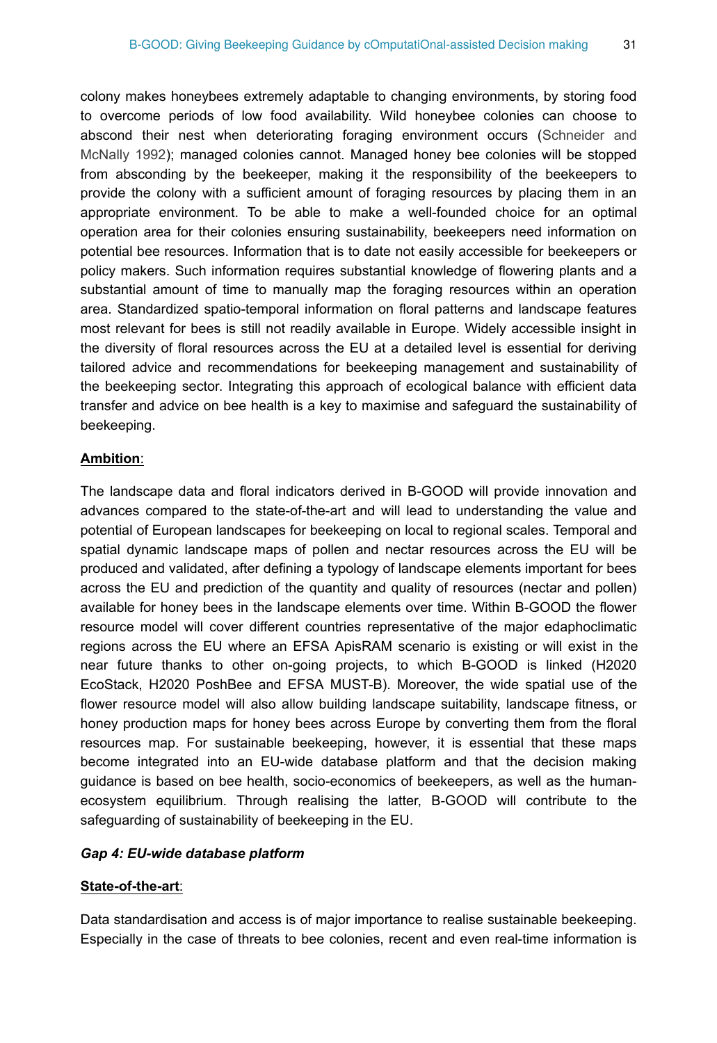colony makes honeybees extremely adaptable to changing environments, by storing food to overcome periods of low food availability. Wild honeybee colonies can choose to abscond their nest when deteriorating foraging environment occurs (Schneider and McNally 1992); managed colonies cannot. Managed honey bee colonies will be stopped from absconding by the beekeeper, making it the responsibility of the beekeepers to provide the colony with a sufficient amount of foraging resources by placing them in an appropriate environment. To be able to make a well-founded choice for an optimal operation area for their colonies ensuring sustainability, beekeepers need information on potential bee resources. Information that is to date not easily accessible for beekeepers or policy makers. Such information requires substantial knowledge of flowering plants and a substantial amount of time to manually map the foraging resources within an operation area. Standardized spatio-temporal information on floral patterns and landscape features most relevant for bees is still not readily available in Europe. Widely accessible insight in the diversity of floral resources across the EU at a detailed level is essential for deriving tailored advice and recommendations for beekeeping management and sustainability of the beekeeping sector. Integrating this approach of ecological balance with efficient data transfer and advice on bee health is a key to maximise and safeguard the sustainability of beekeeping.

**Ambition**:

The landscape data and floral indicators derived in B-GOOD will provide innovation and advances compared to the state-of-the-art and will lead to understanding the value and potential of European landscapes for beekeeping on local to regional scales. Temporal and spatial dynamic landscape maps of pollen and nectar resources across the EU will be produced and validated, after defining a typology of landscape elements important for bees across the EU and prediction of the quantity and quality of resources (nectar and pollen) available for honey bees in the landscape elements over time. Within B-GOOD the flower resource model will cover different countries representative of the major edaphoclimatic regions across the EU where an EFSA ApisRAM scenario is existing or will exist in the near future thanks to other on-going projects, to which B-GOOD is linked (H2020 EcoStack, H2020 PoshBee and EFSA MUST-B). Moreover, the wide spatial use of the flower resource model will also allow building landscape suitability, landscape fitness, or honey production maps for honey bees across Europe by converting them from the floral resources map. For sustainable beekeeping, however, it is essential that these maps become integrated into an EU-wide database platform and that the decision making guidance is based on bee health, socio-economics of beekeepers, as well as the human-ecosystem equilibrium. Through realising the latter, B-GOOD will contribute to the safeguarding of sustainability of beekeeping in the EU.

***Gap 4: EU-wide database platform***

**State-of-the-art**:

Data standardisation and access is of major importance to realise sustainable beekeeping. Especially in the case of threats to bee colonies, recent and even real-time information is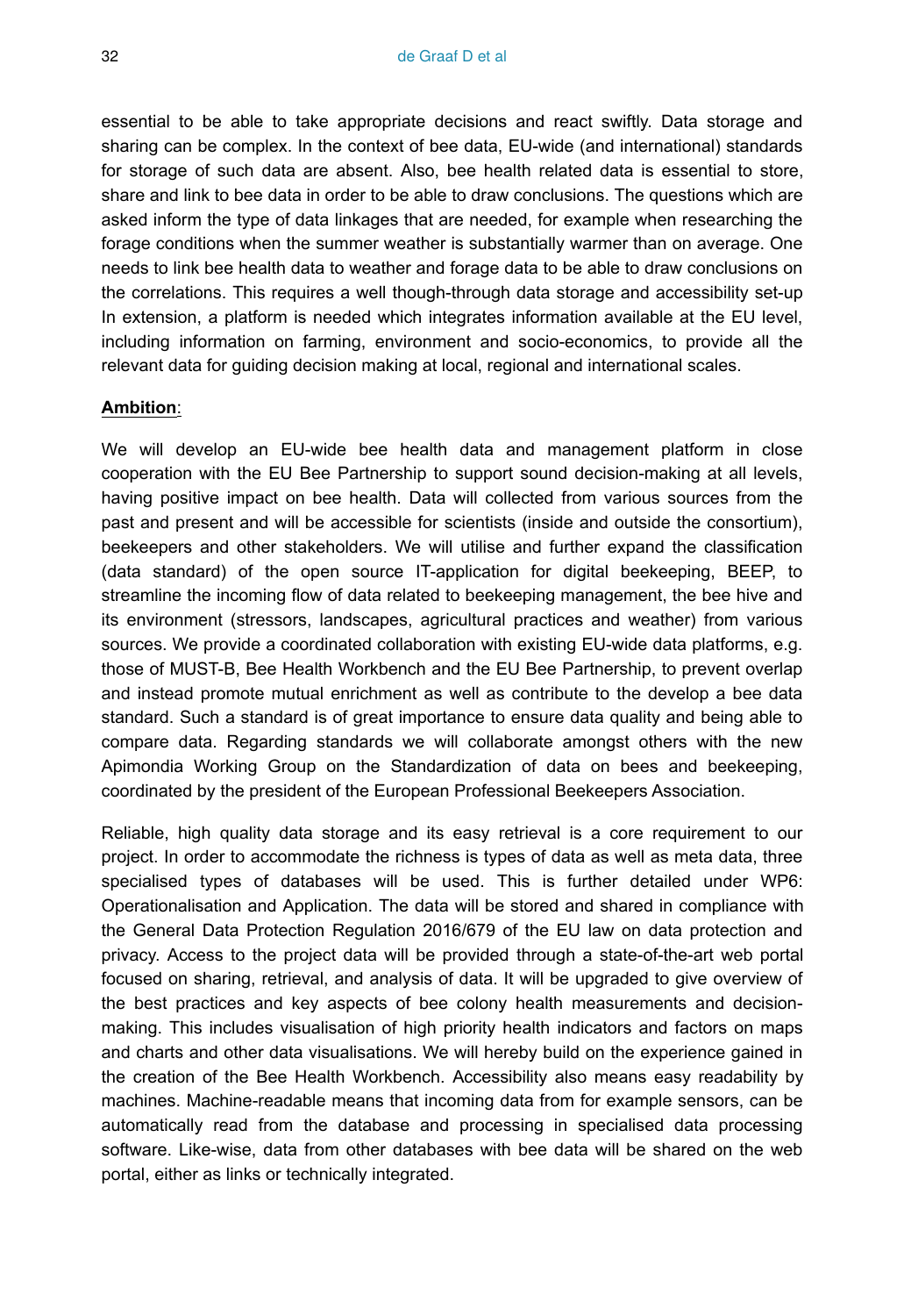essential to be able to take appropriate decisions and react swiftly. Data storage and sharing can be complex. In the context of bee data, EU-wide (and international) standards for storage of such data are absent. Also, bee health related data is essential to store, share and link to bee data in order to be able to draw conclusions. The questions which are asked inform the type of data linkages that are needed, for example when researching the forage conditions when the summer weather is substantially warmer than on average. One needs to link bee health data to weather and forage data to be able to draw conclusions on the correlations. This requires a well though-through data storage and accessibility set-up In extension, a platform is needed which integrates information available at the EU level, including information on farming, environment and socio-economics, to provide all the relevant data for guiding decision making at local, regional and international scales.

**Ambition**:

We will develop an EU-wide bee health data and management platform in close cooperation with the EU Bee Partnership to support sound decision-making at all levels, having positive impact on bee health. Data will collected from various sources from the past and present and will be accessible for scientists (inside and outside the consortium), beekeepers and other stakeholders. We will utilise and further expand the classification (data standard) of the open source IT-application for digital beekeeping, BEEP, to streamline the incoming flow of data related to beekeeping management, the bee hive and its environment (stressors, landscapes, agricultural practices and weather) from various sources. We provide a coordinated collaboration with existing EU-wide data platforms, e.g. those of MUST-B, Bee Health Workbench and the EU Bee Partnership, to prevent overlap and instead promote mutual enrichment as well as contribute to the develop a bee data standard. Such a standard is of great importance to ensure data quality and being able to compare data. Regarding standards we will collaborate amongst others with the new Apimondia Working Group on the Standardization of data on bees and beekeeping, coordinated by the president of the European Professional Beekeepers Association.

Reliable, high quality data storage and its easy retrieval is a core requirement to our project. In order to accommodate the richness is types of data as well as meta data, three specialised types of databases will be used. This is further detailed under WP6: Operationalisation and Application. The data will be stored and shared in compliance with the General Data Protection Regulation 2016/679 of the EU law on data protection and privacy. Access to the project data will be provided through a state-of-the-art web portal focused on sharing, retrieval, and analysis of data. It will be upgraded to give overview of the best practices and key aspects of bee colony health measurements and decision-making. This includes visualisation of high priority health indicators and factors on maps and charts and other data visualisations. We will hereby build on the experience gained in the creation of the Bee Health Workbench. Accessibility also means easy readability by machines. Machine-readable means that incoming data from for example sensors, can be automatically read from the database and processing in specialised data processing software. Like-wise, data from other databases with bee data will be shared on the web portal, either as links or technically integrated.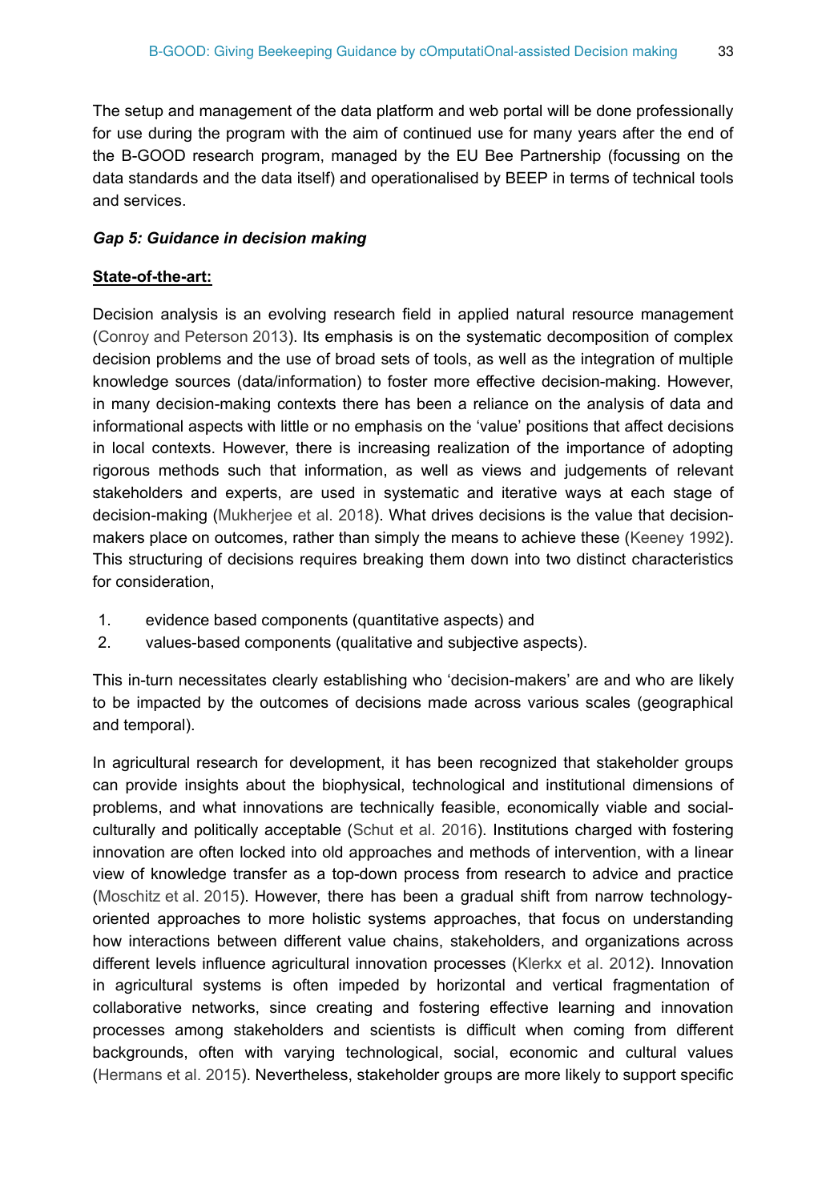The setup and management of the data platform and web portal will be done professionally for use during the program with the aim of continued use for many years after the end of the B-GOOD research program, managed by the EU Bee Partnership (focussing on the data standards and the data itself) and operationalised by BEEP in terms of technical tools and services.

***Gap 5: Guidance in decision making***

**State-of-the-art:**

Decision analysis is an evolving research field in applied natural resource management (Conroy and Peterson 2013). Its emphasis is on the systematic decomposition of complex decision problems and the use of broad sets of tools, as well as the integration of multiple knowledge sources (data/information) to foster more effective decision-making. However, in many decision-making contexts there has been a reliance on the analysis of data and informational aspects with little or no emphasis on the 'value' positions that affect decisions in local contexts. However, there is increasing realization of the importance of adopting rigorous methods such that information, as well as views and judgements of relevant stakeholders and experts, are used in systematic and iterative ways at each stage of decision-making (Mukherjee et al. 2018). What drives decisions is the value that decision-makers place on outcomes, rather than simply the means to achieve these (Keeney 1992). This structuring of decisions requires breaking them down into two distinct characteristics for consideration,

1. evidence based components (quantitative aspects) and
2. values-based components (qualitative and subjective aspects).

This in-turn necessitates clearly establishing who 'decision-makers' are and who are likely to be impacted by the outcomes of decisions made across various scales (geographical and temporal).

In agricultural research for development, it has been recognized that stakeholder groups can provide insights about the biophysical, technological and institutional dimensions of problems, and what innovations are technically feasible, economically viable and social-culturally and politically acceptable (Schut et al. 2016). Institutions charged with fostering innovation are often locked into old approaches and methods of intervention, with a linear view of knowledge transfer as a top-down process from research to advice and practice (Moschitz et al. 2015). However, there has been a gradual shift from narrow technology-oriented approaches to more holistic systems approaches, that focus on understanding how interactions between different value chains, stakeholders, and organizations across different levels influence agricultural innovation processes (Klerkx et al. 2012). Innovation in agricultural systems is often impeded by horizontal and vertical fragmentation of collaborative networks, since creating and fostering effective learning and innovation processes among stakeholders and scientists is difficult when coming from different backgrounds, often with varying technological, social, economic and cultural values (Hermans et al. 2015). Nevertheless, stakeholder groups are more likely to support specific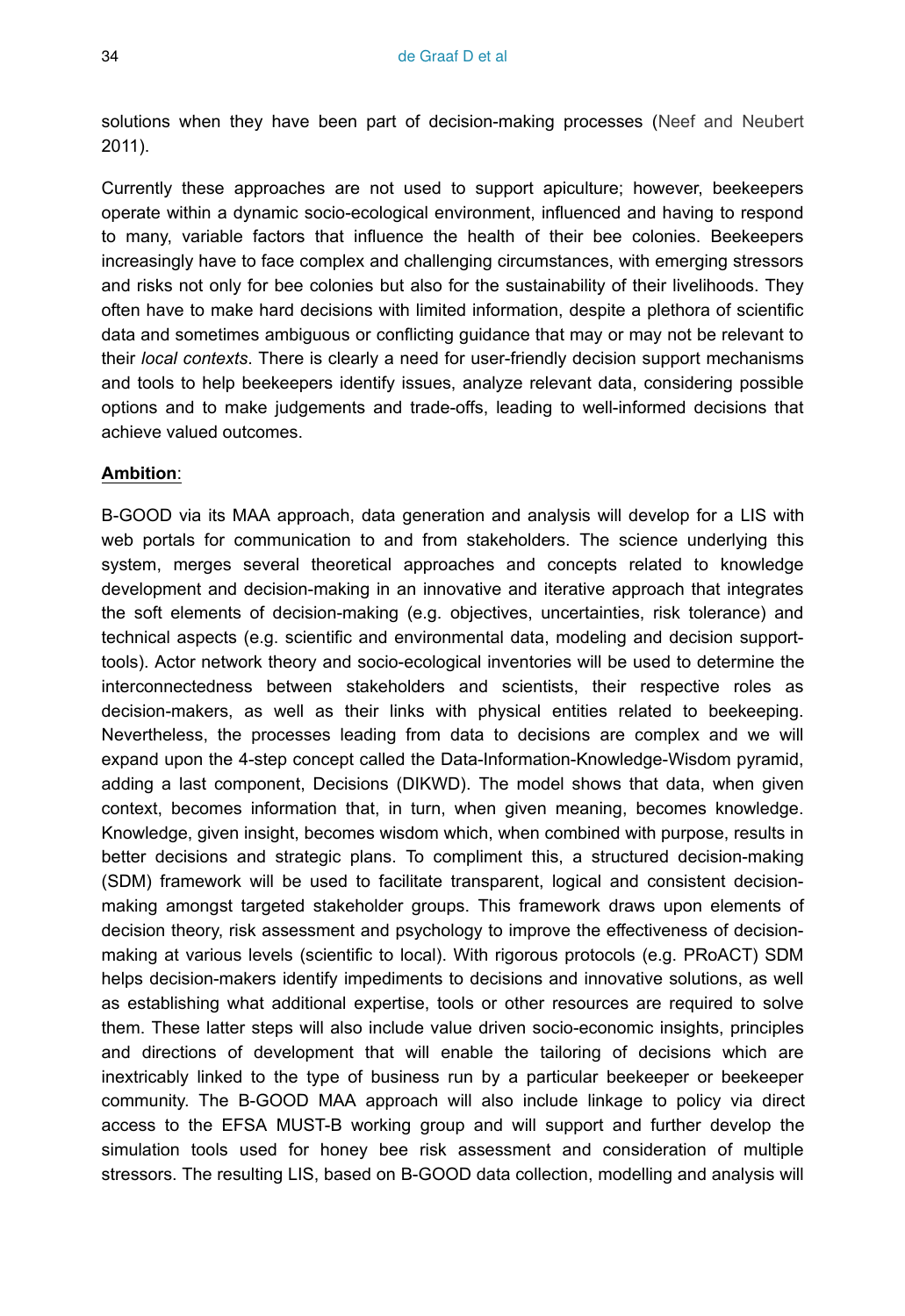solutions when they have been part of decision-making processes (Neef and Neubert 2011).

Currently these approaches are not used to support apiculture; however, beekeepers operate within a dynamic socio-ecological environment, influenced and having to respond to many, variable factors that influence the health of their bee colonies. Beekeepers increasingly have to face complex and challenging circumstances, with emerging stressors and risks not only for bee colonies but also for the sustainability of their livelihoods. They often have to make hard decisions with limited information, despite a plethora of scientific data and sometimes ambiguous or conflicting guidance that may or may not be relevant to their *local contexts*. There is clearly a need for user-friendly decision support mechanisms and tools to help beekeepers identify issues, analyze relevant data, considering possible options and to make judgements and trade-offs, leading to well-informed decisions that achieve valued outcomes.

**Ambition**:

B-GOOD via its MAA approach, data generation and analysis will develop for a LIS with web portals for communication to and from stakeholders. The science underlying this system, merges several theoretical approaches and concepts related to knowledge development and decision-making in an innovative and iterative approach that integrates the soft elements of decision-making (e.g. objectives, uncertainties, risk tolerance) and technical aspects (e.g. scientific and environmental data, modeling and decision support-tools). Actor network theory and socio-ecological inventories will be used to determine the interconnectedness between stakeholders and scientists, their respective roles as decision-makers, as well as their links with physical entities related to beekeeping. Nevertheless, the processes leading from data to decisions are complex and we will expand upon the 4-step concept called the Data-Information-Knowledge-Wisdom pyramid, adding a last component, Decisions (DIKWD). The model shows that data, when given context, becomes information that, in turn, when given meaning, becomes knowledge. Knowledge, given insight, becomes wisdom which, when combined with purpose, results in better decisions and strategic plans. To compliment this, a structured decision-making (SDM) framework will be used to facilitate transparent, logical and consistent decision-making amongst targeted stakeholder groups. This framework draws upon elements of decision theory, risk assessment and psychology to improve the effectiveness of decision-making at various levels (scientific to local). With rigorous protocols (e.g. PRoACT) SDM helps decision-makers identify impediments to decisions and innovative solutions, as well as establishing what additional expertise, tools or other resources are required to solve them. These latter steps will also include value driven socio-economic insights, principles and directions of development that will enable the tailoring of decisions which are inextricably linked to the type of business run by a particular beekeeper or beekeeper community. The B-GOOD MAA approach will also include linkage to policy via direct access to the EFSA MUST-B working group and will support and further develop the simulation tools used for honey bee risk assessment and consideration of multiple stressors. The resulting LIS, based on B-GOOD data collection, modelling and analysis will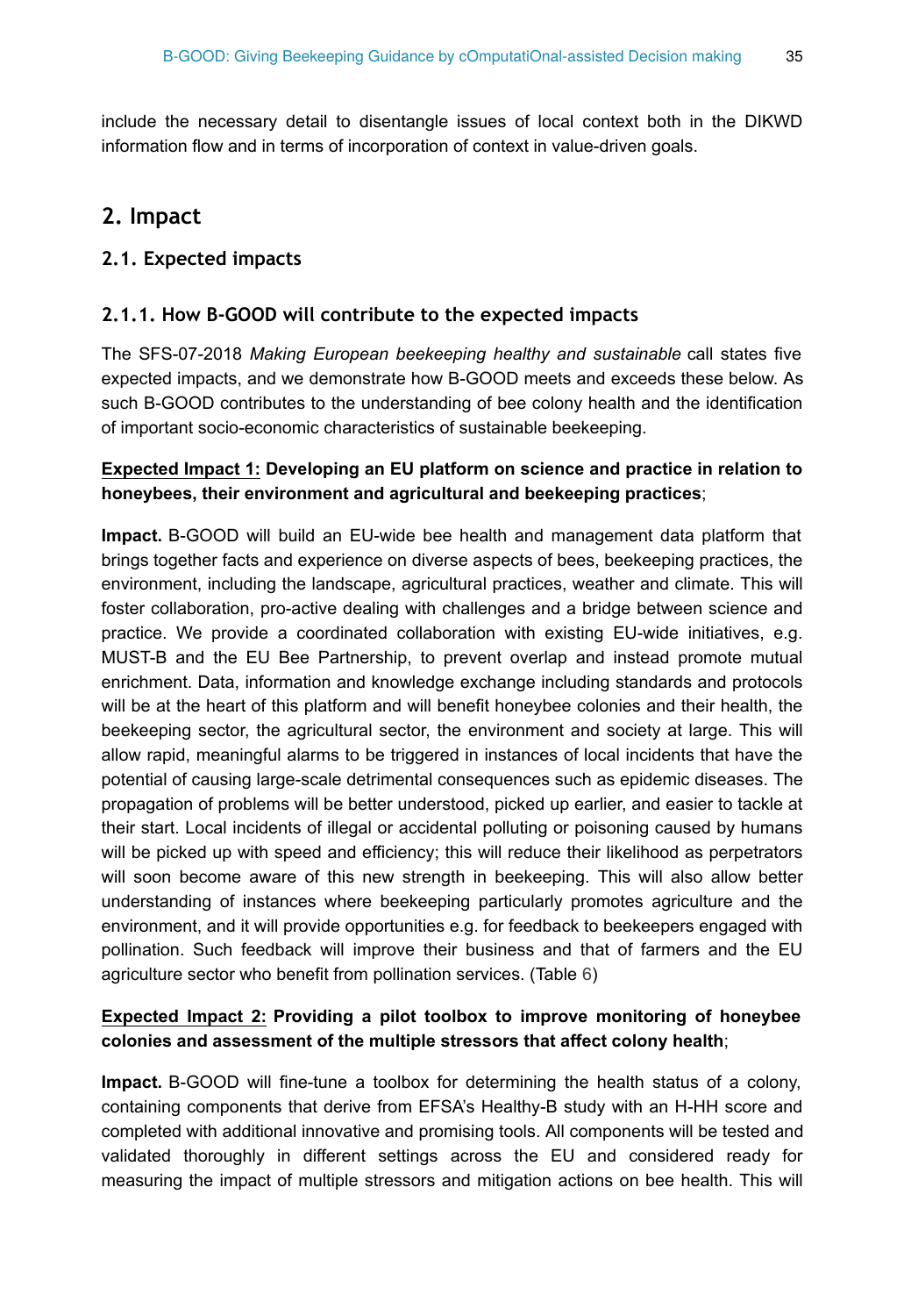include the necessary detail to disentangle issues of local context both in the DIKWD information flow and in terms of incorporation of context in value-driven goals.

## 2. Impact

### 2.1. Expected impacts

#### 2.1.1. How B-GOOD will contribute to the expected impacts

The SFS-07-2018 *Making European beekeeping healthy and sustainable* call states five expected impacts, and we demonstrate how B-GOOD meets and exceeds these below. As such B-GOOD contributes to the understanding of bee colony health and the identification of important socio-economic characteristics of sustainable beekeeping.

**Expected Impact 1: Developing an EU platform on science and practice in relation to honeybees, their environment and agricultural and beekeeping practices**;

**Impact.** B-GOOD will build an EU-wide bee health and management data platform that brings together facts and experience on diverse aspects of bees, beekeeping practices, the environment, including the landscape, agricultural practices, weather and climate. This will foster collaboration, pro-active dealing with challenges and a bridge between science and practice. We provide a coordinated collaboration with existing EU-wide initiatives, e.g. MUST-B and the EU Bee Partnership, to prevent overlap and instead promote mutual enrichment. Data, information and knowledge exchange including standards and protocols will be at the heart of this platform and will benefit honeybee colonies and their health, the beekeeping sector, the agricultural sector, the environment and society at large. This will allow rapid, meaningful alarms to be triggered in instances of local incidents that have the potential of causing large-scale detrimental consequences such as epidemic diseases. The propagation of problems will be better understood, picked up earlier, and easier to tackle at their start. Local incidents of illegal or accidental polluting or poisoning caused by humans will be picked up with speed and efficiency; this will reduce their likelihood as perpetrators will soon become aware of this new strength in beekeeping. This will also allow better understanding of instances where beekeeping particularly promotes agriculture and the environment, and it will provide opportunities e.g. for feedback to beekeepers engaged with pollination. Such feedback will improve their business and that of farmers and the EU agriculture sector who benefit from pollination services. (Table 6)

**Expected Impact 2: Providing a pilot toolbox to improve monitoring of honeybee colonies and assessment of the multiple stressors that affect colony health**;

**Impact.** B-GOOD will fine-tune a toolbox for determining the health status of a colony, containing components that derive from EFSA's Healthy-B study with an H-HH score and completed with additional innovative and promising tools. All components will be tested and validated thoroughly in different settings across the EU and considered ready for measuring the impact of multiple stressors and mitigation actions on bee health. This will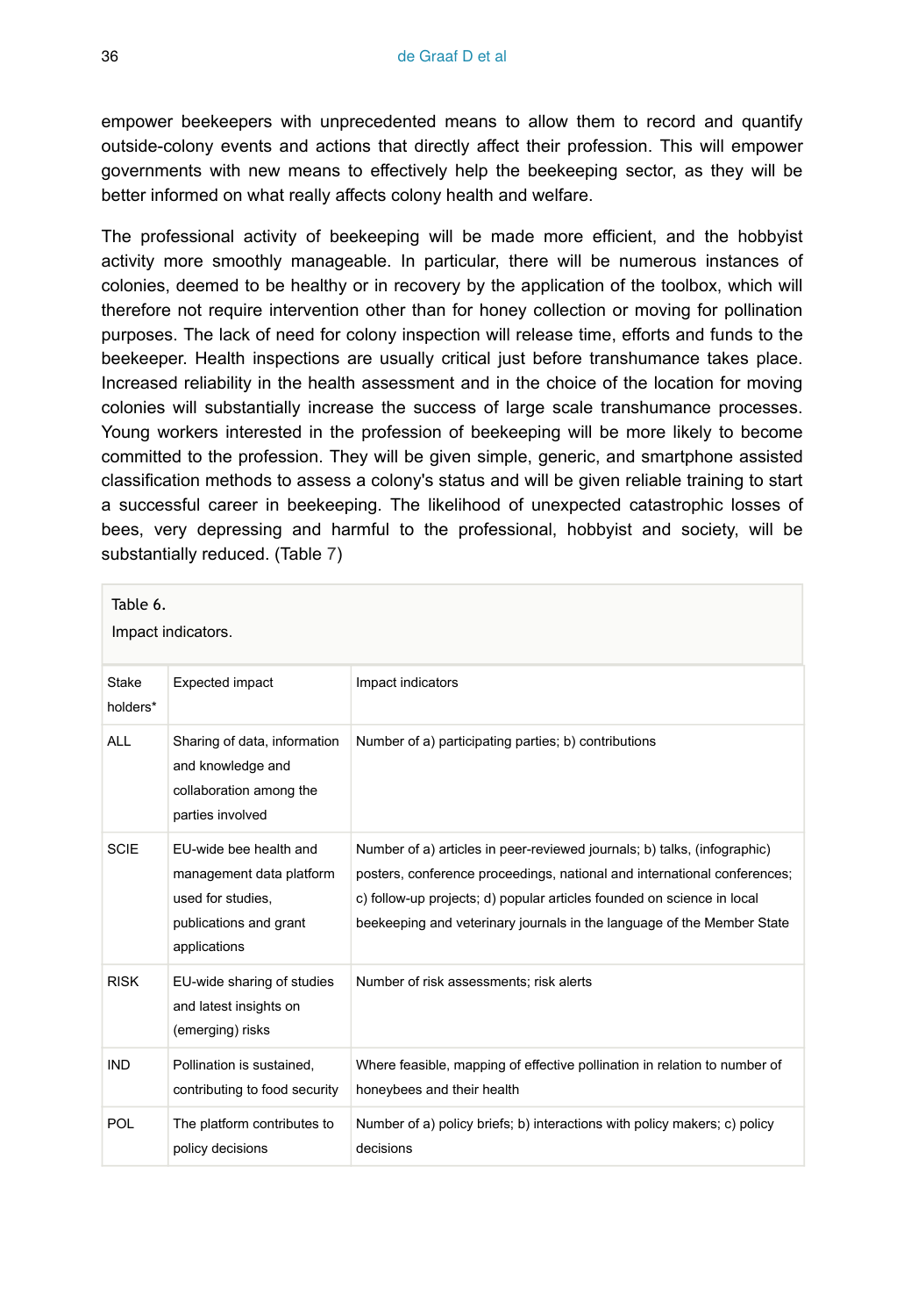empower beekeepers with unprecedented means to allow them to record and quantify outside-colony events and actions that directly affect their profession. This will empower governments with new means to effectively help the beekeeping sector, as they will be better informed on what really affects colony health and welfare.

The professional activity of beekeeping will be made more efficient, and the hobbyist activity more smoothly manageable. In particular, there will be numerous instances of colonies, deemed to be healthy or in recovery by the application of the toolbox, which will therefore not require intervention other than for honey collection or moving for pollination purposes. The lack of need for colony inspection will release time, efforts and funds to the beekeeper. Health inspections are usually critical just before transhumance takes place. Increased reliability in the health assessment and in the choice of the location for moving colonies will substantially increase the success of large scale transhumance processes. Young workers interested in the profession of beekeeping will be more likely to become committed to the profession. They will be given simple, generic, and smartphone assisted classification methods to assess a colony's status and will be given reliable training to start a successful career in beekeeping. The likelihood of unexpected catastrophic losses of bees, very depressing and harmful to the professional, hobbyist and society, will be substantially reduced. (Table 7)

Table 6.

Impact indicators.

| Stake holders* | Expected impact | Impact indicators |
|---|---|---|
| ALL | Sharing of data, information and knowledge and collaboration among the parties involved | Number of a) participating parties; b) contributions |
| SCIE | EU-wide bee health and management data platform used for studies, publications and grant applications | Number of a) articles in peer-reviewed journals; b) talks, (infographic) posters, conference proceedings, national and international conferences; c) follow-up projects; d) popular articles founded on science in local beekeeping and veterinary journals in the language of the Member State |
| RISK | EU-wide sharing of studies and latest insights on (emerging) risks | Number of risk assessments; risk alerts |
| IND | Pollination is sustained, contributing to food security | Where feasible, mapping of effective pollination in relation to number of honeybees and their health |
| POL | The platform contributes to policy decisions | Number of a) policy briefs; b) interactions with policy makers; c) policy decisions |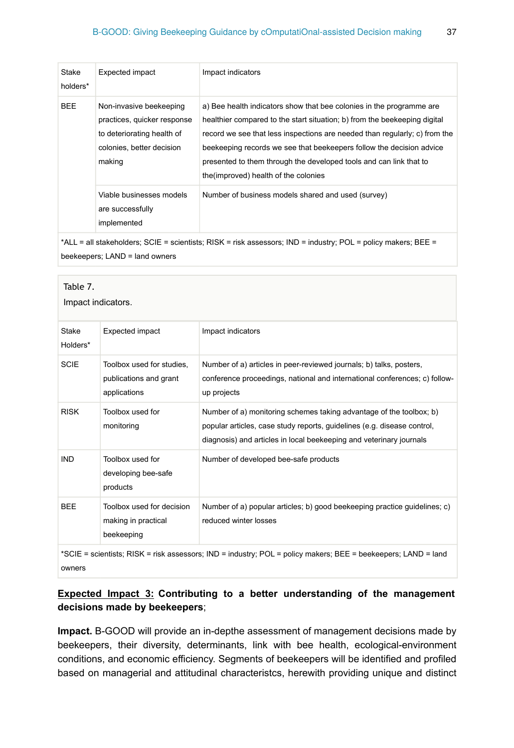| Stake holders* | Expected impact | Impact indicators |
|---|---|---|
| BEE | Non-invasive beekeeping practices, quicker response to deteriorating health of colonies, better decision making | a) Bee health indicators show that bee colonies in the programme are healthier compared to the start situation; b) from the beekeeping digital record we see that less inspections are needed than regularly; c) from the beekeeping records we see that beekeepers follow the decision advice presented to them through the developed tools and can link that to the(improved) health of the colonies |
| | Viable businesses models are successfully implemented | Number of business models shared and used (survey) |

*ALL = all stakeholders; SCIE = scientists; RISK = risk assessors; IND = industry; POL = policy makers; BEE = beekeepers; LAND = land owners

Table 7.
Impact indicators.

| Stake Holders* | Expected impact | Impact indicators |
|---|---|---|
| SCIE | Toolbox used for studies, publications and grant applications | Number of a) articles in peer-reviewed journals; b) talks, posters, conference proceedings, national and international conferences; c) follow-up projects |
| RISK | Toolbox used for monitoring | Number of a) monitoring schemes taking advantage of the toolbox; b) popular articles, case study reports, guidelines (e.g. disease control, diagnosis) and articles in local beekeeping and veterinary journals |
| IND | Toolbox used for developing bee-safe products | Number of developed bee-safe products |
| BEE | Toolbox used for decision making in practical beekeeping | Number of a) popular articles; b) good beekeeping practice guidelines; c) reduced winter losses |

*SCIE = scientists; RISK = risk assessors; IND = industry; POL = policy makers; BEE = beekeepers; LAND = land owners

**Expected Impact 3: Contributing to a better understanding of the management decisions made by beekeepers**;

**Impact.** B-GOOD will provide an in-depthe assessment of management decisions made by beekeepers, their diversity, determinants, link with bee health, ecological-environment conditions, and economic efficiency. Segments of beekeepers will be identified and profiled based on managerial and attitudinal characteristcs, herewith providing unique and distinct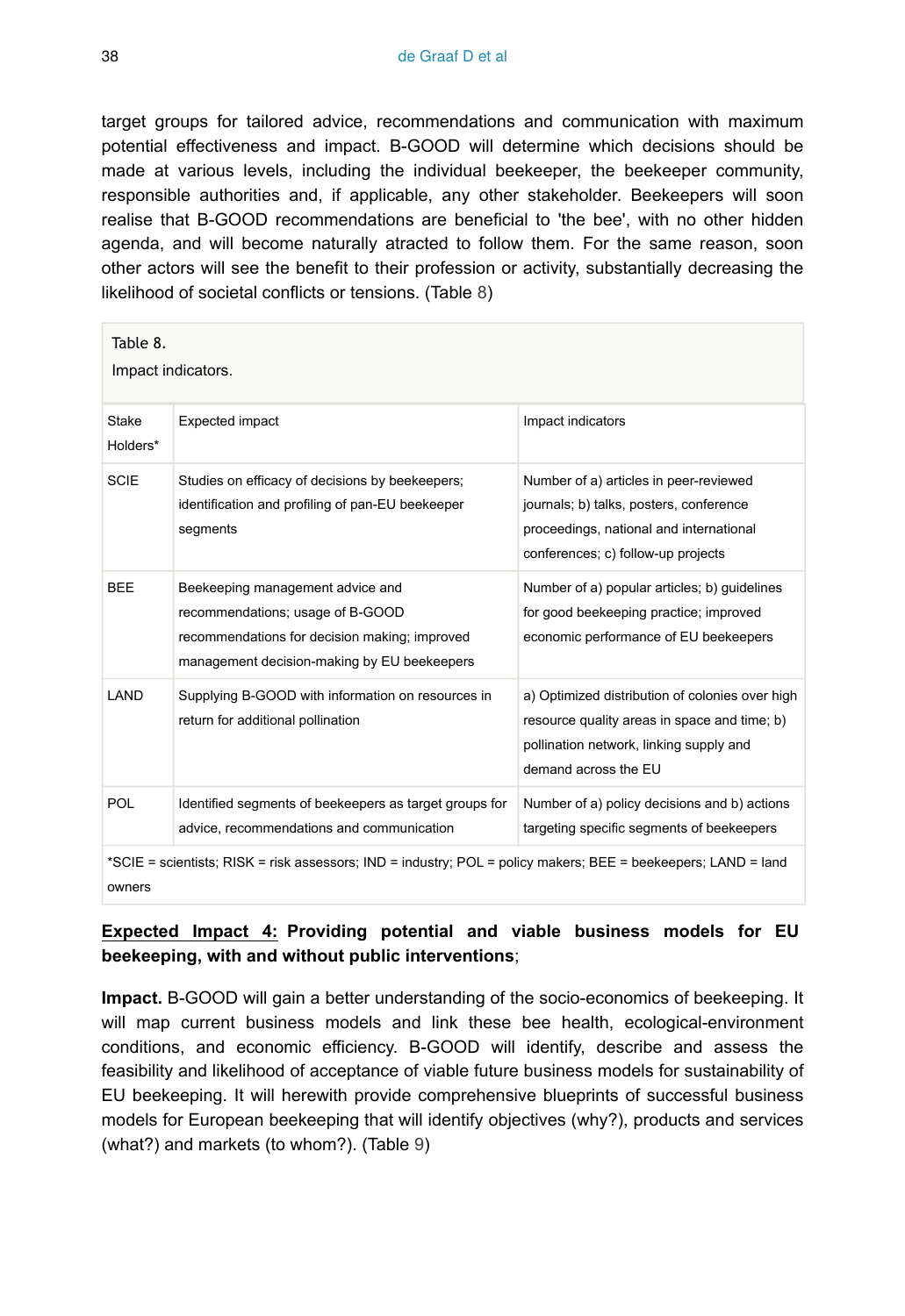target groups for tailored advice, recommendations and communication with maximum potential effectiveness and impact. B-GOOD will determine which decisions should be made at various levels, including the individual beekeeper, the beekeeper community, responsible authorities and, if applicable, any other stakeholder. Beekeepers will soon realise that B-GOOD recommendations are beneficial to 'the bee', with no other hidden agenda, and will become naturally atracted to follow them. For the same reason, soon other actors will see the benefit to their profession or activity, substantially decreasing the likelihood of societal conflicts or tensions. (Table 8)

Table 8.

Impact indicators.

| Stake Holders* | Expected impact | Impact indicators |
|---|---|---|
| SCIE | Studies on efficacy of decisions by beekeepers; identification and profiling of pan-EU beekeeper segments | Number of a) articles in peer-reviewed journals; b) talks, posters, conference proceedings, national and international conferences; c) follow-up projects |
| BEE | Beekeeping management advice and recommendations; usage of B-GOOD recommendations for decision making; improved management decision-making by EU beekeepers | Number of a) popular articles; b) guidelines for good beekeeping practice; improved economic performance of EU beekeepers |
| LAND | Supplying B-GOOD with information on resources in return for additional pollination | a) Optimized distribution of colonies over high resource quality areas in space and time; b) pollination network, linking supply and demand across the EU |
| POL | Identified segments of beekeepers as target groups for advice, recommendations and communication | Number of a) policy decisions and b) actions targeting specific segments of beekeepers |

*SCIE = scientists; RISK = risk assessors; IND = industry; POL = policy makers; BEE = beekeepers; LAND = land owners

<u>Expected Impact 4:</u> **Providing potential and viable business models for EU beekeeping, with and without public interventions**;

**Impact.** B-GOOD will gain a better understanding of the socio-economics of beekeeping. It will map current business models and link these bee health, ecological-environment conditions, and economic efficiency. B-GOOD will identify, describe and assess the feasibility and likelihood of acceptance of viable future business models for sustainability of EU beekeeping. It will herewith provide comprehensive blueprints of successful business models for European beekeeping that will identify objectives (why?), products and services (what?) and markets (to whom?). (Table 9)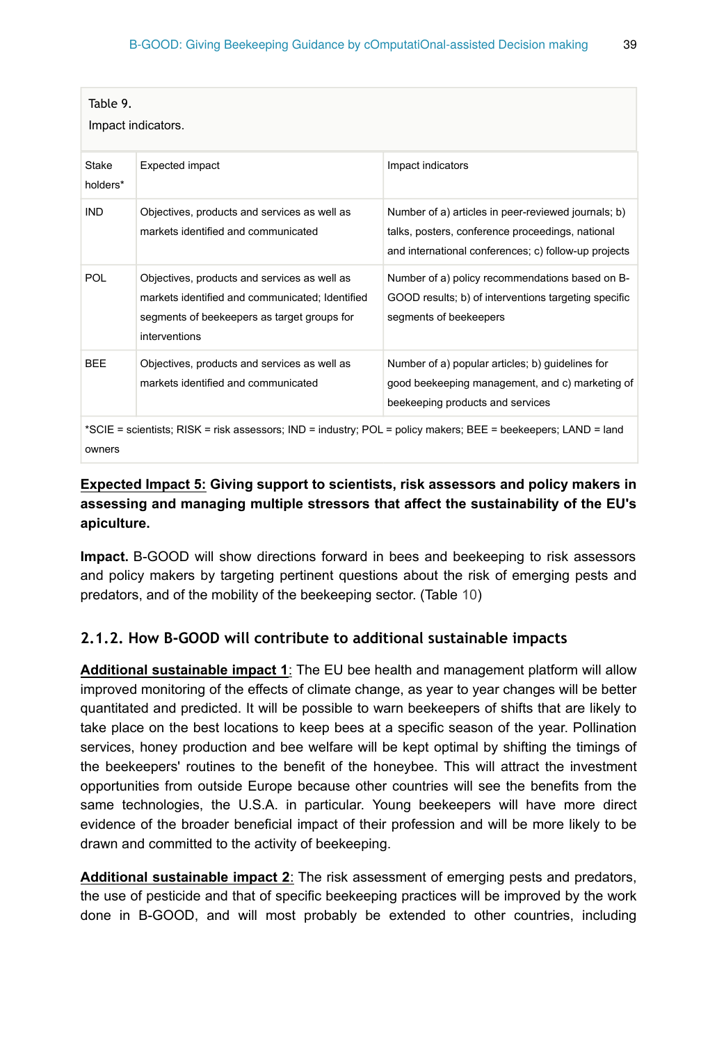Table 9.

Impact indicators.

| Stake holders* | Expected impact | Impact indicators |
|---|---|---|
| IND | Objectives, products and services as well as markets identified and communicated | Number of a) articles in peer-reviewed journals; b) talks, posters, conference proceedings, national and international conferences; c) follow-up projects |
| POL | Objectives, products and services as well as markets identified and communicated; Identified segments of beekeepers as target groups for interventions | Number of a) policy recommendations based on B-GOOD results; b) of interventions targeting specific segments of beekeepers |
| BEE | Objectives, products and services as well as markets identified and communicated | Number of a) popular articles; b) guidelines for good beekeeping management, and c) marketing of beekeeping products and services |

*SCIE = scientists; RISK = risk assessors; IND = industry; POL = policy makers; BEE = beekeepers; LAND = land owners

**Expected Impact 5: Giving support to scientists, risk assessors and policy makers in assessing and managing multiple stressors that affect the sustainability of the EU's apiculture.**

**Impact.** B-GOOD will show directions forward in bees and beekeeping to risk assessors and policy makers by targeting pertinent questions about the risk of emerging pests and predators, and of the mobility of the beekeeping sector. (Table 10)

### 2.1.2. How B-GOOD will contribute to additional sustainable impacts

**Additional sustainable impact 1**: The EU bee health and management platform will allow improved monitoring of the effects of climate change, as year to year changes will be better quantitated and predicted. It will be possible to warn beekeepers of shifts that are likely to take place on the best locations to keep bees at a specific season of the year. Pollination services, honey production and bee welfare will be kept optimal by shifting the timings of the beekeepers' routines to the benefit of the honeybee. This will attract the investment opportunities from outside Europe because other countries will see the benefits from the same technologies, the U.S.A. in particular. Young beekeepers will have more direct evidence of the broader beneficial impact of their profession and will be more likely to be drawn and committed to the activity of beekeeping.

**Additional sustainable impact 2**: The risk assessment of emerging pests and predators, the use of pesticide and that of specific beekeeping practices will be improved by the work done in B-GOOD, and will most probably be extended to other countries, including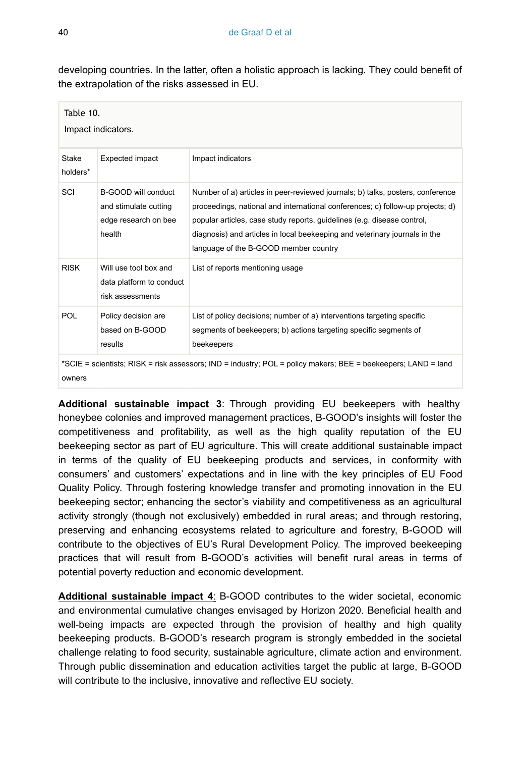developing countries. In the latter, often a holistic approach is lacking. They could benefit of the extrapolation of the risks assessed in EU.

Table 10.

Impact indicators.

| Stake holders* | Expected impact | Impact indicators |
|---|---|---|
| SCI | B-GOOD will conduct and stimulate cutting edge research on bee health | Number of a) articles in peer-reviewed journals; b) talks, posters, conference proceedings, national and international conferences; c) follow-up projects; d) popular articles, case study reports, guidelines (e.g. disease control, diagnosis) and articles in local beekeeping and veterinary journals in the language of the B-GOOD member country |
| RISK | Will use tool box and data platform to conduct risk assessments | List of reports mentioning usage |
| POL | Policy decision are based on B-GOOD results | List of policy decisions; number of a) interventions targeting specific segments of beekeepers; b) actions targeting specific segments of beekeepers |

*SCIE = scientists; RISK = risk assessors; IND = industry; POL = policy makers; BEE = beekeepers; LAND = land owners

**Additional sustainable impact 3**: Through providing EU beekeepers with healthy honeybee colonies and improved management practices, B-GOOD's insights will foster the competitiveness and profitability, as well as the high quality reputation of the EU beekeeping sector as part of EU agriculture. This will create additional sustainable impact in terms of the quality of EU beekeeping products and services, in conformity with consumers' and customers' expectations and in line with the key principles of EU Food Quality Policy. Through fostering knowledge transfer and promoting innovation in the EU beekeeping sector; enhancing the sector's viability and competitiveness as an agricultural activity strongly (though not exclusively) embedded in rural areas; and through restoring, preserving and enhancing ecosystems related to agriculture and forestry, B-GOOD will contribute to the objectives of EU's Rural Development Policy. The improved beekeeping practices that will result from B-GOOD's activities will benefit rural areas in terms of potential poverty reduction and economic development.

**Additional sustainable impact 4**: B-GOOD contributes to the wider societal, economic and environmental cumulative changes envisaged by Horizon 2020. Beneficial health and well-being impacts are expected through the provision of healthy and high quality beekeeping products. B-GOOD's research program is strongly embedded in the societal challenge relating to food security, sustainable agriculture, climate action and environment. Through public dissemination and education activities target the public at large, B-GOOD will contribute to the inclusive, innovative and reflective EU society.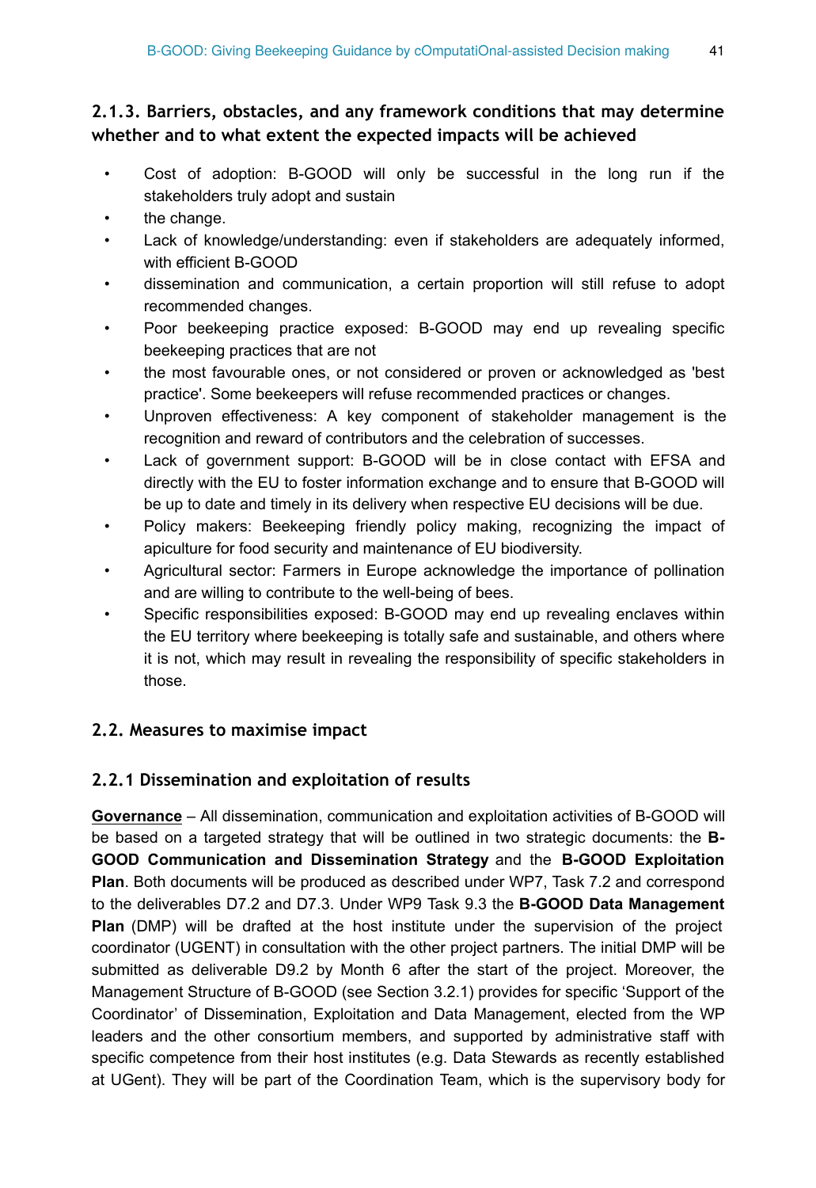### 2.1.3. Barriers, obstacles, and any framework conditions that may determine whether and to what extent the expected impacts will be achieved

- Cost of adoption: B-GOOD will only be successful in the long run if the stakeholders truly adopt and sustain
- the change.
- Lack of knowledge/understanding: even if stakeholders are adequately informed, with efficient B-GOOD
- dissemination and communication, a certain proportion will still refuse to adopt recommended changes.
- Poor beekeeping practice exposed: B-GOOD may end up revealing specific beekeeping practices that are not
- the most favourable ones, or not considered or proven or acknowledged as 'best practice'. Some beekeepers will refuse recommended practices or changes.
- Unproven effectiveness: A key component of stakeholder management is the recognition and reward of contributors and the celebration of successes.
- Lack of government support: B-GOOD will be in close contact with EFSA and directly with the EU to foster information exchange and to ensure that B-GOOD will be up to date and timely in its delivery when respective EU decisions will be due.
- Policy makers: Beekeeping friendly policy making, recognizing the impact of apiculture for food security and maintenance of EU biodiversity.
- Agricultural sector: Farmers in Europe acknowledge the importance of pollination and are willing to contribute to the well-being of bees.
- Specific responsibilities exposed: B-GOOD may end up revealing enclaves within the EU territory where beekeeping is totally safe and sustainable, and others where it is not, which may result in revealing the responsibility of specific stakeholders in those.

## 2.2. Measures to maximise impact

### 2.2.1 Dissemination and exploitation of results

**Governance** – All dissemination, communication and exploitation activities of B-GOOD will be based on a targeted strategy that will be outlined in two strategic documents: the **B-GOOD Communication and Dissemination Strategy** and the **B-GOOD Exploitation Plan**. Both documents will be produced as described under WP7, Task 7.2 and correspond to the deliverables D7.2 and D7.3. Under WP9 Task 9.3 the **B-GOOD Data Management Plan** (DMP) will be drafted at the host institute under the supervision of the project coordinator (UGENT) in consultation with the other project partners. The initial DMP will be submitted as deliverable D9.2 by Month 6 after the start of the project. Moreover, the Management Structure of B-GOOD (see Section 3.2.1) provides for specific 'Support of the Coordinator' of Dissemination, Exploitation and Data Management, elected from the WP leaders and the other consortium members, and supported by administrative staff with specific competence from their host institutes (e.g. Data Stewards as recently established at UGent). They will be part of the Coordination Team, which is the supervisory body for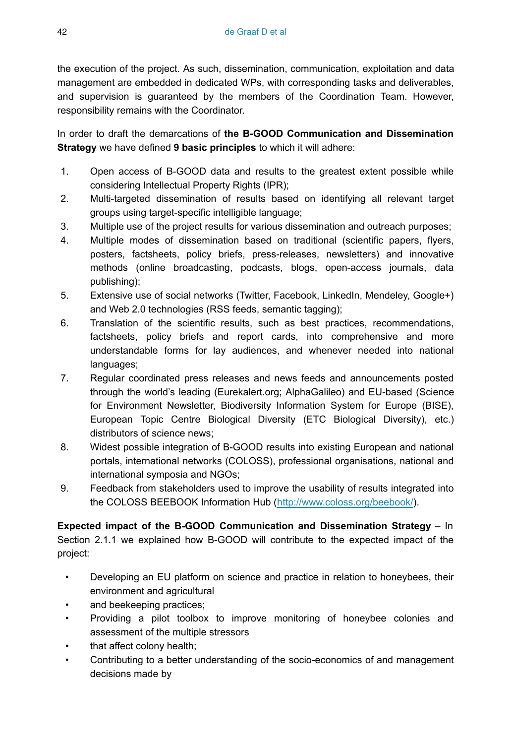the execution of the project. As such, dissemination, communication, exploitation and data management are embedded in dedicated WPs, with corresponding tasks and deliverables, and supervision is guaranteed by the members of the Coordination Team. However, responsibility remains with the Coordinator.

In order to draft the demarcations of **the B-GOOD Communication and Dissemination Strategy** we have defined **9 basic principles** to which it will adhere:

1. Open access of B-GOOD data and results to the greatest extent possible while considering Intellectual Property Rights (IPR);
2. Multi-targeted dissemination of results based on identifying all relevant target groups using target-specific intelligible language;
3. Multiple use of the project results for various dissemination and outreach purposes;
4. Multiple modes of dissemination based on traditional (scientific papers, flyers, posters, factsheets, policy briefs, press-releases, newsletters) and innovative methods (online broadcasting, podcasts, blogs, open-access journals, data publishing);
5. Extensive use of social networks (Twitter, Facebook, LinkedIn, Mendeley, Google+) and Web 2.0 technologies (RSS feeds, semantic tagging);
6. Translation of the scientific results, such as best practices, recommendations, factsheets, policy briefs and report cards, into comprehensive and more understandable forms for lay audiences, and whenever needed into national languages;
7. Regular coordinated press releases and news feeds and announcements posted through the world's leading (Eurekalert.org; AlphaGalileo) and EU-based (Science for Environment Newsletter, Biodiversity Information System for Europe (BISE), European Topic Centre Biological Diversity (ETC Biological Diversity), etc.) distributors of science news;
8. Widest possible integration of B-GOOD results into existing European and national portals, international networks (COLOSS), professional organisations, national and international symposia and NGOs;
9. Feedback from stakeholders used to improve the usability of results integrated into the COLOSS BEEBOOK Information Hub ([http://www.coloss.org/beebook/](http://www.coloss.org/beebook/)).

**Expected impact of the B-GOOD Communication and Dissemination Strategy** – In Section 2.1.1 we explained how B-GOOD will contribute to the expected impact of the project:

- Developing an EU platform on science and practice in relation to honeybees, their environment and agricultural
- and beekeeping practices;
- Providing a pilot toolbox to improve monitoring of honeybee colonies and assessment of the multiple stressors
- that affect colony health;
- Contributing to a better understanding of the socio-economics of and management decisions made by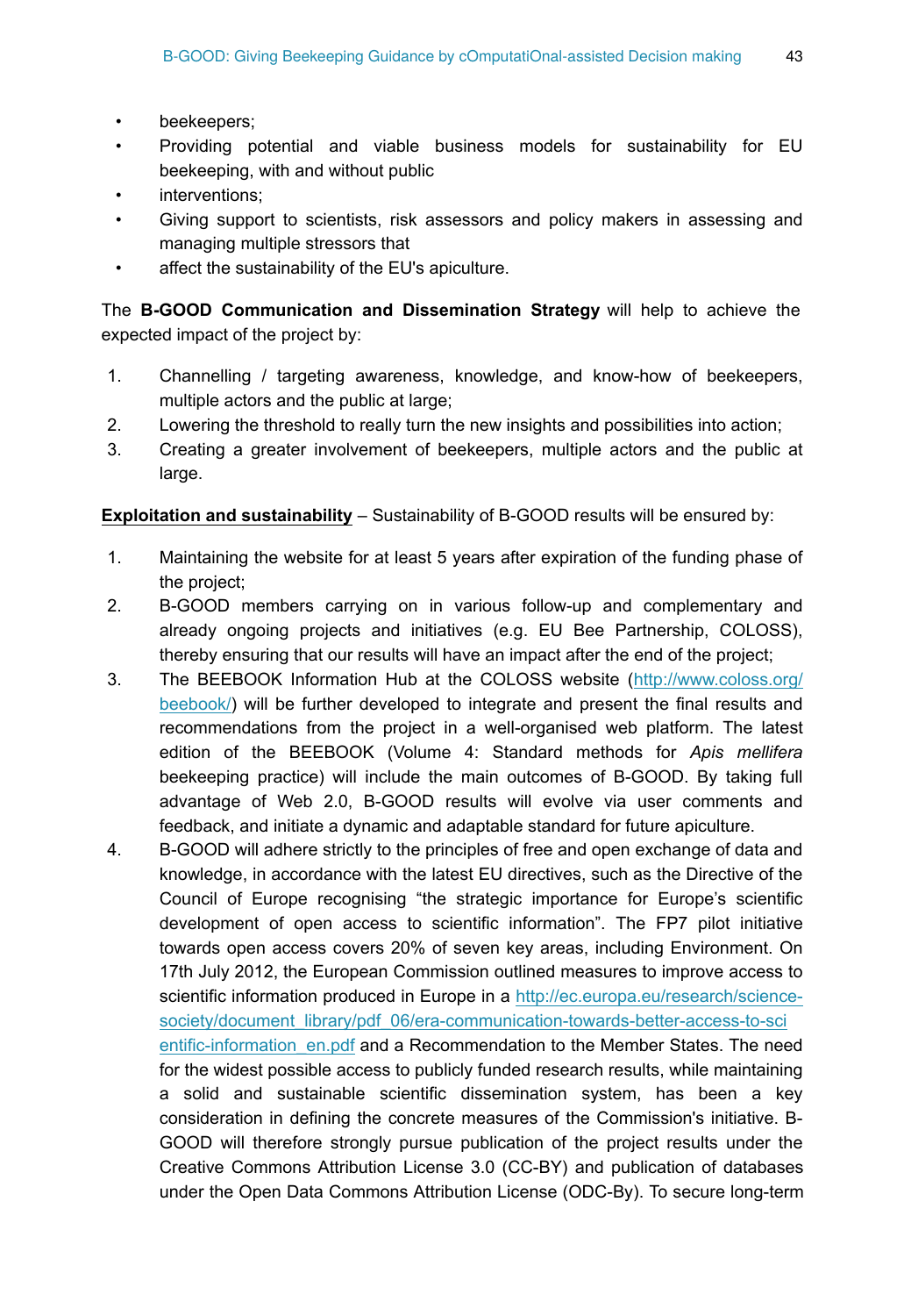- beekeepers;
- Providing potential and viable business models for sustainability for EU beekeeping, with and without public
- interventions;
- Giving support to scientists, risk assessors and policy makers in assessing and managing multiple stressors that
- affect the sustainability of the EU's apiculture.

The **B-GOOD Communication and Dissemination Strategy** will help to achieve the expected impact of the project by:

1. Channelling / targeting awareness, knowledge, and know-how of beekeepers, multiple actors and the public at large;
2. Lowering the threshold to really turn the new insights and possibilities into action;
3. Creating a greater involvement of beekeepers, multiple actors and the public at large.

**Exploitation and sustainability** – Sustainability of B-GOOD results will be ensured by:

1. Maintaining the website for at least 5 years after expiration of the funding phase of the project;
2. B-GOOD members carrying on in various follow-up and complementary and already ongoing projects and initiatives (e.g. EU Bee Partnership, COLOSS), thereby ensuring that our results will have an impact after the end of the project;
3. The BEEBOOK Information Hub at the COLOSS website ([http://www.coloss.org/beebook/](http://www.coloss.org/beebook/)) will be further developed to integrate and present the final results and recommendations from the project in a well-organised web platform. The latest edition of the BEEBOOK (Volume 4: Standard methods for *Apis mellifera* beekeeping practice) will include the main outcomes of B-GOOD. By taking full advantage of Web 2.0, B-GOOD results will evolve via user comments and feedback, and initiate a dynamic and adaptable standard for future apiculture.
4. B-GOOD will adhere strictly to the principles of free and open exchange of data and knowledge, in accordance with the latest EU directives, such as the Directive of the Council of Europe recognising "the strategic importance for Europe's scientific development of open access to scientific information". The FP7 pilot initiative towards open access covers 20% of seven key areas, including Environment. On 17th July 2012, the European Commission outlined measures to improve access to scientific information produced in Europe in a [http://ec.europa.eu/research/science-society/document_library/pdf_06/era-communication-towards-better-access-to-scientific-information_en.pdf](http://ec.europa.eu/research/science-society/document_library/pdf_06/era-communication-towards-better-access-to-scientific-information_en.pdf) and a Recommendation to the Member States. The need for the widest possible access to publicly funded research results, while maintaining a solid and sustainable scientific dissemination system, has been a key consideration in defining the concrete measures of the Commission's initiative. B-GOOD will therefore strongly pursue publication of the project results under the Creative Commons Attribution License 3.0 (CC-BY) and publication of databases under the Open Data Commons Attribution License (ODC-By). To secure long-term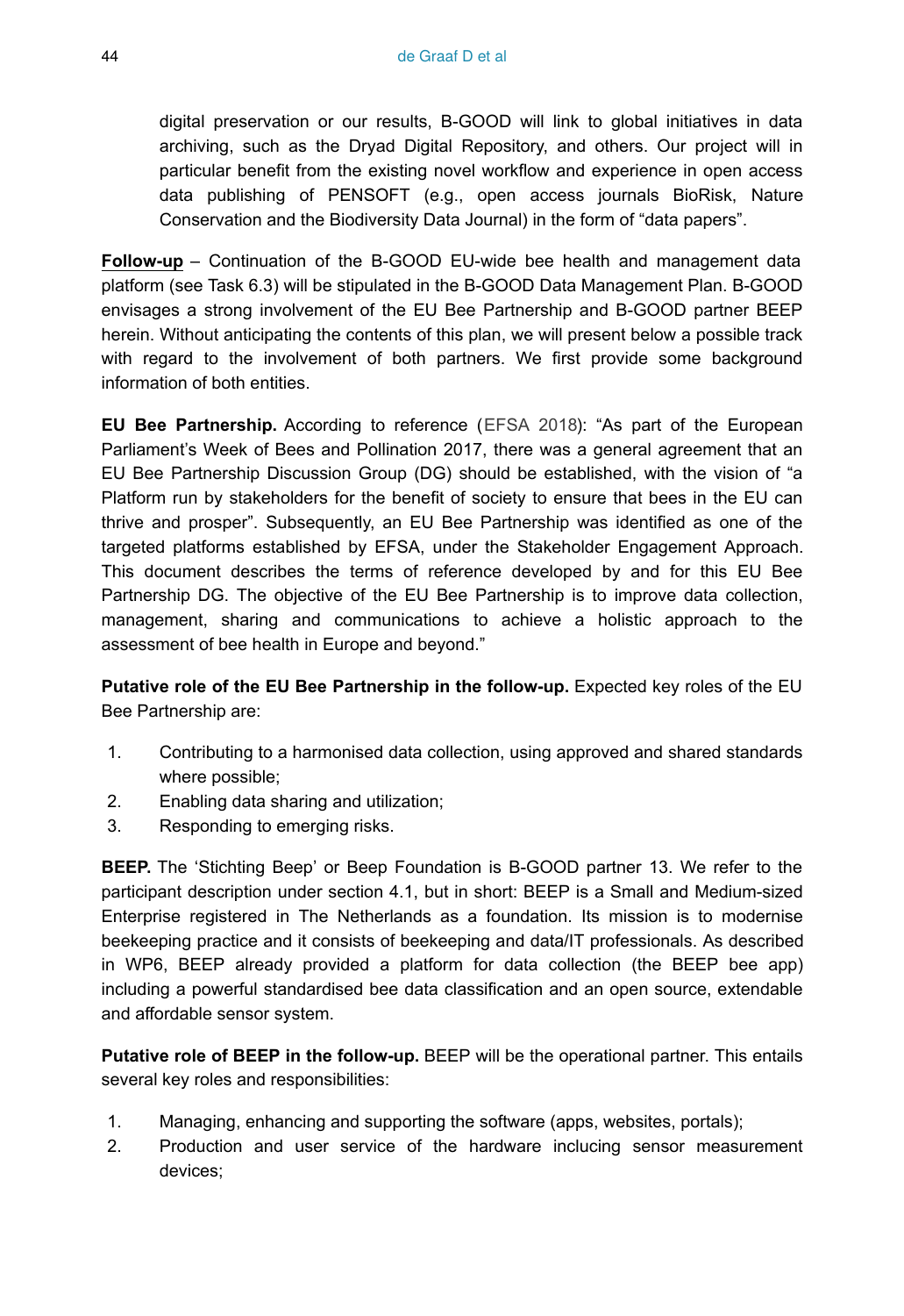digital preservation or our results, B-GOOD will link to global initiatives in data archiving, such as the Dryad Digital Repository, and others. Our project will in particular benefit from the existing novel workflow and experience in open access data publishing of PENSOFT (e.g., open access journals BioRisk, Nature Conservation and the Biodiversity Data Journal) in the form of "data papers".

**Follow-up** – Continuation of the B-GOOD EU-wide bee health and management data platform (see Task 6.3) will be stipulated in the B-GOOD Data Management Plan. B-GOOD envisages a strong involvement of the EU Bee Partnership and B-GOOD partner BEEP herein. Without anticipating the contents of this plan, we will present below a possible track with regard to the involvement of both partners. We first provide some background information of both entities.

**EU Bee Partnership.** According to reference (EFSA 2018): "As part of the European Parliament's Week of Bees and Pollination 2017, there was a general agreement that an EU Bee Partnership Discussion Group (DG) should be established, with the vision of "a Platform run by stakeholders for the benefit of society to ensure that bees in the EU can thrive and prosper". Subsequently, an EU Bee Partnership was identified as one of the targeted platforms established by EFSA, under the Stakeholder Engagement Approach. This document describes the terms of reference developed by and for this EU Bee Partnership DG. The objective of the EU Bee Partnership is to improve data collection, management, sharing and communications to achieve a holistic approach to the assessment of bee health in Europe and beyond."

**Putative role of the EU Bee Partnership in the follow-up.** Expected key roles of the EU Bee Partnership are:

1. Contributing to a harmonised data collection, using approved and shared standards where possible;
2. Enabling data sharing and utilization;
3. Responding to emerging risks.

**BEEP.** The 'Stichting Beep' or Beep Foundation is B-GOOD partner 13. We refer to the participant description under section 4.1, but in short: BEEP is a Small and Medium-sized Enterprise registered in The Netherlands as a foundation. Its mission is to modernise beekeeping practice and it consists of beekeeping and data/IT professionals. As described in WP6, BEEP already provided a platform for data collection (the BEEP bee app) including a powerful standardised bee data classification and an open source, extendable and affordable sensor system.

**Putative role of BEEP in the follow-up.** BEEP will be the operational partner. This entails several key roles and responsibilities:

1. Managing, enhancing and supporting the software (apps, websites, portals);
2. Production and user service of the hardware inclucing sensor measurement devices;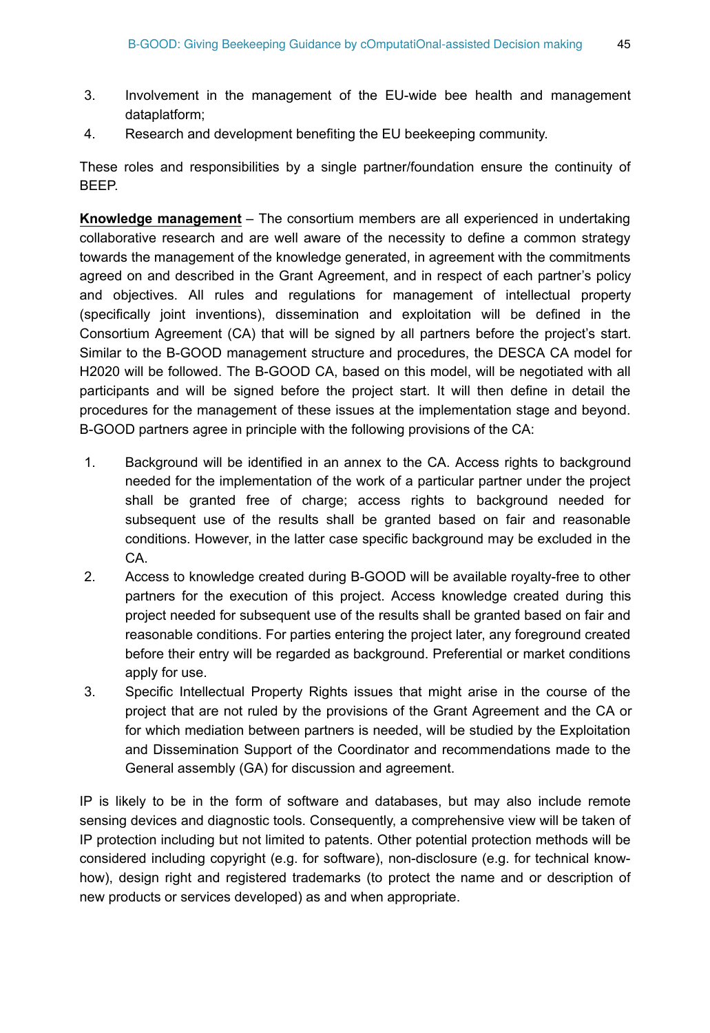3. Involvement in the management of the EU-wide bee health and management dataplatform;
4. Research and development benefiting the EU beekeeping community.

These roles and responsibilities by a single partner/foundation ensure the continuity of BEEP.

**Knowledge management** – The consortium members are all experienced in undertaking collaborative research and are well aware of the necessity to define a common strategy towards the management of the knowledge generated, in agreement with the commitments agreed on and described in the Grant Agreement, and in respect of each partner's policy and objectives. All rules and regulations for management of intellectual property (specifically joint inventions), dissemination and exploitation will be defined in the Consortium Agreement (CA) that will be signed by all partners before the project's start. Similar to the B-GOOD management structure and procedures, the DESCA CA model for H2020 will be followed. The B-GOOD CA, based on this model, will be negotiated with all participants and will be signed before the project start. It will then define in detail the procedures for the management of these issues at the implementation stage and beyond. B-GOOD partners agree in principle with the following provisions of the CA:

1. Background will be identified in an annex to the CA. Access rights to background needed for the implementation of the work of a particular partner under the project shall be granted free of charge; access rights to background needed for subsequent use of the results shall be granted based on fair and reasonable conditions. However, in the latter case specific background may be excluded in the CA.
2. Access to knowledge created during B-GOOD will be available royalty-free to other partners for the execution of this project. Access knowledge created during this project needed for subsequent use of the results shall be granted based on fair and reasonable conditions. For parties entering the project later, any foreground created before their entry will be regarded as background. Preferential or market conditions apply for use.
3. Specific Intellectual Property Rights issues that might arise in the course of the project that are not ruled by the provisions of the Grant Agreement and the CA or for which mediation between partners is needed, will be studied by the Exploitation and Dissemination Support of the Coordinator and recommendations made to the General assembly (GA) for discussion and agreement.

IP is likely to be in the form of software and databases, but may also include remote sensing devices and diagnostic tools. Consequently, a comprehensive view will be taken of IP protection including but not limited to patents. Other potential protection methods will be considered including copyright (e.g. for software), non-disclosure (e.g. for technical know-how), design right and registered trademarks (to protect the name and or description of new products or services developed) as and when appropriate.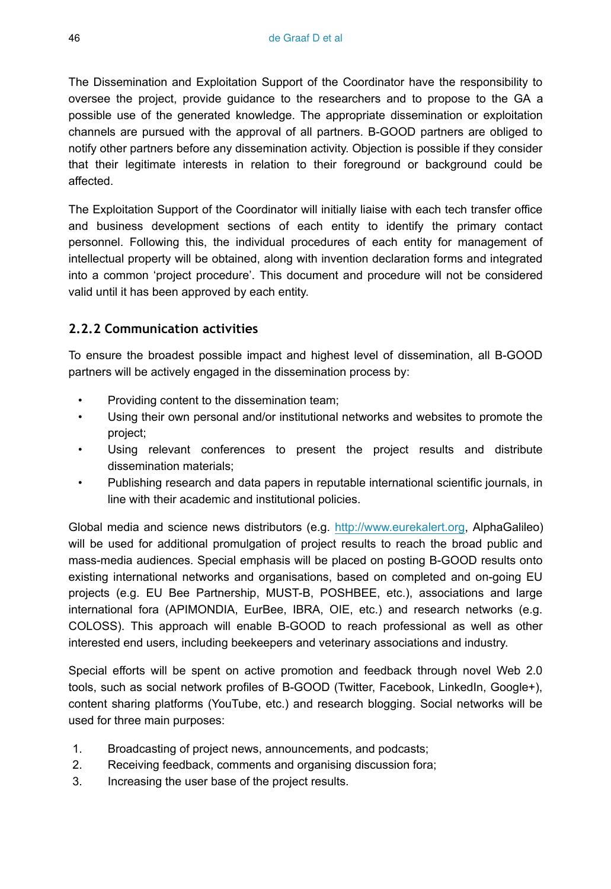The Dissemination and Exploitation Support of the Coordinator have the responsibility to oversee the project, provide guidance to the researchers and to propose to the GA a possible use of the generated knowledge. The appropriate dissemination or exploitation channels are pursued with the approval of all partners. B-GOOD partners are obliged to notify other partners before any dissemination activity. Objection is possible if they consider that their legitimate interests in relation to their foreground or background could be affected.

The Exploitation Support of the Coordinator will initially liaise with each tech transfer office and business development sections of each entity to identify the primary contact personnel. Following this, the individual procedures of each entity for management of intellectual property will be obtained, along with invention declaration forms and integrated into a common 'project procedure'. This document and procedure will not be considered valid until it has been approved by each entity.

### 2.2.2 Communication activities

To ensure the broadest possible impact and highest level of dissemination, all B-GOOD partners will be actively engaged in the dissemination process by:

- Providing content to the dissemination team;
- Using their own personal and/or institutional networks and websites to promote the project;
- Using relevant conferences to present the project results and distribute dissemination materials;
- Publishing research and data papers in reputable international scientific journals, in line with their academic and institutional policies.

Global media and science news distributors (e.g. http://www.eurekalert.org, AlphaGalileo) will be used for additional promulgation of project results to reach the broad public and mass-media audiences. Special emphasis will be placed on posting B-GOOD results onto existing international networks and organisations, based on completed and on-going EU projects (e.g. EU Bee Partnership, MUST-B, POSHBEE, etc.), associations and large international fora (APIMONDIA, EurBee, IBRA, OIE, etc.) and research networks (e.g. COLOSS). This approach will enable B-GOOD to reach professional as well as other interested end users, including beekeepers and veterinary associations and industry.

Special efforts will be spent on active promotion and feedback through novel Web 2.0 tools, such as social network profiles of B-GOOD (Twitter, Facebook, LinkedIn, Google+), content sharing platforms (YouTube, etc.) and research blogging. Social networks will be used for three main purposes:

1. Broadcasting of project news, announcements, and podcasts;
2. Receiving feedback, comments and organising discussion fora;
3. Increasing the user base of the project results.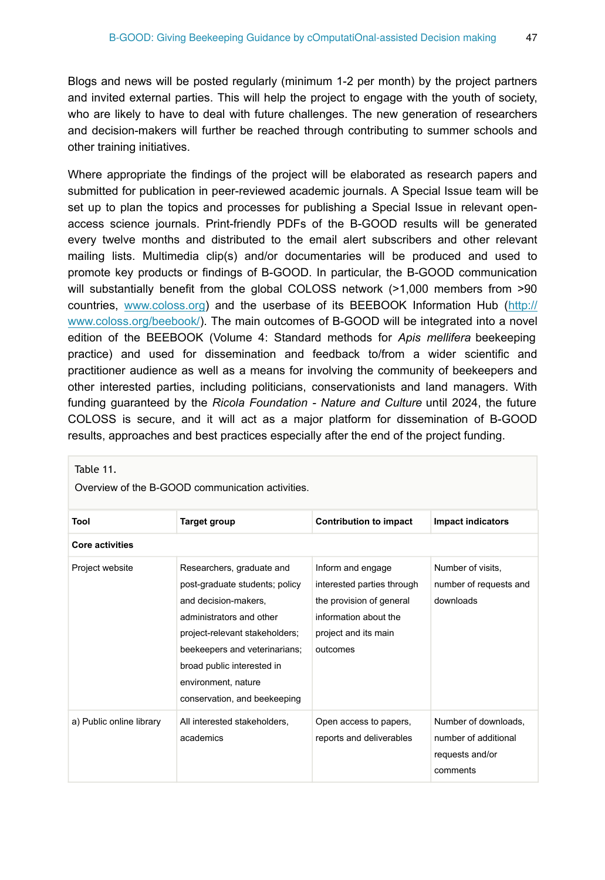Blogs and news will be posted regularly (minimum 1-2 per month) by the project partners and invited external parties. This will help the project to engage with the youth of society, who are likely to have to deal with future challenges. The new generation of researchers and decision-makers will further be reached through contributing to summer schools and other training initiatives.

Where appropriate the findings of the project will be elaborated as research papers and submitted for publication in peer-reviewed academic journals. A Special Issue team will be set up to plan the topics and processes for publishing a Special Issue in relevant open-access science journals. Print-friendly PDFs of the B-GOOD results will be generated every twelve months and distributed to the email alert subscribers and other relevant mailing lists. Multimedia clip(s) and/or documentaries will be produced and used to promote key products or findings of B-GOOD. In particular, the B-GOOD communication will substantially benefit from the global COLOSS network (>1,000 members from >90 countries, [www.coloss.org](www.coloss.org)) and the userbase of its BEEBOOK Information Hub ([http://www.coloss.org/beebook/](http://www.coloss.org/beebook/)). The main outcomes of B-GOOD will be integrated into a novel edition of the BEEBOOK (Volume 4: Standard methods for *Apis mellifera* beekeeping practice) and used for dissemination and feedback to/from a wider scientific and practitioner audience as well as a means for involving the community of beekeepers and other interested parties, including politicians, conservationists and land managers. With funding guaranteed by the *Ricola Foundation - Nature and Culture* until 2024, the future COLOSS is secure, and it will act as a major platform for dissemination of B-GOOD results, approaches and best practices especially after the end of the project funding.

Table 11.

Overview of the B-GOOD communication activities.

| Tool | Target group | Contribution to impact | Impact indicators |
|---|---|---|---|
| **Core activities** | | | |
| Project website | Researchers, graduate and post-graduate students; policy and decision-makers, administrators and other project-relevant stakeholders; beekeepers and veterinarians; broad public interested in environment, nature conservation, and beekeeping | Inform and engage interested parties through the provision of general information about the project and its main outcomes | Number of visits, number of requests and downloads |
| a) Public online library | All interested stakeholders, academics | Open access to papers, reports and deliverables | Number of downloads, number of additional requests and/or comments |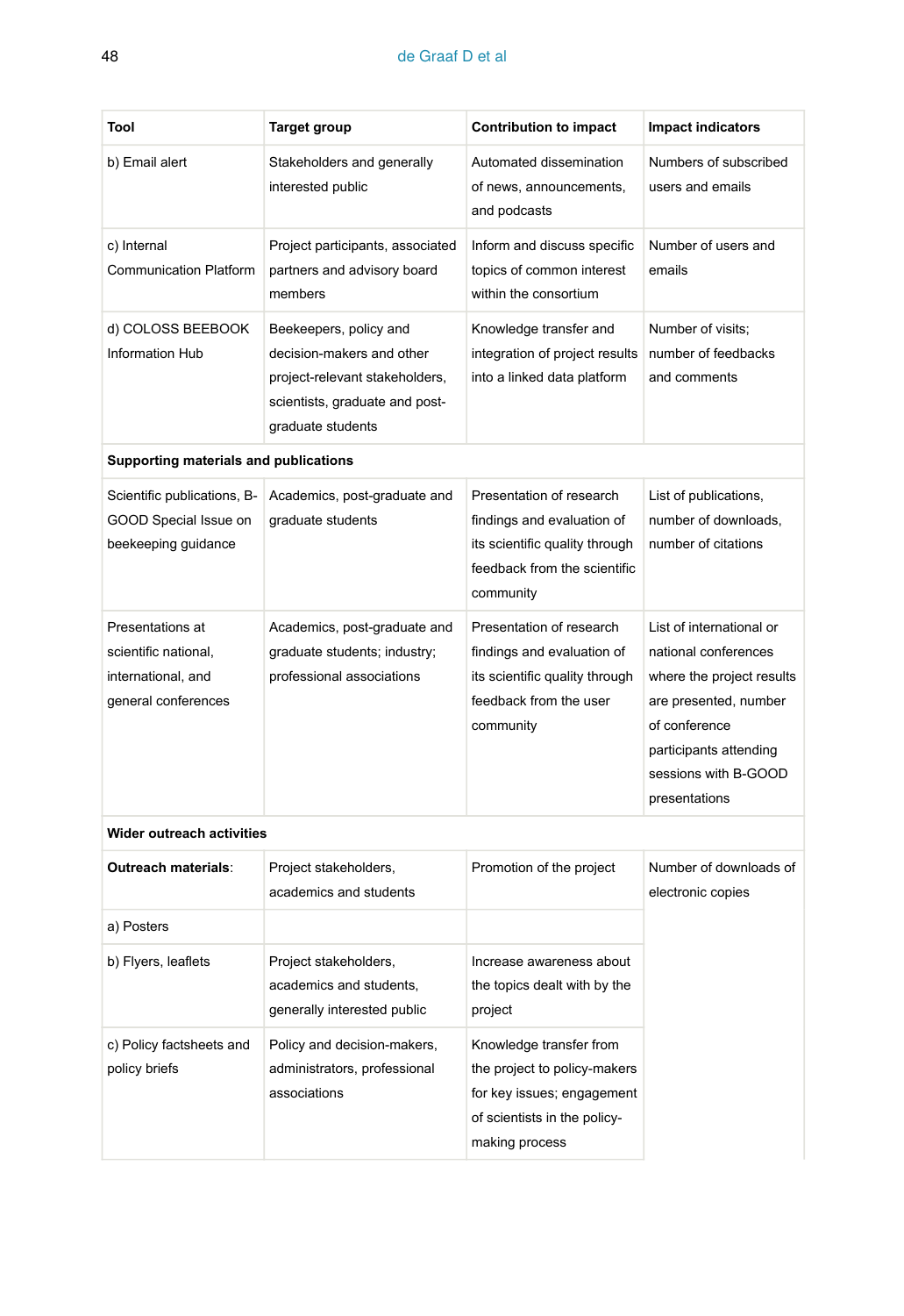| Tool | Target group | Contribution to impact | Impact indicators |
|---|---|---|---|
| b) Email alert | Stakeholders and generally interested public | Automated dissemination of news, announcements, and podcasts | Numbers of subscribed users and emails |
| c) Internal Communication Platform | Project participants, associated partners and advisory board members | Inform and discuss specific topics of common interest within the consortium | Number of users and emails |
| d) COLOSS BEEBOOK Information Hub | Beekeepers, policy and decision-makers and other project-relevant stakeholders, scientists, graduate and post-graduate students | Knowledge transfer and integration of project results into a linked data platform | Number of visits; number of feedbacks and comments |
| **Supporting materials and publications** | | | |
| Scientific publications, B-GOOD Special Issue on beekeeping guidance | Academics, post-graduate and graduate students | Presentation of research findings and evaluation of its scientific quality through feedback from the scientific community | List of publications, number of downloads, number of citations |
| Presentations at scientific national, international, and general conferences | Academics, post-graduate and graduate students; industry; professional associations | Presentation of research findings and evaluation of its scientific quality through feedback from the user community | List of international or national conferences where the project results are presented, number of conference participants attending sessions with B-GOOD presentations |
| **Wider outreach activities** | | | |
| **Outreach materials**: | Project stakeholders, academics and students | Promotion of the project | Number of downloads of electronic copies |
| a) Posters | | | |
| b) Flyers, leaflets | Project stakeholders, academics and students, generally interested public | Increase awareness about the topics dealt with by the project | |
| c) Policy factsheets and policy briefs | Policy and decision-makers, administrators, professional associations | Knowledge transfer from the project to policy-makers for key issues; engagement of scientists in the policy-making process | |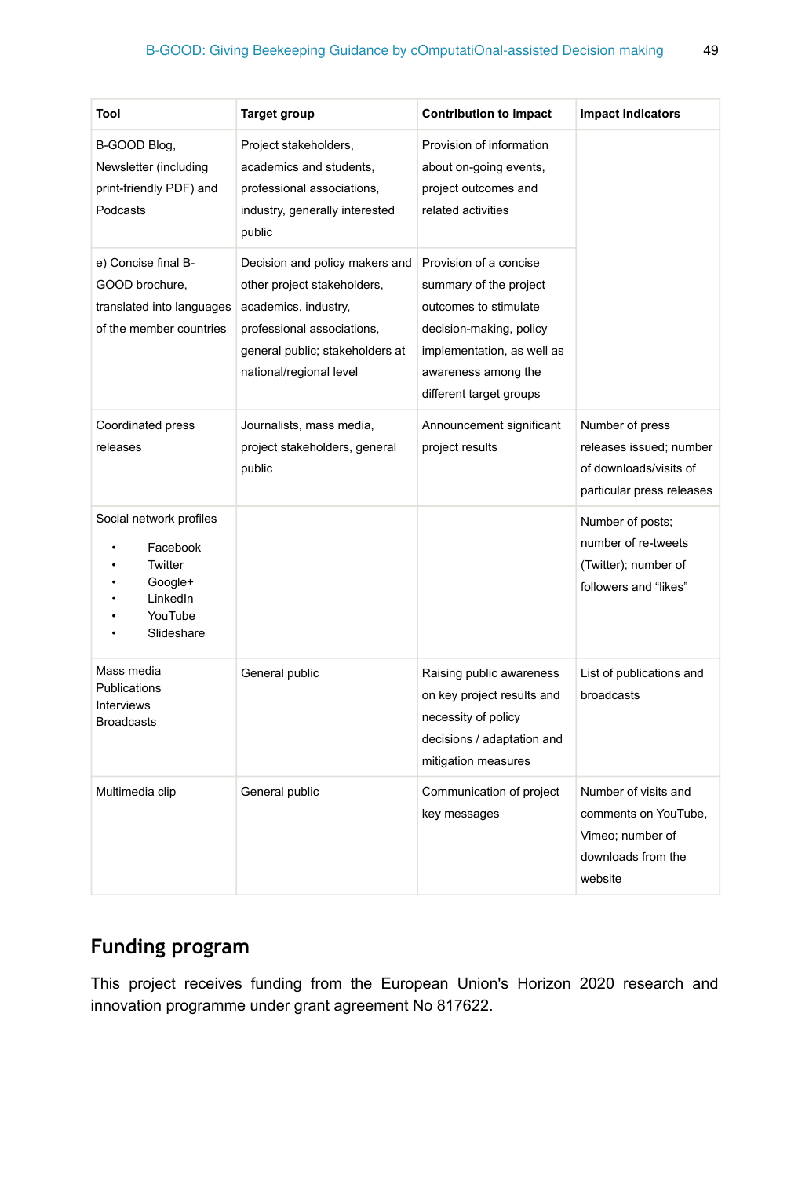| Tool | Target group | Contribution to impact | Impact indicators |
|---|---|---|---|
| B-GOOD Blog, Newsletter (including print-friendly PDF) and Podcasts | Project stakeholders, academics and students, professional associations, industry, generally interested public | Provision of information about on-going events, project outcomes and related activities | |
| e) Concise final B-GOOD brochure, translated into languages of the member countries | Decision and policy makers and other project stakeholders, academics, industry, professional associations, general public; stakeholders at national/regional level | Provision of a concise summary of the project outcomes to stimulate decision-making, policy implementation, as well as awareness among the different target groups | |
| Coordinated press releases | Journalists, mass media, project stakeholders, general public | Announcement significant project results | Number of press releases issued; number of downloads/visits of particular press releases |
| Social network profiles<br>• Facebook<br>• Twitter<br>• Google+<br>• LinkedIn<br>• YouTube<br>• Slideshare | | | Number of posts; number of re-tweets (Twitter); number of followers and "likes" |
| Mass media<br>Publications<br>Interviews<br>Broadcasts | General public | Raising public awareness on key project results and necessity of policy decisions / adaptation and mitigation measures | List of publications and broadcasts |
| Multimedia clip | General public | Communication of project key messages | Number of visits and comments on YouTube, Vimeo; number of downloads from the website |

## Funding program

This project receives funding from the European Union's Horizon 2020 research and innovation programme under grant agreement No 817622.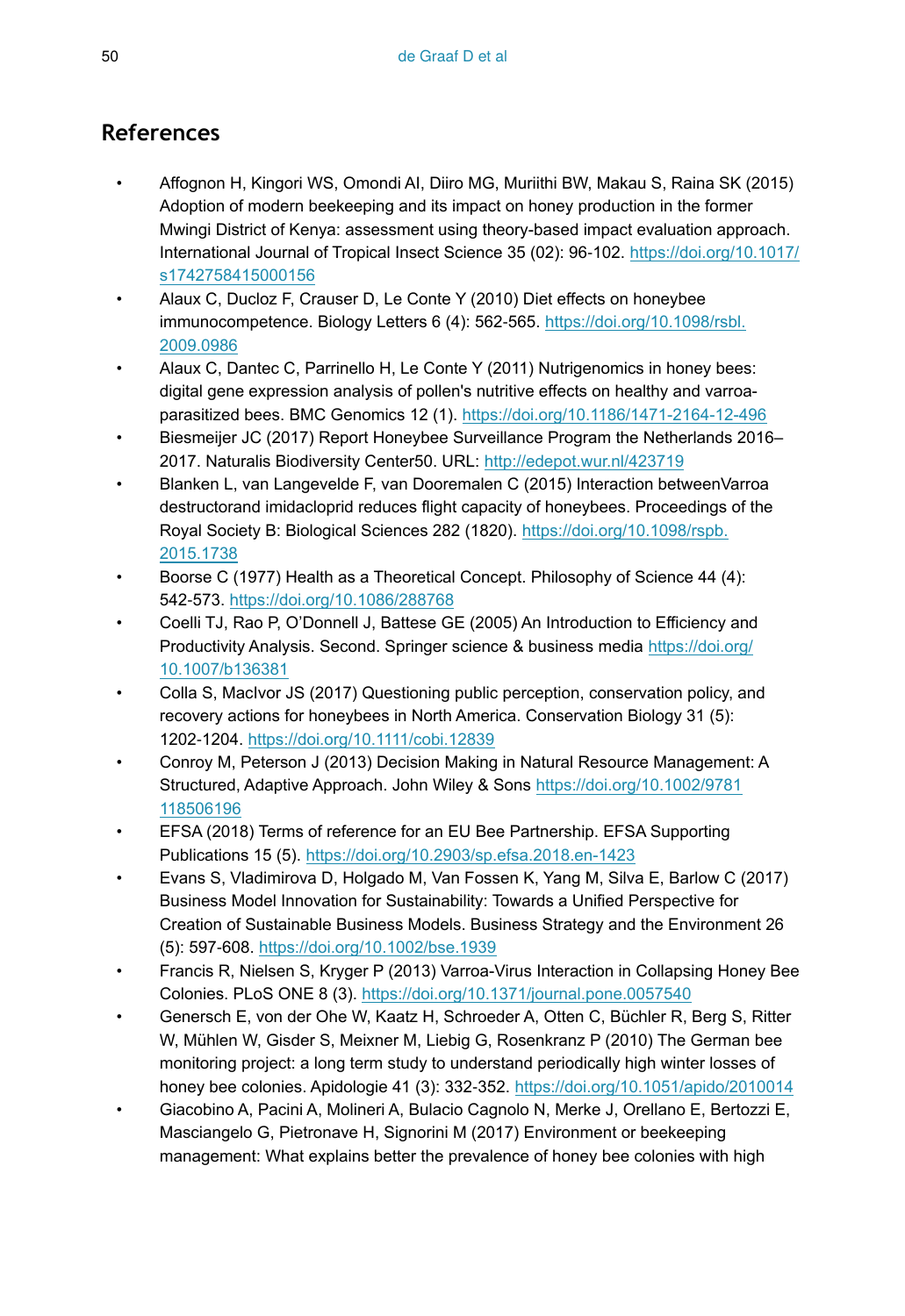## References

- Affognon H, Kingori WS, Omondi AI, Diiro MG, Muriithi BW, Makau S, Raina SK (2015) Adoption of modern beekeeping and its impact on honey production in the former Mwingi District of Kenya: assessment using theory-based impact evaluation approach. International Journal of Tropical Insect Science 35 (02): 96-102. https://doi.org/10.1017/s1742758415000156
- Alaux C, Ducloz F, Crauser D, Le Conte Y (2010) Diet effects on honeybee immunocompetence. Biology Letters 6 (4): 562-565. https://doi.org/10.1098/rsbl.2009.0986
- Alaux C, Dantec C, Parrinello H, Le Conte Y (2011) Nutrigenomics in honey bees: digital gene expression analysis of pollen's nutritive effects on healthy and varroa-parasitized bees. BMC Genomics 12 (1). https://doi.org/10.1186/1471-2164-12-496
- Biesmeijer JC (2017) Report Honeybee Surveillance Program the Netherlands 2016–2017. Naturalis Biodiversity Center50. URL: http://edepot.wur.nl/423719
- Blanken L, van Langevelde F, van Dooremalen C (2015) Interaction betweenVarroa destructorand imidacloprid reduces flight capacity of honeybees. Proceedings of the Royal Society B: Biological Sciences 282 (1820). https://doi.org/10.1098/rspb.2015.1738
- Boorse C (1977) Health as a Theoretical Concept. Philosophy of Science 44 (4): 542-573. https://doi.org/10.1086/288768
- Coelli TJ, Rao P, O'Donnell J, Battese GE (2005) An Introduction to Efficiency and Productivity Analysis. Second. Springer science & business media https://doi.org/10.1007/b136381
- Colla S, MacIvor JS (2017) Questioning public perception, conservation policy, and recovery actions for honeybees in North America. Conservation Biology 31 (5): 1202-1204. https://doi.org/10.1111/cobi.12839
- Conroy M, Peterson J (2013) Decision Making in Natural Resource Management: A Structured, Adaptive Approach. John Wiley & Sons https://doi.org/10.1002/9781118506196
- EFSA (2018) Terms of reference for an EU Bee Partnership. EFSA Supporting Publications 15 (5). https://doi.org/10.2903/sp.efsa.2018.en-1423
- Evans S, Vladimirova D, Holgado M, Van Fossen K, Yang M, Silva E, Barlow C (2017) Business Model Innovation for Sustainability: Towards a Unified Perspective for Creation of Sustainable Business Models. Business Strategy and the Environment 26 (5): 597-608. https://doi.org/10.1002/bse.1939
- Francis R, Nielsen S, Kryger P (2013) Varroa-Virus Interaction in Collapsing Honey Bee Colonies. PLoS ONE 8 (3). https://doi.org/10.1371/journal.pone.0057540
- Genersch E, von der Ohe W, Kaatz H, Schroeder A, Otten C, Büchler R, Berg S, Ritter W, Mühlen W, Gisder S, Meixner M, Liebig G, Rosenkranz P (2010) The German bee monitoring project: a long term study to understand periodically high winter losses of honey bee colonies. Apidologie 41 (3): 332-352. https://doi.org/10.1051/apido/2010014
- Giacobino A, Pacini A, Molineri A, Bulacio Cagnolo N, Merke J, Orellano E, Bertozzi E, Masciangelo G, Pietronave H, Signorini M (2017) Environment or beekeeping management: What explains better the prevalence of honey bee colonies with high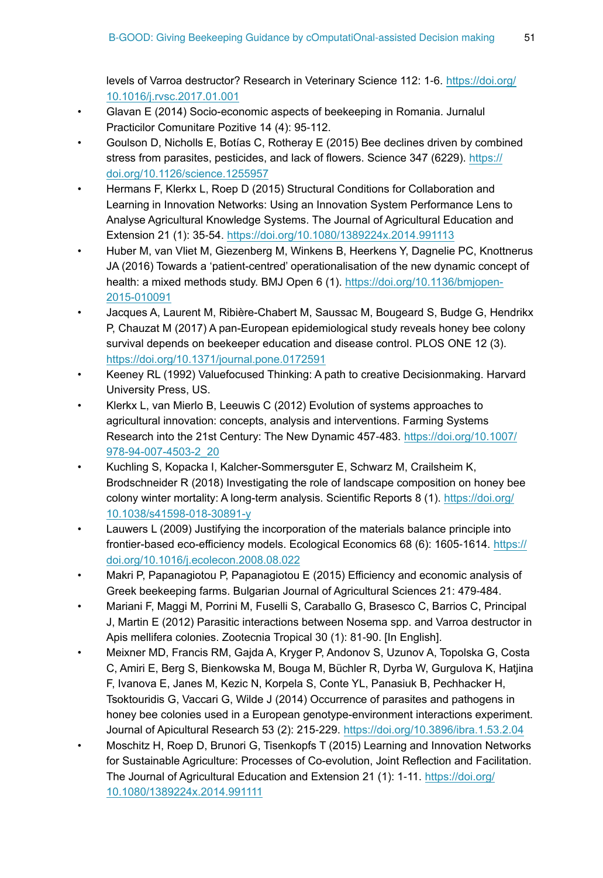levels of Varroa destructor? Research in Veterinary Science 112: 1-6. https://doi.org/10.1016/j.rvsc.2017.01.001

- Glavan E (2014) Socio-economic aspects of beekeeping in Romania. Jurnalul Practicilor Comunitare Pozitive 14 (4): 95-112.
- Goulson D, Nicholls E, Botías C, Rotheray E (2015) Bee declines driven by combined stress from parasites, pesticides, and lack of flowers. Science 347 (6229). https://doi.org/10.1126/science.1255957
- Hermans F, Klerkx L, Roep D (2015) Structural Conditions for Collaboration and Learning in Innovation Networks: Using an Innovation System Performance Lens to Analyse Agricultural Knowledge Systems. The Journal of Agricultural Education and Extension 21 (1): 35-54. https://doi.org/10.1080/1389224x.2014.991113
- Huber M, van Vliet M, Giezenberg M, Winkens B, Heerkens Y, Dagnelie PC, Knottnerus JA (2016) Towards a 'patient-centred' operationalisation of the new dynamic concept of health: a mixed methods study. BMJ Open 6 (1). https://doi.org/10.1136/bmjopen-2015-010091
- Jacques A, Laurent M, Ribière-Chabert M, Saussac M, Bougeard S, Budge G, Hendrikx P, Chauzat M (2017) A pan-European epidemiological study reveals honey bee colony survival depends on beekeeper education and disease control. PLOS ONE 12 (3). https://doi.org/10.1371/journal.pone.0172591
- Keeney RL (1992) Valuefocused Thinking: A path to creative Decisionmaking. Harvard University Press, US.
- Klerkx L, van Mierlo B, Leeuwis C (2012) Evolution of systems approaches to agricultural innovation: concepts, analysis and interventions. Farming Systems Research into the 21st Century: The New Dynamic 457-483. https://doi.org/10.1007/978-94-007-4503-2_20
- Kuchling S, Kopacka I, Kalcher-Sommersguter E, Schwarz M, Crailsheim K, Brodschneider R (2018) Investigating the role of landscape composition on honey bee colony winter mortality: A long-term analysis. Scientific Reports 8 (1). https://doi.org/10.1038/s41598-018-30891-y
- Lauwers L (2009) Justifying the incorporation of the materials balance principle into frontier-based eco-efficiency models. Ecological Economics 68 (6): 1605-1614. https://doi.org/10.1016/j.ecolecon.2008.08.022
- Makri P, Papanagiotou P, Papanagiotou E (2015) Efficiency and economic analysis of Greek beekeeping farms. Bulgarian Journal of Agricultural Sciences 21: 479-484.
- Mariani F, Maggi M, Porrini M, Fuselli S, Caraballo G, Brasesco C, Barrios C, Principal J, Martin E (2012) Parasitic interactions between Nosema spp. and Varroa destructor in Apis mellifera colonies. Zootecnia Tropical 30 (1): 81-90. [In English].
- Meixner MD, Francis RM, Gajda A, Kryger P, Andonov S, Uzunov A, Topolska G, Costa C, Amiri E, Berg S, Bienkowska M, Bouga M, Büchler R, Dyrba W, Gurgulova K, Hatjina F, Ivanova E, Janes M, Kezic N, Korpela S, Conte YL, Panasiuk B, Pechhacker H, Tsoktouridis G, Vaccari G, Wilde J (2014) Occurrence of parasites and pathogens in honey bee colonies used in a European genotype-environment interactions experiment. Journal of Apicultural Research 53 (2): 215-229. https://doi.org/10.3896/ibra.1.53.2.04
- Moschitz H, Roep D, Brunori G, Tisenkopfs T (2015) Learning and Innovation Networks for Sustainable Agriculture: Processes of Co-evolution, Joint Reflection and Facilitation. The Journal of Agricultural Education and Extension 21 (1): 1-11. https://doi.org/10.1080/1389224x.2014.991111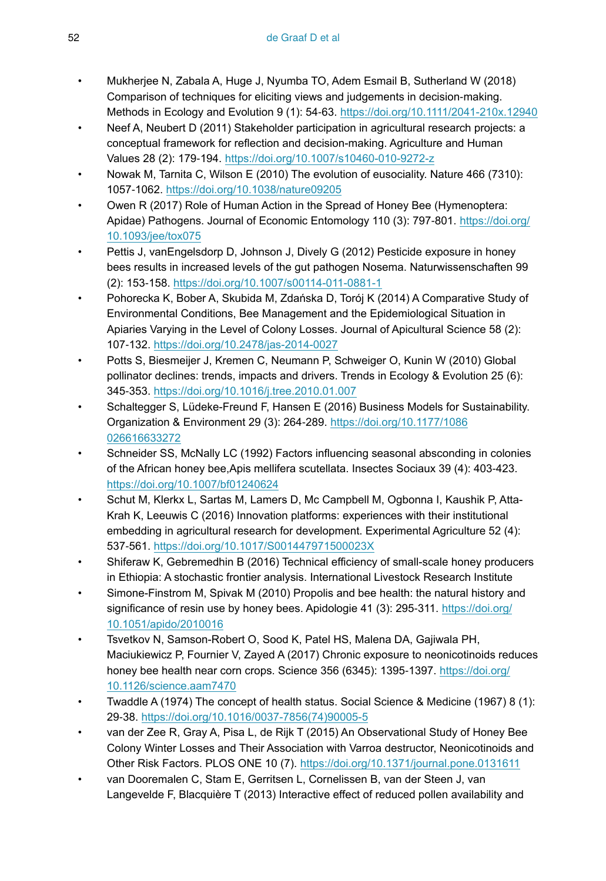- Mukherjee N, Zabala A, Huge J, Nyumba TO, Adem Esmail B, Sutherland W (2018) Comparison of techniques for eliciting views and judgements in decision-making. Methods in Ecology and Evolution 9 (1): 54-63. https://doi.org/10.1111/2041-210x.12940
- Neef A, Neubert D (2011) Stakeholder participation in agricultural research projects: a conceptual framework for reflection and decision-making. Agriculture and Human Values 28 (2): 179-194. https://doi.org/10.1007/s10460-010-9272-z
- Nowak M, Tarnita C, Wilson E (2010) The evolution of eusociality. Nature 466 (7310): 1057-1062. https://doi.org/10.1038/nature09205
- Owen R (2017) Role of Human Action in the Spread of Honey Bee (Hymenoptera: Apidae) Pathogens. Journal of Economic Entomology 110 (3): 797-801. https://doi.org/10.1093/jee/tox075
- Pettis J, vanEngelsdorp D, Johnson J, Dively G (2012) Pesticide exposure in honey bees results in increased levels of the gut pathogen Nosema. Naturwissenschaften 99 (2): 153-158. https://doi.org/10.1007/s00114-011-0881-1
- Pohorecka K, Bober A, Skubida M, Zdańska D, Torój K (2014) A Comparative Study of Environmental Conditions, Bee Management and the Epidemiological Situation in Apiaries Varying in the Level of Colony Losses. Journal of Apicultural Science 58 (2): 107-132. https://doi.org/10.2478/jas-2014-0027
- Potts S, Biesmeijer J, Kremen C, Neumann P, Schweiger O, Kunin W (2010) Global pollinator declines: trends, impacts and drivers. Trends in Ecology & Evolution 25 (6): 345-353. https://doi.org/10.1016/j.tree.2010.01.007
- Schaltegger S, Lüdeke-Freund F, Hansen E (2016) Business Models for Sustainability. Organization & Environment 29 (3): 264-289. https://doi.org/10.1177/1086026616633272
- Schneider SS, McNally LC (1992) Factors influencing seasonal absconding in colonies of the African honey bee,Apis mellifera scutellata. Insectes Sociaux 39 (4): 403-423. https://doi.org/10.1007/bf01240624
- Schut M, Klerkx L, Sartas M, Lamers D, Mc Campbell M, Ogbonna I, Kaushik P, Atta-Krah K, Leeuwis C (2016) Innovation platforms: experiences with their institutional embedding in agricultural research for development. Experimental Agriculture 52 (4): 537-561. https://doi.org/10.1017/S001447971500023X
- Shiferaw K, Gebremedhin B (2016) Technical efficiency of small-scale honey producers in Ethiopia: A stochastic frontier analysis. International Livestock Research Institute
- Simone-Finstrom M, Spivak M (2010) Propolis and bee health: the natural history and significance of resin use by honey bees. Apidologie 41 (3): 295-311. https://doi.org/10.1051/apido/2010016
- Tsvetkov N, Samson-Robert O, Sood K, Patel HS, Malena DA, Gajiwala PH, Maciukiewicz P, Fournier V, Zayed A (2017) Chronic exposure to neonicotinoids reduces honey bee health near corn crops. Science 356 (6345): 1395-1397. https://doi.org/10.1126/science.aam7470
- Twaddle A (1974) The concept of health status. Social Science & Medicine (1967) 8 (1): 29-38. https://doi.org/10.1016/0037-7856(74)90005-5
- van der Zee R, Gray A, Pisa L, de Rijk T (2015) An Observational Study of Honey Bee Colony Winter Losses and Their Association with Varroa destructor, Neonicotinoids and Other Risk Factors. PLOS ONE 10 (7). https://doi.org/10.1371/journal.pone.0131611
- van Dooremalen C, Stam E, Gerritsen L, Cornelissen B, van der Steen J, van Langevelde F, Blacquière T (2013) Interactive effect of reduced pollen availability and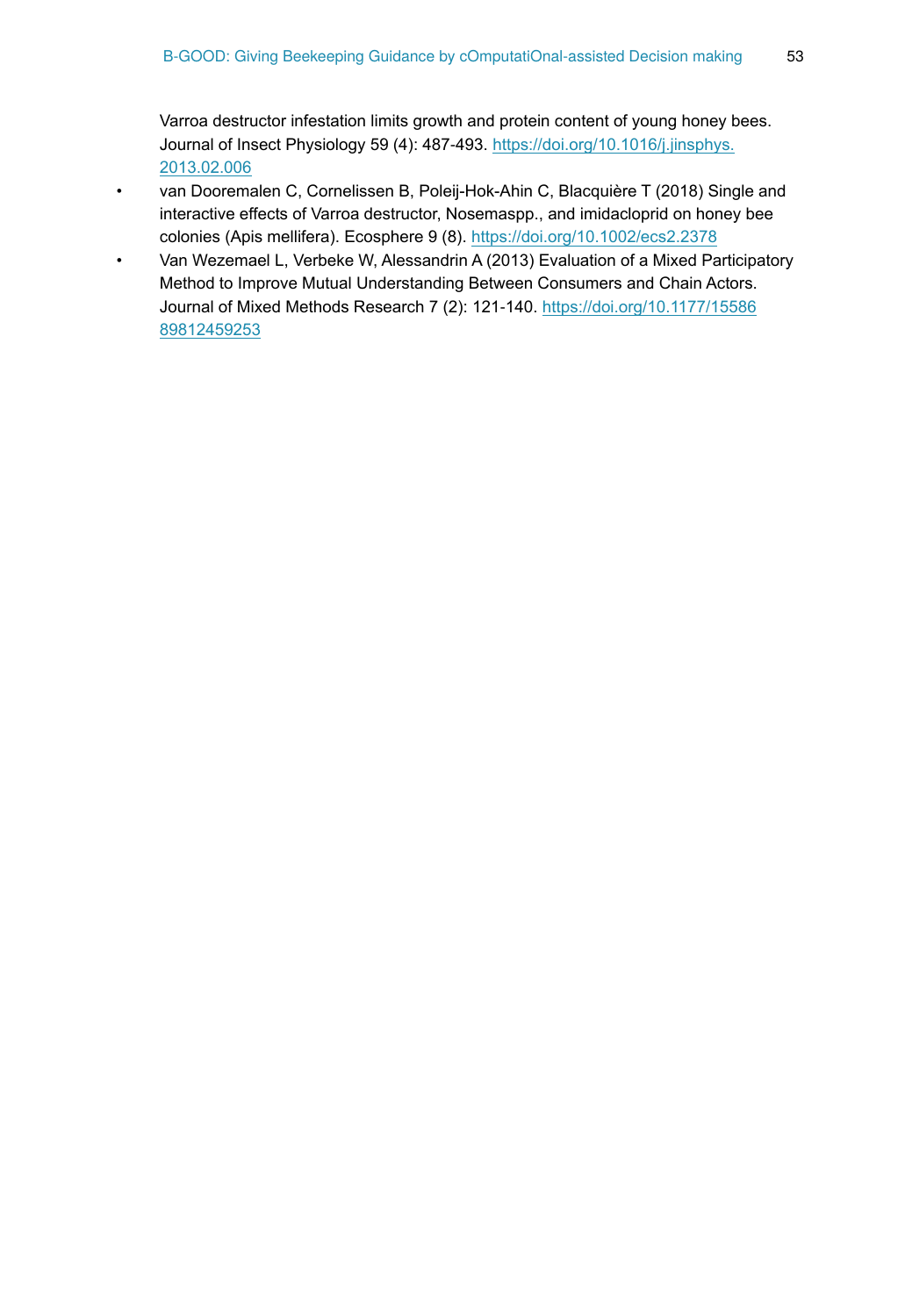Varroa destructor infestation limits growth and protein content of young honey bees. Journal of Insect Physiology 59 (4): 487-493. https://doi.org/10.1016/j.jinsphys.2013.02.006

- van Dooremalen C, Cornelissen B, Poleij-Hok-Ahin C, Blacquière T (2018) Single and interactive effects of Varroa destructor, Nosemaspp., and imidacloprid on honey bee colonies (Apis mellifera). Ecosphere 9 (8). https://doi.org/10.1002/ecs2.2378
- Van Wezemael L, Verbeke W, Alessandrin A (2013) Evaluation of a Mixed Participatory Method to Improve Mutual Understanding Between Consumers and Chain Actors. Journal of Mixed Methods Research 7 (2): 121-140. https://doi.org/10.1177/1558689812459253